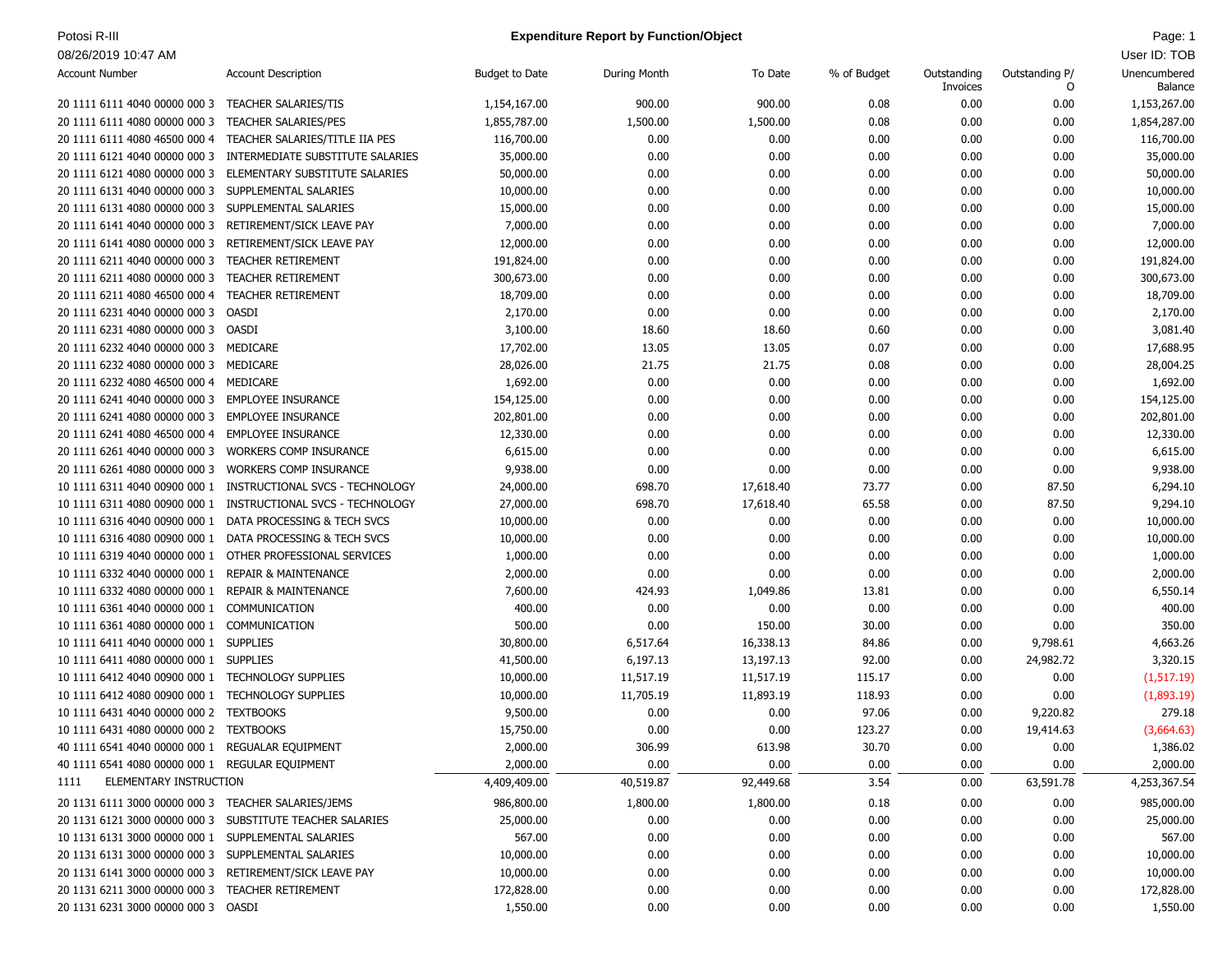Potosi R-III

08/26/2019 10:47 AM

# Expenditure Report by Function/Object

User ID: TOB

| Account Number | Account Description | Budget to Date | During Month | To Date | % of Budget | Outstanding Invoices | Outstanding P/O | Unencumbered Balance |
|---|---|---|---|---|---|---|---|---|
| 20 1111 6111 4040 00000 000 3 | TEACHER SALARIES/TIS | 1,154,167.00 | 900.00 | 900.00 | 0.08 | 0.00 | 0.00 | 1,153,267.00 |
| 20 1111 6111 4080 00000 000 3 | TEACHER SALARIES/PES | 1,855,787.00 | 1,500.00 | 1,500.00 | 0.08 | 0.00 | 0.00 | 1,854,287.00 |
| 20 1111 6111 4080 46500 000 4 | TEACHER SALARIES/TITLE IIA PES | 116,700.00 | 0.00 | 0.00 | 0.00 | 0.00 | 0.00 | 116,700.00 |
| 20 1111 6121 4040 00000 000 3 | INTERMEDIATE SUBSTITUTE SALARIES | 35,000.00 | 0.00 | 0.00 | 0.00 | 0.00 | 0.00 | 35,000.00 |
| 20 1111 6121 4080 00000 000 3 | ELEMENTARY SUBSTITUTE SALARIES | 50,000.00 | 0.00 | 0.00 | 0.00 | 0.00 | 0.00 | 50,000.00 |
| 20 1111 6131 4040 00000 000 3 | SUPPLEMENTAL SALARIES | 10,000.00 | 0.00 | 0.00 | 0.00 | 0.00 | 0.00 | 10,000.00 |
| 20 1111 6131 4080 00000 000 3 | SUPPLEMENTAL SALARIES | 15,000.00 | 0.00 | 0.00 | 0.00 | 0.00 | 0.00 | 15,000.00 |
| 20 1111 6141 4040 00000 000 3 | RETIREMENT/SICK LEAVE PAY | 7,000.00 | 0.00 | 0.00 | 0.00 | 0.00 | 0.00 | 7,000.00 |
| 20 1111 6141 4080 00000 000 3 | RETIREMENT/SICK LEAVE PAY | 12,000.00 | 0.00 | 0.00 | 0.00 | 0.00 | 0.00 | 12,000.00 |
| 20 1111 6211 4040 00000 000 3 | TEACHER RETIREMENT | 191,824.00 | 0.00 | 0.00 | 0.00 | 0.00 | 0.00 | 191,824.00 |
| 20 1111 6211 4080 00000 000 3 | TEACHER RETIREMENT | 300,673.00 | 0.00 | 0.00 | 0.00 | 0.00 | 0.00 | 300,673.00 |
| 20 1111 6211 4080 46500 000 4 | TEACHER RETIREMENT | 18,709.00 | 0.00 | 0.00 | 0.00 | 0.00 | 0.00 | 18,709.00 |
| 20 1111 6231 4040 00000 000 3 | OASDI | 2,170.00 | 0.00 | 0.00 | 0.00 | 0.00 | 0.00 | 2,170.00 |
| 20 1111 6231 4080 00000 000 3 | OASDI | 3,100.00 | 18.60 | 18.60 | 0.60 | 0.00 | 0.00 | 3,081.40 |
| 20 1111 6232 4040 00000 000 3 | MEDICARE | 17,702.00 | 13.05 | 13.05 | 0.07 | 0.00 | 0.00 | 17,688.95 |
| 20 1111 6232 4080 00000 000 3 | MEDICARE | 28,026.00 | 21.75 | 21.75 | 0.08 | 0.00 | 0.00 | 28,004.25 |
| 20 1111 6232 4080 46500 000 4 | MEDICARE | 1,692.00 | 0.00 | 0.00 | 0.00 | 0.00 | 0.00 | 1,692.00 |
| 20 1111 6241 4040 00000 000 3 | EMPLOYEE INSURANCE | 154,125.00 | 0.00 | 0.00 | 0.00 | 0.00 | 0.00 | 154,125.00 |
| 20 1111 6241 4080 00000 000 3 | EMPLOYEE INSURANCE | 202,801.00 | 0.00 | 0.00 | 0.00 | 0.00 | 0.00 | 202,801.00 |
| 20 1111 6241 4080 46500 000 4 | EMPLOYEE INSURANCE | 12,330.00 | 0.00 | 0.00 | 0.00 | 0.00 | 0.00 | 12,330.00 |
| 20 1111 6261 4040 00000 000 3 | WORKERS COMP INSURANCE | 6,615.00 | 0.00 | 0.00 | 0.00 | 0.00 | 0.00 | 6,615.00 |
| 20 1111 6261 4080 00000 000 3 | WORKERS COMP INSURANCE | 9,938.00 | 0.00 | 0.00 | 0.00 | 0.00 | 0.00 | 9,938.00 |
| 10 1111 6311 4040 00900 000 1 | INSTRUCTIONAL SVCS - TECHNOLOGY | 24,000.00 | 698.70 | 17,618.40 | 73.77 | 0.00 | 87.50 | 6,294.10 |
| 10 1111 6311 4080 00900 000 1 | INSTRUCTIONAL SVCS - TECHNOLOGY | 27,000.00 | 698.70 | 17,618.40 | 65.58 | 0.00 | 87.50 | 9,294.10 |
| 10 1111 6316 4040 00900 000 1 | DATA PROCESSING & TECH SVCS | 10,000.00 | 0.00 | 0.00 | 0.00 | 0.00 | 0.00 | 10,000.00 |
| 10 1111 6316 4080 00900 000 1 | DATA PROCESSING & TECH SVCS | 10,000.00 | 0.00 | 0.00 | 0.00 | 0.00 | 0.00 | 10,000.00 |
| 10 1111 6319 4040 00000 000 1 | OTHER PROFESSIONAL SERVICES | 1,000.00 | 0.00 | 0.00 | 0.00 | 0.00 | 0.00 | 1,000.00 |
| 10 1111 6332 4040 00000 000 1 | REPAIR & MAINTENANCE | 2,000.00 | 0.00 | 0.00 | 0.00 | 0.00 | 0.00 | 2,000.00 |
| 10 1111 6332 4080 00000 000 1 | REPAIR & MAINTENANCE | 7,600.00 | 424.93 | 1,049.86 | 13.81 | 0.00 | 0.00 | 6,550.14 |
| 10 1111 6361 4040 00000 000 1 | COMMUNICATION | 400.00 | 0.00 | 0.00 | 0.00 | 0.00 | 0.00 | 400.00 |
| 10 1111 6361 4080 00000 000 1 | COMMUNICATION | 500.00 | 0.00 | 150.00 | 30.00 | 0.00 | 0.00 | 350.00 |
| 10 1111 6411 4040 00000 000 1 | SUPPLIES | 30,800.00 | 6,517.64 | 16,338.13 | 84.86 | 0.00 | 9,798.61 | 4,663.26 |
| 10 1111 6411 4080 00000 000 1 | SUPPLIES | 41,500.00 | 6,197.13 | 13,197.13 | 92.00 | 0.00 | 24,982.72 | 3,320.15 |
| 10 1111 6412 4040 00900 000 1 | TECHNOLOGY SUPPLIES | 10,000.00 | 11,517.19 | 11,517.19 | 115.17 | 0.00 | 0.00 | (1,517.19) |
| 10 1111 6412 4080 00900 000 1 | TECHNOLOGY SUPPLIES | 10,000.00 | 11,705.19 | 11,893.19 | 118.93 | 0.00 | 0.00 | (1,893.19) |
| 10 1111 6431 4040 00000 000 2 | TEXTBOOKS | 9,500.00 | 0.00 | 0.00 | 97.06 | 0.00 | 9,220.82 | 279.18 |
| 10 1111 6431 4080 00000 000 2 | TEXTBOOKS | 15,750.00 | 0.00 | 0.00 | 123.27 | 0.00 | 19,414.63 | (3,664.63) |
| 40 1111 6541 4040 00000 000 1 | REGUALAR EQUIPMENT | 2,000.00 | 306.99 | 613.98 | 30.70 | 0.00 | 0.00 | 1,386.02 |
| 40 1111 6541 4080 00000 000 1 | REGULAR EQUIPMENT | 2,000.00 | 0.00 | 0.00 | 0.00 | 0.00 | 0.00 | 2,000.00 |
| 1111 | ELEMENTARY INSTRUCTION | 4,409,409.00 | 40,519.87 | 92,449.68 | 3.54 | 0.00 | 63,591.78 | 4,253,367.54 |
| 20 1131 6111 3000 00000 000 3 | TEACHER SALARIES/JEMS | 986,800.00 | 1,800.00 | 1,800.00 | 0.18 | 0.00 | 0.00 | 985,000.00 |
| 20 1131 6121 3000 00000 000 3 | SUBSTITUTE TEACHER SALARIES | 25,000.00 | 0.00 | 0.00 | 0.00 | 0.00 | 0.00 | 25,000.00 |
| 10 1131 6131 3000 00000 000 1 | SUPPLEMENTAL SALARIES | 567.00 | 0.00 | 0.00 | 0.00 | 0.00 | 0.00 | 567.00 |
| 20 1131 6131 3000 00000 000 3 | SUPPLEMENTAL SALARIES | 10,000.00 | 0.00 | 0.00 | 0.00 | 0.00 | 0.00 | 10,000.00 |
| 20 1131 6141 3000 00000 000 3 | RETIREMENT/SICK LEAVE PAY | 10,000.00 | 0.00 | 0.00 | 0.00 | 0.00 | 0.00 | 10,000.00 |
| 20 1131 6211 3000 00000 000 3 | TEACHER RETIREMENT | 172,828.00 | 0.00 | 0.00 | 0.00 | 0.00 | 0.00 | 172,828.00 |
| 20 1131 6231 3000 00000 000 3 | OASDI | 1,550.00 | 0.00 | 0.00 | 0.00 | 0.00 | 0.00 | 1,550.00 |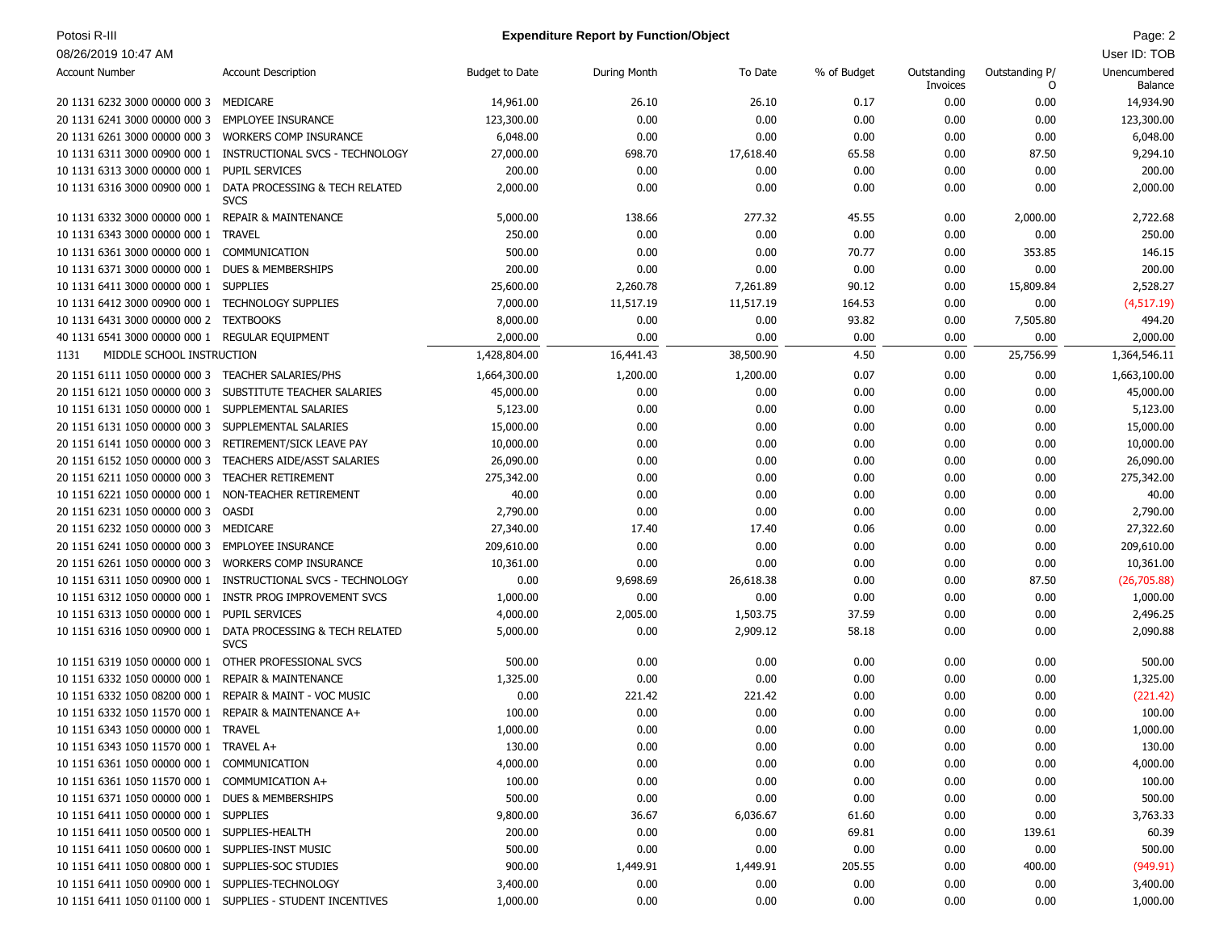**Expenditure Report by Function/Object**

| Account Number | Account Description | Budget to Date | During Month | To Date | % of Budget | Outstanding Invoices | Outstanding P/O | Unencumbered Balance |
|---|---|---|---|---|---|---|---|---|
| 20 1131 6232 3000 00000 000 3 | MEDICARE | 14,961.00 | 26.10 | 26.10 | 0.17 | 0.00 | 0.00 | 14,934.90 |
| 20 1131 6241 3000 00000 000 3 | EMPLOYEE INSURANCE | 123,300.00 | 0.00 | 0.00 | 0.00 | 0.00 | 0.00 | 123,300.00 |
| 20 1131 6261 3000 00000 000 3 | WORKERS COMP INSURANCE | 6,048.00 | 0.00 | 0.00 | 0.00 | 0.00 | 0.00 | 6,048.00 |
| 10 1131 6311 3000 00900 000 1 | INSTRUCTIONAL SVCS - TECHNOLOGY | 27,000.00 | 698.70 | 17,618.40 | 65.58 | 0.00 | 87.50 | 9,294.10 |
| 10 1131 6313 3000 00000 000 1 | PUPIL SERVICES | 200.00 | 0.00 | 0.00 | 0.00 | 0.00 | 0.00 | 200.00 |
| 10 1131 6316 3000 00900 000 1 | DATA PROCESSING & TECH RELATED SVCS | 2,000.00 | 0.00 | 0.00 | 0.00 | 0.00 | 0.00 | 2,000.00 |
| 10 1131 6332 3000 00000 000 1 | REPAIR & MAINTENANCE | 5,000.00 | 138.66 | 277.32 | 45.55 | 0.00 | 2,000.00 | 2,722.68 |
| 10 1131 6343 3000 00000 000 1 | TRAVEL | 250.00 | 0.00 | 0.00 | 0.00 | 0.00 | 0.00 | 250.00 |
| 10 1131 6361 3000 00000 000 1 | COMMUNICATION | 500.00 | 0.00 | 0.00 | 70.77 | 0.00 | 353.85 | 146.15 |
| 10 1131 6371 3000 00000 000 1 | DUES & MEMBERSHIPS | 200.00 | 0.00 | 0.00 | 0.00 | 0.00 | 0.00 | 200.00 |
| 10 1131 6411 3000 00000 000 1 | SUPPLIES | 25,600.00 | 2,260.78 | 7,261.89 | 90.12 | 0.00 | 15,809.84 | 2,528.27 |
| 10 1131 6412 3000 00900 000 1 | TECHNOLOGY SUPPLIES | 7,000.00 | 11,517.19 | 11,517.19 | 164.53 | 0.00 | 0.00 | (4,517.19) |
| 10 1131 6431 3000 00000 000 2 | TEXTBOOKS | 8,000.00 | 0.00 | 0.00 | 93.82 | 0.00 | 7,505.80 | 494.20 |
| 40 1131 6541 3000 00000 000 1 | REGULAR EQUIPMENT | 2,000.00 | 0.00 | 0.00 | 0.00 | 0.00 | 0.00 | 2,000.00 |
| 1131 | MIDDLE SCHOOL INSTRUCTION | 1,428,804.00 | 16,441.43 | 38,500.90 | 4.50 | 0.00 | 25,756.99 | 1,364,546.11 |
| 20 1151 6111 1050 00000 000 3 | TEACHER SALARIES/PHS | 1,664,300.00 | 1,200.00 | 1,200.00 | 0.07 | 0.00 | 0.00 | 1,663,100.00 |
| 20 1151 6121 1050 00000 000 3 | SUBSTITUTE TEACHER SALARIES | 45,000.00 | 0.00 | 0.00 | 0.00 | 0.00 | 0.00 | 45,000.00 |
| 10 1151 6131 1050 00000 000 1 | SUPPLEMENTAL SALARIES | 5,123.00 | 0.00 | 0.00 | 0.00 | 0.00 | 0.00 | 5,123.00 |
| 20 1151 6131 1050 00000 000 3 | SUPPLEMENTAL SALARIES | 15,000.00 | 0.00 | 0.00 | 0.00 | 0.00 | 0.00 | 15,000.00 |
| 20 1151 6141 1050 00000 000 3 | RETIREMENT/SICK LEAVE PAY | 10,000.00 | 0.00 | 0.00 | 0.00 | 0.00 | 0.00 | 10,000.00 |
| 20 1151 6152 1050 00000 000 3 | TEACHERS AIDE/ASST SALARIES | 26,090.00 | 0.00 | 0.00 | 0.00 | 0.00 | 0.00 | 26,090.00 |
| 20 1151 6211 1050 00000 000 3 | TEACHER RETIREMENT | 275,342.00 | 0.00 | 0.00 | 0.00 | 0.00 | 0.00 | 275,342.00 |
| 10 1151 6221 1050 00000 000 1 | NON-TEACHER RETIREMENT | 40.00 | 0.00 | 0.00 | 0.00 | 0.00 | 0.00 | 40.00 |
| 20 1151 6231 1050 00000 000 3 | OASDI | 2,790.00 | 0.00 | 0.00 | 0.00 | 0.00 | 0.00 | 2,790.00 |
| 20 1151 6232 1050 00000 000 3 | MEDICARE | 27,340.00 | 17.40 | 17.40 | 0.06 | 0.00 | 0.00 | 27,322.60 |
| 20 1151 6241 1050 00000 000 3 | EMPLOYEE INSURANCE | 209,610.00 | 0.00 | 0.00 | 0.00 | 0.00 | 0.00 | 209,610.00 |
| 20 1151 6261 1050 00000 000 3 | WORKERS COMP INSURANCE | 10,361.00 | 0.00 | 0.00 | 0.00 | 0.00 | 0.00 | 10,361.00 |
| 10 1151 6311 1050 00900 000 1 | INSTRUCTIONAL SVCS - TECHNOLOGY | 0.00 | 9,698.69 | 26,618.38 | 0.00 | 0.00 | 87.50 | (26,705.88) |
| 10 1151 6312 1050 00000 000 1 | INSTR PROG IMPROVEMENT SVCS | 1,000.00 | 0.00 | 0.00 | 0.00 | 0.00 | 0.00 | 1,000.00 |
| 10 1151 6313 1050 00000 000 1 | PUPIL SERVICES | 4,000.00 | 2,005.00 | 1,503.75 | 37.59 | 0.00 | 0.00 | 2,496.25 |
| 10 1151 6316 1050 00900 000 1 | DATA PROCESSING & TECH RELATED SVCS | 5,000.00 | 0.00 | 2,909.12 | 58.18 | 0.00 | 0.00 | 2,090.88 |
| 10 1151 6319 1050 00000 000 1 | OTHER PROFESSIONAL SVCS | 500.00 | 0.00 | 0.00 | 0.00 | 0.00 | 0.00 | 500.00 |
| 10 1151 6332 1050 00000 000 1 | REPAIR & MAINTENANCE | 1,325.00 | 0.00 | 0.00 | 0.00 | 0.00 | 0.00 | 1,325.00 |
| 10 1151 6332 1050 08200 000 1 | REPAIR & MAINT - VOC MUSIC | 0.00 | 221.42 | 221.42 | 0.00 | 0.00 | 0.00 | (221.42) |
| 10 1151 6332 1050 11570 000 1 | REPAIR & MAINTENANCE A+ | 100.00 | 0.00 | 0.00 | 0.00 | 0.00 | 0.00 | 100.00 |
| 10 1151 6343 1050 00000 000 1 | TRAVEL | 1,000.00 | 0.00 | 0.00 | 0.00 | 0.00 | 0.00 | 1,000.00 |
| 10 1151 6343 1050 11570 000 1 | TRAVEL A+ | 130.00 | 0.00 | 0.00 | 0.00 | 0.00 | 0.00 | 130.00 |
| 10 1151 6361 1050 00000 000 1 | COMMUNICATION | 4,000.00 | 0.00 | 0.00 | 0.00 | 0.00 | 0.00 | 4,000.00 |
| 10 1151 6361 1050 11570 000 1 | COMMUMICATION A+ | 100.00 | 0.00 | 0.00 | 0.00 | 0.00 | 0.00 | 100.00 |
| 10 1151 6371 1050 00000 000 1 | DUES & MEMBERSHIPS | 500.00 | 0.00 | 0.00 | 0.00 | 0.00 | 0.00 | 500.00 |
| 10 1151 6411 1050 00000 000 1 | SUPPLIES | 9,800.00 | 36.67 | 6,036.67 | 61.60 | 0.00 | 0.00 | 3,763.33 |
| 10 1151 6411 1050 00500 000 1 | SUPPLIES-HEALTH | 200.00 | 0.00 | 0.00 | 69.81 | 0.00 | 139.61 | 60.39 |
| 10 1151 6411 1050 00600 000 1 | SUPPLIES-INST MUSIC | 500.00 | 0.00 | 0.00 | 0.00 | 0.00 | 0.00 | 500.00 |
| 10 1151 6411 1050 00800 000 1 | SUPPLIES-SOC STUDIES | 900.00 | 1,449.91 | 1,449.91 | 205.55 | 0.00 | 400.00 | (949.91) |
| 10 1151 6411 1050 00900 000 1 | SUPPLIES-TECHNOLOGY | 3,400.00 | 0.00 | 0.00 | 0.00 | 0.00 | 0.00 | 3,400.00 |
| 10 1151 6411 1050 01100 000 1 | SUPPLIES - STUDENT INCENTIVES | 1,000.00 | 0.00 | 0.00 | 0.00 | 0.00 | 0.00 | 1,000.00 |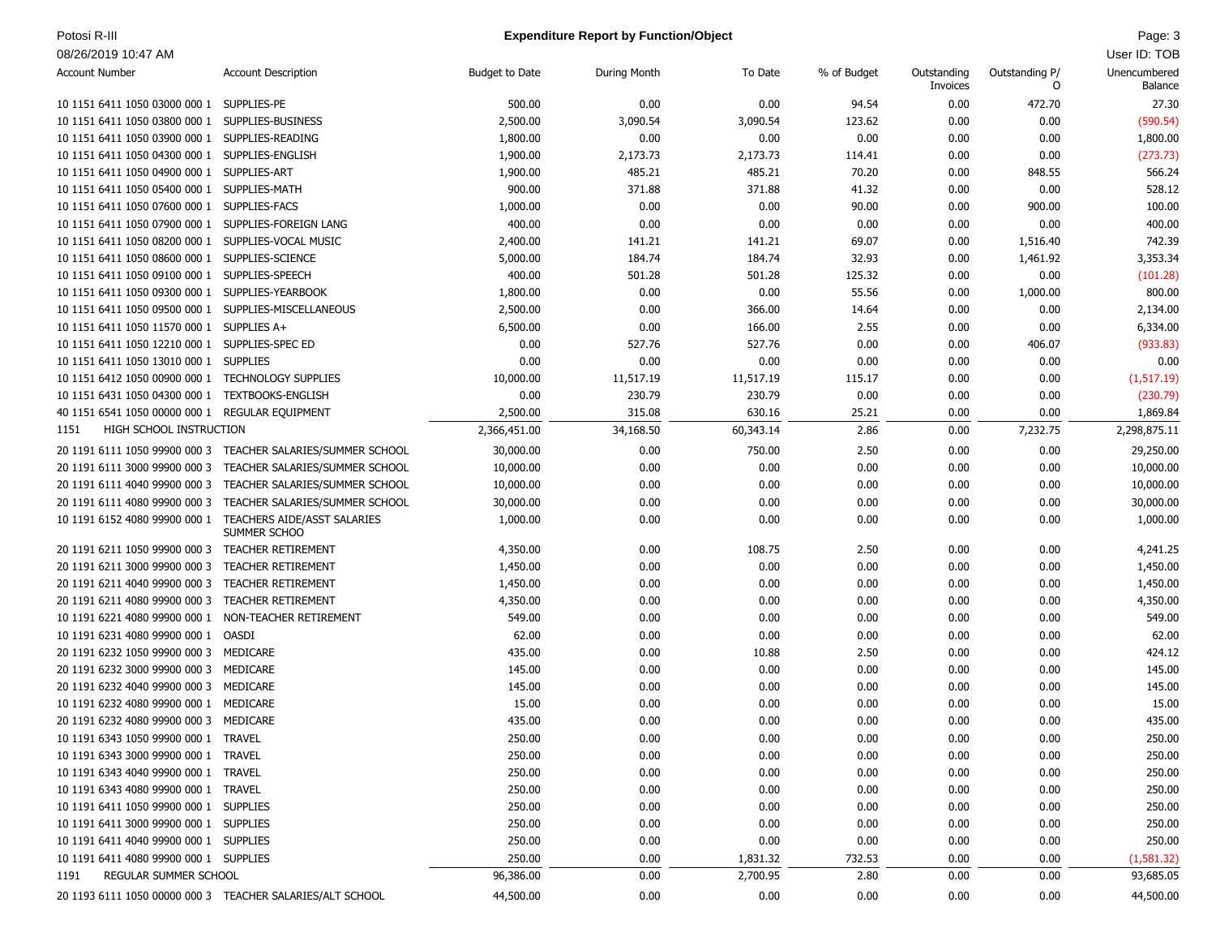Potosi R-III

08/26/2019 10:47 AM

**Expenditure Report by Function/Object**

User ID: TOB

| Account Number | Account Description | Budget to Date | During Month | To Date | % of Budget | Outstanding Invoices | Outstanding P/O | Unencumbered Balance |
|---|---|---|---|---|---|---|---|---|
| 10 1151 6411 1050 03000 000 1 | SUPPLIES-PE | 500.00 | 0.00 | 0.00 | 94.54 | 0.00 | 472.70 | 27.30 |
| 10 1151 6411 1050 03800 000 1 | SUPPLIES-BUSINESS | 2,500.00 | 3,090.54 | 3,090.54 | 123.62 | 0.00 | 0.00 | (590.54) |
| 10 1151 6411 1050 03900 000 1 | SUPPLIES-READING | 1,800.00 | 0.00 | 0.00 | 0.00 | 0.00 | 0.00 | 1,800.00 |
| 10 1151 6411 1050 04300 000 1 | SUPPLIES-ENGLISH | 1,900.00 | 2,173.73 | 2,173.73 | 114.41 | 0.00 | 0.00 | (273.73) |
| 10 1151 6411 1050 04900 000 1 | SUPPLIES-ART | 1,900.00 | 485.21 | 485.21 | 70.20 | 0.00 | 848.55 | 566.24 |
| 10 1151 6411 1050 05400 000 1 | SUPPLIES-MATH | 900.00 | 371.88 | 371.88 | 41.32 | 0.00 | 0.00 | 528.12 |
| 10 1151 6411 1050 07600 000 1 | SUPPLIES-FACS | 1,000.00 | 0.00 | 0.00 | 90.00 | 0.00 | 900.00 | 100.00 |
| 10 1151 6411 1050 07900 000 1 | SUPPLIES-FOREIGN LANG | 400.00 | 0.00 | 0.00 | 0.00 | 0.00 | 0.00 | 400.00 |
| 10 1151 6411 1050 08200 000 1 | SUPPLIES-VOCAL MUSIC | 2,400.00 | 141.21 | 141.21 | 69.07 | 0.00 | 1,516.40 | 742.39 |
| 10 1151 6411 1050 08600 000 1 | SUPPLIES-SCIENCE | 5,000.00 | 184.74 | 184.74 | 32.93 | 0.00 | 1,461.92 | 3,353.34 |
| 10 1151 6411 1050 09100 000 1 | SUPPLIES-SPEECH | 400.00 | 501.28 | 501.28 | 125.32 | 0.00 | 0.00 | (101.28) |
| 10 1151 6411 1050 09300 000 1 | SUPPLIES-YEARBOOK | 1,800.00 | 0.00 | 0.00 | 55.56 | 0.00 | 1,000.00 | 800.00 |
| 10 1151 6411 1050 09500 000 1 | SUPPLIES-MISCELLANEOUS | 2,500.00 | 0.00 | 366.00 | 14.64 | 0.00 | 0.00 | 2,134.00 |
| 10 1151 6411 1050 11570 000 1 | SUPPLIES A+ | 6,500.00 | 0.00 | 166.00 | 2.55 | 0.00 | 0.00 | 6,334.00 |
| 10 1151 6411 1050 12210 000 1 | SUPPLIES-SPEC ED | 0.00 | 527.76 | 527.76 | 0.00 | 0.00 | 406.07 | (933.83) |
| 10 1151 6411 1050 13010 000 1 | SUPPLIES | 0.00 | 0.00 | 0.00 | 0.00 | 0.00 | 0.00 | 0.00 |
| 10 1151 6412 1050 00900 000 1 | TECHNOLOGY SUPPLIES | 10,000.00 | 11,517.19 | 11,517.19 | 115.17 | 0.00 | 0.00 | (1,517.19) |
| 10 1151 6431 1050 04300 000 1 | TEXTBOOKS-ENGLISH | 0.00 | 230.79 | 230.79 | 0.00 | 0.00 | 0.00 | (230.79) |
| 40 1151 6541 1050 00000 000 1 | REGULAR EQUIPMENT | 2,500.00 | 315.08 | 630.16 | 25.21 | 0.00 | 0.00 | 1,869.84 |
| 1151 | HIGH SCHOOL INSTRUCTION | 2,366,451.00 | 34,168.50 | 60,343.14 | 2.86 | 0.00 | 7,232.75 | 2,298,875.11 |
| 20 1191 6111 1050 99900 000 3 | TEACHER SALARIES/SUMMER SCHOOL | 30,000.00 | 0.00 | 750.00 | 2.50 | 0.00 | 0.00 | 29,250.00 |
| 20 1191 6111 3000 99900 000 3 | TEACHER SALARIES/SUMMER SCHOOL | 10,000.00 | 0.00 | 0.00 | 0.00 | 0.00 | 0.00 | 10,000.00 |
| 20 1191 6111 4040 99900 000 3 | TEACHER SALARIES/SUMMER SCHOOL | 10,000.00 | 0.00 | 0.00 | 0.00 | 0.00 | 0.00 | 10,000.00 |
| 20 1191 6111 4080 99900 000 3 | TEACHER SALARIES/SUMMER SCHOOL | 30,000.00 | 0.00 | 0.00 | 0.00 | 0.00 | 0.00 | 30,000.00 |
| 10 1191 6152 4080 99900 000 1 | TEACHERS AIDE/ASST SALARIES SUMMER SCHOO | 1,000.00 | 0.00 | 0.00 | 0.00 | 0.00 | 0.00 | 1,000.00 |
| 20 1191 6211 1050 99900 000 3 | TEACHER RETIREMENT | 4,350.00 | 0.00 | 108.75 | 2.50 | 0.00 | 0.00 | 4,241.25 |
| 20 1191 6211 3000 99900 000 3 | TEACHER RETIREMENT | 1,450.00 | 0.00 | 0.00 | 0.00 | 0.00 | 0.00 | 1,450.00 |
| 20 1191 6211 4040 99900 000 3 | TEACHER RETIREMENT | 1,450.00 | 0.00 | 0.00 | 0.00 | 0.00 | 0.00 | 1,450.00 |
| 20 1191 6211 4080 99900 000 3 | TEACHER RETIREMENT | 4,350.00 | 0.00 | 0.00 | 0.00 | 0.00 | 0.00 | 4,350.00 |
| 10 1191 6221 4080 99900 000 1 | NON-TEACHER RETIREMENT | 549.00 | 0.00 | 0.00 | 0.00 | 0.00 | 0.00 | 549.00 |
| 10 1191 6231 4080 99900 000 1 | OASDI | 62.00 | 0.00 | 0.00 | 0.00 | 0.00 | 0.00 | 62.00 |
| 20 1191 6232 1050 99900 000 3 | MEDICARE | 435.00 | 0.00 | 10.88 | 2.50 | 0.00 | 0.00 | 424.12 |
| 20 1191 6232 3000 99900 000 3 | MEDICARE | 145.00 | 0.00 | 0.00 | 0.00 | 0.00 | 0.00 | 145.00 |
| 20 1191 6232 4040 99900 000 3 | MEDICARE | 145.00 | 0.00 | 0.00 | 0.00 | 0.00 | 0.00 | 145.00 |
| 10 1191 6232 4080 99900 000 1 | MEDICARE | 15.00 | 0.00 | 0.00 | 0.00 | 0.00 | 0.00 | 15.00 |
| 20 1191 6232 4080 99900 000 3 | MEDICARE | 435.00 | 0.00 | 0.00 | 0.00 | 0.00 | 0.00 | 435.00 |
| 10 1191 6343 1050 99900 000 1 | TRAVEL | 250.00 | 0.00 | 0.00 | 0.00 | 0.00 | 0.00 | 250.00 |
| 10 1191 6343 3000 99900 000 1 | TRAVEL | 250.00 | 0.00 | 0.00 | 0.00 | 0.00 | 0.00 | 250.00 |
| 10 1191 6343 4040 99900 000 1 | TRAVEL | 250.00 | 0.00 | 0.00 | 0.00 | 0.00 | 0.00 | 250.00 |
| 10 1191 6343 4080 99900 000 1 | TRAVEL | 250.00 | 0.00 | 0.00 | 0.00 | 0.00 | 0.00 | 250.00 |
| 10 1191 6411 1050 99900 000 1 | SUPPLIES | 250.00 | 0.00 | 0.00 | 0.00 | 0.00 | 0.00 | 250.00 |
| 10 1191 6411 3000 99900 000 1 | SUPPLIES | 250.00 | 0.00 | 0.00 | 0.00 | 0.00 | 0.00 | 250.00 |
| 10 1191 6411 4040 99900 000 1 | SUPPLIES | 250.00 | 0.00 | 0.00 | 0.00 | 0.00 | 0.00 | 250.00 |
| 10 1191 6411 4080 99900 000 1 | SUPPLIES | 250.00 | 0.00 | 1,831.32 | 732.53 | 0.00 | 0.00 | (1,581.32) |
| 1191 | REGULAR SUMMER SCHOOL | 96,386.00 | 0.00 | 2,700.95 | 2.80 | 0.00 | 0.00 | 93,685.05 |
| 20 1193 6111 1050 00000 000 3 | TEACHER SALARIES/ALT SCHOOL | 44,500.00 | 0.00 | 0.00 | 0.00 | 0.00 | 0.00 | 44,500.00 |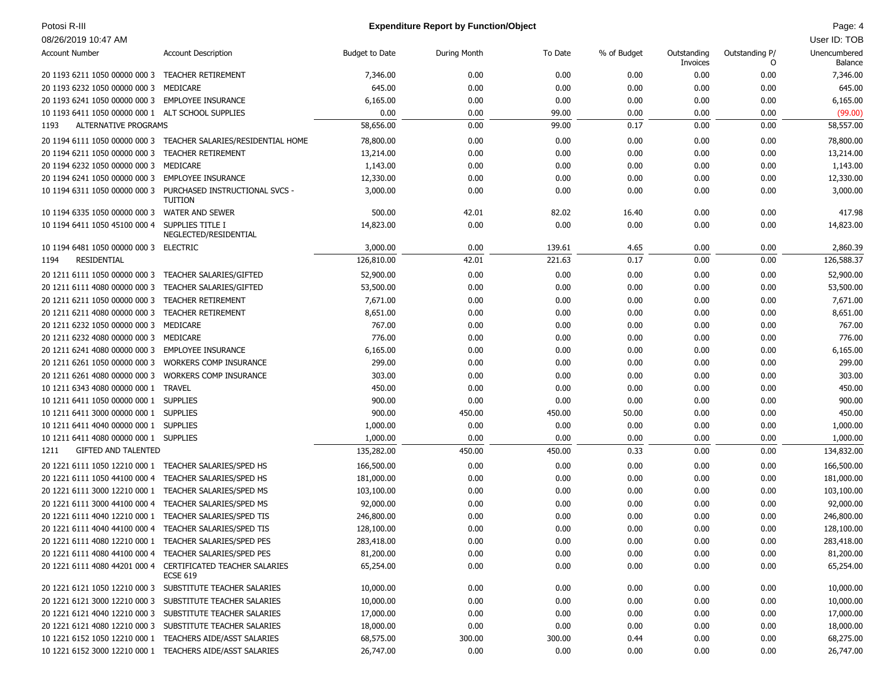## Expenditure Report by Function/Object

| Account Number | Account Description | Budget to Date | During Month | To Date | % of Budget | Outstanding Invoices | Outstanding P/O | Unencumbered Balance |
|---|---|---|---|---|---|---|---|---|
| 20 1193 6211 1050 00000 000 3 | TEACHER RETIREMENT | 7,346.00 | 0.00 | 0.00 | 0.00 | 0.00 | 0.00 | 7,346.00 |
| 20 1193 6232 1050 00000 000 3 | MEDICARE | 645.00 | 0.00 | 0.00 | 0.00 | 0.00 | 0.00 | 645.00 |
| 20 1193 6241 1050 00000 000 3 | EMPLOYEE INSURANCE | 6,165.00 | 0.00 | 0.00 | 0.00 | 0.00 | 0.00 | 6,165.00 |
| 10 1193 6411 1050 00000 000 1 | ALT SCHOOL SUPPLIES | 0.00 | 0.00 | 99.00 | 0.00 | 0.00 | 0.00 | (99.00) |
| 1193 | ALTERNATIVE PROGRAMS | 58,656.00 | 0.00 | 99.00 | 0.17 | 0.00 | 0.00 | 58,557.00 |
| 20 1194 6111 1050 00000 000 3 | TEACHER SALARIES/RESIDENTIAL HOME | 78,800.00 | 0.00 | 0.00 | 0.00 | 0.00 | 0.00 | 78,800.00 |
| 20 1194 6211 1050 00000 000 3 | TEACHER RETIREMENT | 13,214.00 | 0.00 | 0.00 | 0.00 | 0.00 | 0.00 | 13,214.00 |
| 20 1194 6232 1050 00000 000 3 | MEDICARE | 1,143.00 | 0.00 | 0.00 | 0.00 | 0.00 | 0.00 | 1,143.00 |
| 20 1194 6241 1050 00000 000 3 | EMPLOYEE INSURANCE | 12,330.00 | 0.00 | 0.00 | 0.00 | 0.00 | 0.00 | 12,330.00 |
| 10 1194 6311 1050 00000 000 3 | PURCHASED INSTRUCTIONAL SVCS - TUITION | 3,000.00 | 0.00 | 0.00 | 0.00 | 0.00 | 0.00 | 3,000.00 |
| 10 1194 6335 1050 00000 000 3 | WATER AND SEWER | 500.00 | 42.01 | 82.02 | 16.40 | 0.00 | 0.00 | 417.98 |
| 10 1194 6411 1050 45100 000 4 | SUPPLIES TITLE I NEGLECTED/RESIDENTIAL | 14,823.00 | 0.00 | 0.00 | 0.00 | 0.00 | 0.00 | 14,823.00 |
| 10 1194 6481 1050 00000 000 3 | ELECTRIC | 3,000.00 | 0.00 | 139.61 | 4.65 | 0.00 | 0.00 | 2,860.39 |
| 1194 | RESIDENTIAL | 126,810.00 | 42.01 | 221.63 | 0.17 | 0.00 | 0.00 | 126,588.37 |
| 20 1211 6111 1050 00000 000 3 | TEACHER SALARIES/GIFTED | 52,900.00 | 0.00 | 0.00 | 0.00 | 0.00 | 0.00 | 52,900.00 |
| 20 1211 6111 4080 00000 000 3 | TEACHER SALARIES/GIFTED | 53,500.00 | 0.00 | 0.00 | 0.00 | 0.00 | 0.00 | 53,500.00 |
| 20 1211 6211 1050 00000 000 3 | TEACHER RETIREMENT | 7,671.00 | 0.00 | 0.00 | 0.00 | 0.00 | 0.00 | 7,671.00 |
| 20 1211 6211 4080 00000 000 3 | TEACHER RETIREMENT | 8,651.00 | 0.00 | 0.00 | 0.00 | 0.00 | 0.00 | 8,651.00 |
| 20 1211 6232 1050 00000 000 3 | MEDICARE | 767.00 | 0.00 | 0.00 | 0.00 | 0.00 | 0.00 | 767.00 |
| 20 1211 6232 4080 00000 000 3 | MEDICARE | 776.00 | 0.00 | 0.00 | 0.00 | 0.00 | 0.00 | 776.00 |
| 20 1211 6241 4080 00000 000 3 | EMPLOYEE INSURANCE | 6,165.00 | 0.00 | 0.00 | 0.00 | 0.00 | 0.00 | 6,165.00 |
| 20 1211 6261 1050 00000 000 3 | WORKERS COMP INSURANCE | 299.00 | 0.00 | 0.00 | 0.00 | 0.00 | 0.00 | 299.00 |
| 20 1211 6261 4080 00000 000 3 | WORKERS COMP INSURANCE | 303.00 | 0.00 | 0.00 | 0.00 | 0.00 | 0.00 | 303.00 |
| 10 1211 6343 4080 00000 000 1 | TRAVEL | 450.00 | 0.00 | 0.00 | 0.00 | 0.00 | 0.00 | 450.00 |
| 10 1211 6411 1050 00000 000 1 | SUPPLIES | 900.00 | 0.00 | 0.00 | 0.00 | 0.00 | 0.00 | 900.00 |
| 10 1211 6411 3000 00000 000 1 | SUPPLIES | 900.00 | 450.00 | 450.00 | 50.00 | 0.00 | 0.00 | 450.00 |
| 10 1211 6411 4040 00000 000 1 | SUPPLIES | 1,000.00 | 0.00 | 0.00 | 0.00 | 0.00 | 0.00 | 1,000.00 |
| 10 1211 6411 4080 00000 000 1 | SUPPLIES | 1,000.00 | 0.00 | 0.00 | 0.00 | 0.00 | 0.00 | 1,000.00 |
| 1211 | GIFTED AND TALENTED | 135,282.00 | 450.00 | 450.00 | 0.33 | 0.00 | 0.00 | 134,832.00 |
| 20 1221 6111 1050 12210 000 1 | TEACHER SALARIES/SPED HS | 166,500.00 | 0.00 | 0.00 | 0.00 | 0.00 | 0.00 | 166,500.00 |
| 20 1221 6111 1050 44100 000 4 | TEACHER SALARIES/SPED HS | 181,000.00 | 0.00 | 0.00 | 0.00 | 0.00 | 0.00 | 181,000.00 |
| 20 1221 6111 3000 12210 000 1 | TEACHER SALARIES/SPED MS | 103,100.00 | 0.00 | 0.00 | 0.00 | 0.00 | 0.00 | 103,100.00 |
| 20 1221 6111 3000 44100 000 4 | TEACHER SALARIES/SPED MS | 92,000.00 | 0.00 | 0.00 | 0.00 | 0.00 | 0.00 | 92,000.00 |
| 20 1221 6111 4040 12210 000 1 | TEACHER SALARIES/SPED TIS | 246,800.00 | 0.00 | 0.00 | 0.00 | 0.00 | 0.00 | 246,800.00 |
| 20 1221 6111 4040 44100 000 4 | TEACHER SALARIES/SPED TIS | 128,100.00 | 0.00 | 0.00 | 0.00 | 0.00 | 0.00 | 128,100.00 |
| 20 1221 6111 4080 12210 000 1 | TEACHER SALARIES/SPED PES | 283,418.00 | 0.00 | 0.00 | 0.00 | 0.00 | 0.00 | 283,418.00 |
| 20 1221 6111 4080 44100 000 4 | TEACHER SALARIES/SPED PES | 81,200.00 | 0.00 | 0.00 | 0.00 | 0.00 | 0.00 | 81,200.00 |
| 20 1221 6111 4080 44201 000 4 | CERTIFICATED TEACHER SALARIES ECSE 619 | 65,254.00 | 0.00 | 0.00 | 0.00 | 0.00 | 0.00 | 65,254.00 |
| 20 1221 6121 1050 12210 000 3 | SUBSTITUTE TEACHER SALARIES | 10,000.00 | 0.00 | 0.00 | 0.00 | 0.00 | 0.00 | 10,000.00 |
| 20 1221 6121 3000 12210 000 3 | SUBSTITUTE TEACHER SALARIES | 10,000.00 | 0.00 | 0.00 | 0.00 | 0.00 | 0.00 | 10,000.00 |
| 20 1221 6121 4040 12210 000 3 | SUBSTITUTE TEACHER SALARIES | 17,000.00 | 0.00 | 0.00 | 0.00 | 0.00 | 0.00 | 17,000.00 |
| 20 1221 6121 4080 12210 000 3 | SUBSTITUTE TEACHER SALARIES | 18,000.00 | 0.00 | 0.00 | 0.00 | 0.00 | 0.00 | 18,000.00 |
| 10 1221 6152 1050 12210 000 1 | TEACHERS AIDE/ASST SALARIES | 68,575.00 | 300.00 | 300.00 | 0.44 | 0.00 | 0.00 | 68,275.00 |
| 10 1221 6152 3000 12210 000 1 | TEACHERS AIDE/ASST SALARIES | 26,747.00 | 0.00 | 0.00 | 0.00 | 0.00 | 0.00 | 26,747.00 |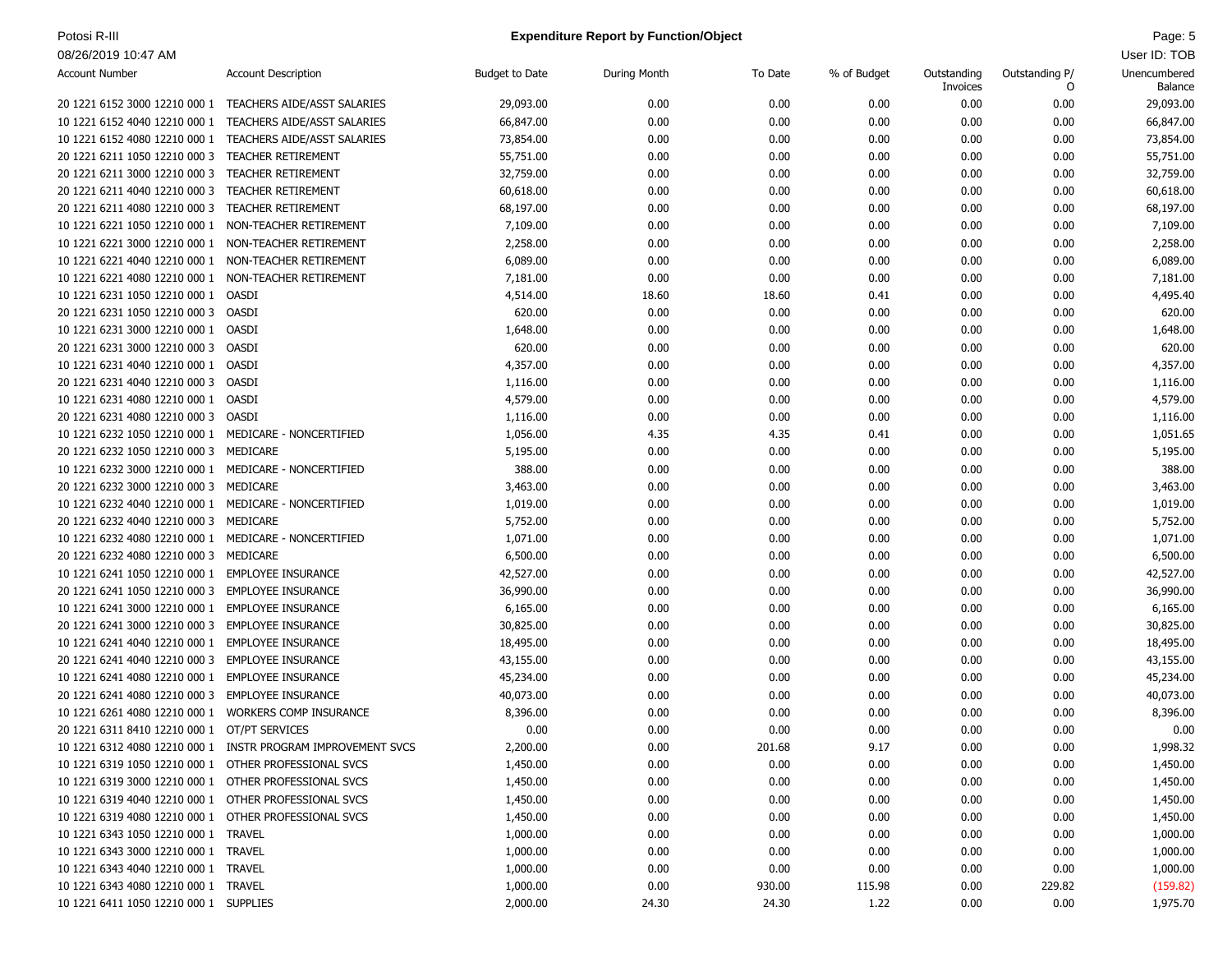**Expenditure Report by Function/Object**

| Account Number | Account Description | Budget to Date | During Month | To Date | % of Budget | Outstanding Invoices | Outstanding P/O | Unencumbered Balance |
|---|---|---|---|---|---|---|---|---|
| 20 1221 6152 3000 12210 000 1 | TEACHERS AIDE/ASST SALARIES | 29,093.00 | 0.00 | 0.00 | 0.00 | 0.00 | 0.00 | 29,093.00 |
| 10 1221 6152 4040 12210 000 1 | TEACHERS AIDE/ASST SALARIES | 66,847.00 | 0.00 | 0.00 | 0.00 | 0.00 | 0.00 | 66,847.00 |
| 10 1221 6152 4080 12210 000 1 | TEACHERS AIDE/ASST SALARIES | 73,854.00 | 0.00 | 0.00 | 0.00 | 0.00 | 0.00 | 73,854.00 |
| 20 1221 6211 1050 12210 000 3 | TEACHER RETIREMENT | 55,751.00 | 0.00 | 0.00 | 0.00 | 0.00 | 0.00 | 55,751.00 |
| 20 1221 6211 3000 12210 000 3 | TEACHER RETIREMENT | 32,759.00 | 0.00 | 0.00 | 0.00 | 0.00 | 0.00 | 32,759.00 |
| 20 1221 6211 4040 12210 000 3 | TEACHER RETIREMENT | 60,618.00 | 0.00 | 0.00 | 0.00 | 0.00 | 0.00 | 60,618.00 |
| 20 1221 6211 4080 12210 000 3 | TEACHER RETIREMENT | 68,197.00 | 0.00 | 0.00 | 0.00 | 0.00 | 0.00 | 68,197.00 |
| 10 1221 6221 1050 12210 000 1 | NON-TEACHER RETIREMENT | 7,109.00 | 0.00 | 0.00 | 0.00 | 0.00 | 0.00 | 7,109.00 |
| 10 1221 6221 3000 12210 000 1 | NON-TEACHER RETIREMENT | 2,258.00 | 0.00 | 0.00 | 0.00 | 0.00 | 0.00 | 2,258.00 |
| 10 1221 6221 4040 12210 000 1 | NON-TEACHER RETIREMENT | 6,089.00 | 0.00 | 0.00 | 0.00 | 0.00 | 0.00 | 6,089.00 |
| 10 1221 6221 4080 12210 000 1 | NON-TEACHER RETIREMENT | 7,181.00 | 0.00 | 0.00 | 0.00 | 0.00 | 0.00 | 7,181.00 |
| 10 1221 6231 1050 12210 000 1 | OASDI | 4,514.00 | 18.60 | 18.60 | 0.41 | 0.00 | 0.00 | 4,495.40 |
| 20 1221 6231 1050 12210 000 3 | OASDI | 620.00 | 0.00 | 0.00 | 0.00 | 0.00 | 0.00 | 620.00 |
| 10 1221 6231 3000 12210 000 1 | OASDI | 1,648.00 | 0.00 | 0.00 | 0.00 | 0.00 | 0.00 | 1,648.00 |
| 20 1221 6231 3000 12210 000 3 | OASDI | 620.00 | 0.00 | 0.00 | 0.00 | 0.00 | 0.00 | 620.00 |
| 10 1221 6231 4040 12210 000 1 | OASDI | 4,357.00 | 0.00 | 0.00 | 0.00 | 0.00 | 0.00 | 4,357.00 |
| 20 1221 6231 4040 12210 000 3 | OASDI | 1,116.00 | 0.00 | 0.00 | 0.00 | 0.00 | 0.00 | 1,116.00 |
| 10 1221 6231 4080 12210 000 1 | OASDI | 4,579.00 | 0.00 | 0.00 | 0.00 | 0.00 | 0.00 | 4,579.00 |
| 20 1221 6231 4080 12210 000 3 | OASDI | 1,116.00 | 0.00 | 0.00 | 0.00 | 0.00 | 0.00 | 1,116.00 |
| 10 1221 6232 1050 12210 000 1 | MEDICARE - NONCERTIFIED | 1,056.00 | 4.35 | 4.35 | 0.41 | 0.00 | 0.00 | 1,051.65 |
| 20 1221 6232 1050 12210 000 3 | MEDICARE | 5,195.00 | 0.00 | 0.00 | 0.00 | 0.00 | 0.00 | 5,195.00 |
| 10 1221 6232 3000 12210 000 1 | MEDICARE - NONCERTIFIED | 388.00 | 0.00 | 0.00 | 0.00 | 0.00 | 0.00 | 388.00 |
| 20 1221 6232 3000 12210 000 3 | MEDICARE | 3,463.00 | 0.00 | 0.00 | 0.00 | 0.00 | 0.00 | 3,463.00 |
| 10 1221 6232 4040 12210 000 1 | MEDICARE - NONCERTIFIED | 1,019.00 | 0.00 | 0.00 | 0.00 | 0.00 | 0.00 | 1,019.00 |
| 20 1221 6232 4040 12210 000 3 | MEDICARE | 5,752.00 | 0.00 | 0.00 | 0.00 | 0.00 | 0.00 | 5,752.00 |
| 10 1221 6232 4080 12210 000 1 | MEDICARE - NONCERTIFIED | 1,071.00 | 0.00 | 0.00 | 0.00 | 0.00 | 0.00 | 1,071.00 |
| 20 1221 6232 4080 12210 000 3 | MEDICARE | 6,500.00 | 0.00 | 0.00 | 0.00 | 0.00 | 0.00 | 6,500.00 |
| 10 1221 6241 1050 12210 000 1 | EMPLOYEE INSURANCE | 42,527.00 | 0.00 | 0.00 | 0.00 | 0.00 | 0.00 | 42,527.00 |
| 20 1221 6241 1050 12210 000 3 | EMPLOYEE INSURANCE | 36,990.00 | 0.00 | 0.00 | 0.00 | 0.00 | 0.00 | 36,990.00 |
| 10 1221 6241 3000 12210 000 1 | EMPLOYEE INSURANCE | 6,165.00 | 0.00 | 0.00 | 0.00 | 0.00 | 0.00 | 6,165.00 |
| 20 1221 6241 3000 12210 000 3 | EMPLOYEE INSURANCE | 30,825.00 | 0.00 | 0.00 | 0.00 | 0.00 | 0.00 | 30,825.00 |
| 10 1221 6241 4040 12210 000 1 | EMPLOYEE INSURANCE | 18,495.00 | 0.00 | 0.00 | 0.00 | 0.00 | 0.00 | 18,495.00 |
| 20 1221 6241 4040 12210 000 3 | EMPLOYEE INSURANCE | 43,155.00 | 0.00 | 0.00 | 0.00 | 0.00 | 0.00 | 43,155.00 |
| 10 1221 6241 4080 12210 000 1 | EMPLOYEE INSURANCE | 45,234.00 | 0.00 | 0.00 | 0.00 | 0.00 | 0.00 | 45,234.00 |
| 20 1221 6241 4080 12210 000 3 | EMPLOYEE INSURANCE | 40,073.00 | 0.00 | 0.00 | 0.00 | 0.00 | 0.00 | 40,073.00 |
| 10 1221 6261 4080 12210 000 1 | WORKERS COMP INSURANCE | 8,396.00 | 0.00 | 0.00 | 0.00 | 0.00 | 0.00 | 8,396.00 |
| 20 1221 6311 8410 12210 000 1 | OT/PT SERVICES | 0.00 | 0.00 | 0.00 | 0.00 | 0.00 | 0.00 | 0.00 |
| 10 1221 6312 4080 12210 000 1 | INSTR PROGRAM IMPROVEMENT SVCS | 2,200.00 | 0.00 | 201.68 | 9.17 | 0.00 | 0.00 | 1,998.32 |
| 10 1221 6319 1050 12210 000 1 | OTHER PROFESSIONAL SVCS | 1,450.00 | 0.00 | 0.00 | 0.00 | 0.00 | 0.00 | 1,450.00 |
| 10 1221 6319 3000 12210 000 1 | OTHER PROFESSIONAL SVCS | 1,450.00 | 0.00 | 0.00 | 0.00 | 0.00 | 0.00 | 1,450.00 |
| 10 1221 6319 4040 12210 000 1 | OTHER PROFESSIONAL SVCS | 1,450.00 | 0.00 | 0.00 | 0.00 | 0.00 | 0.00 | 1,450.00 |
| 10 1221 6319 4080 12210 000 1 | OTHER PROFESSIONAL SVCS | 1,450.00 | 0.00 | 0.00 | 0.00 | 0.00 | 0.00 | 1,450.00 |
| 10 1221 6343 1050 12210 000 1 | TRAVEL | 1,000.00 | 0.00 | 0.00 | 0.00 | 0.00 | 0.00 | 1,000.00 |
| 10 1221 6343 3000 12210 000 1 | TRAVEL | 1,000.00 | 0.00 | 0.00 | 0.00 | 0.00 | 0.00 | 1,000.00 |
| 10 1221 6343 4040 12210 000 1 | TRAVEL | 1,000.00 | 0.00 | 0.00 | 0.00 | 0.00 | 0.00 | 1,000.00 |
| 10 1221 6343 4080 12210 000 1 | TRAVEL | 1,000.00 | 0.00 | 930.00 | 115.98 | 0.00 | 229.82 | (159.82) |
| 10 1221 6411 1050 12210 000 1 | SUPPLIES | 2,000.00 | 24.30 | 24.30 | 1.22 | 0.00 | 0.00 | 1,975.70 |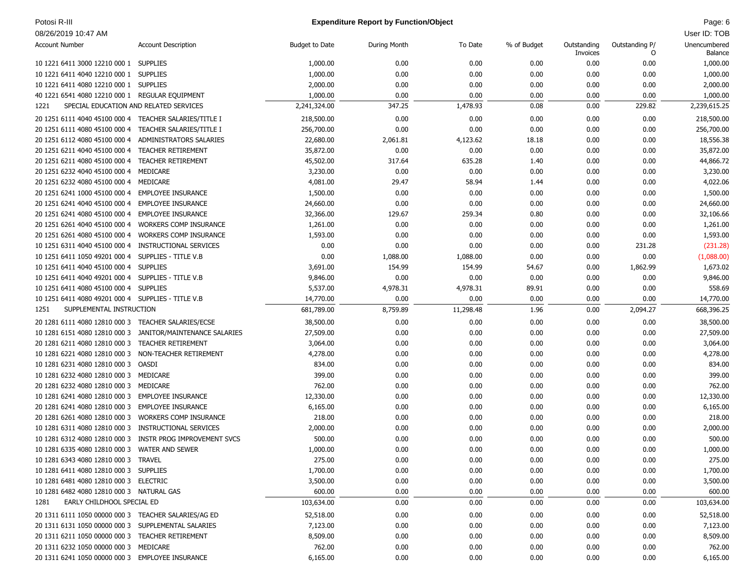**Expenditure Report by Function/Object**

Potosi R-III
08/26/2019 10:47 AM

| Account Number | Account Description | Budget to Date | During Month | To Date | % of Budget | Outstanding Invoices | Outstanding P/O | Unencumbered Balance |
|---|---|---|---|---|---|---|---|---|
| 10 1221 6411 3000 12210 000 1 | SUPPLIES | 1,000.00 | 0.00 | 0.00 | 0.00 | 0.00 | 0.00 | 1,000.00 |
| 10 1221 6411 4040 12210 000 1 | SUPPLIES | 1,000.00 | 0.00 | 0.00 | 0.00 | 0.00 | 0.00 | 1,000.00 |
| 10 1221 6411 4080 12210 000 1 | SUPPLIES | 2,000.00 | 0.00 | 0.00 | 0.00 | 0.00 | 0.00 | 2,000.00 |
| 40 1221 6541 4080 12210 000 1 | REGULAR EQUIPMENT | 1,000.00 | 0.00 | 0.00 | 0.00 | 0.00 | 0.00 | 1,000.00 |
| 1221 | SPECIAL EDUCATION AND RELATED SERVICES | 2,241,324.00 | 347.25 | 1,478.93 | 0.08 | 0.00 | 229.82 | 2,239,615.25 |
| 20 1251 6111 4040 45100 000 4 | TEACHER SALARIES/TITLE I | 218,500.00 | 0.00 | 0.00 | 0.00 | 0.00 | 0.00 | 218,500.00 |
| 20 1251 6111 4080 45100 000 4 | TEACHER SALARIES/TITLE I | 256,700.00 | 0.00 | 0.00 | 0.00 | 0.00 | 0.00 | 256,700.00 |
| 20 1251 6112 4080 45100 000 4 | ADMINISTRATORS SALARIES | 22,680.00 | 2,061.81 | 4,123.62 | 18.18 | 0.00 | 0.00 | 18,556.38 |
| 20 1251 6211 4040 45100 000 4 | TEACHER RETIREMENT | 35,872.00 | 0.00 | 0.00 | 0.00 | 0.00 | 0.00 | 35,872.00 |
| 20 1251 6211 4080 45100 000 4 | TEACHER RETIREMENT | 45,502.00 | 317.64 | 635.28 | 1.40 | 0.00 | 0.00 | 44,866.72 |
| 20 1251 6232 4040 45100 000 4 | MEDICARE | 3,230.00 | 0.00 | 0.00 | 0.00 | 0.00 | 0.00 | 3,230.00 |
| 20 1251 6232 4080 45100 000 4 | MEDICARE | 4,081.00 | 29.47 | 58.94 | 1.44 | 0.00 | 0.00 | 4,022.06 |
| 20 1251 6241 1000 45100 000 4 | EMPLOYEE INSURANCE | 1,500.00 | 0.00 | 0.00 | 0.00 | 0.00 | 0.00 | 1,500.00 |
| 20 1251 6241 4040 45100 000 4 | EMPLOYEE INSURANCE | 24,660.00 | 0.00 | 0.00 | 0.00 | 0.00 | 0.00 | 24,660.00 |
| 20 1251 6241 4080 45100 000 4 | EMPLOYEE INSURANCE | 32,366.00 | 129.67 | 259.34 | 0.80 | 0.00 | 0.00 | 32,106.66 |
| 20 1251 6261 4040 45100 000 4 | WORKERS COMP INSURANCE | 1,261.00 | 0.00 | 0.00 | 0.00 | 0.00 | 0.00 | 1,261.00 |
| 20 1251 6261 4080 45100 000 4 | WORKERS COMP INSURANCE | 1,593.00 | 0.00 | 0.00 | 0.00 | 0.00 | 0.00 | 1,593.00 |
| 10 1251 6311 4040 45100 000 4 | INSTRUCTIONAL SERVICES | 0.00 | 0.00 | 0.00 | 0.00 | 0.00 | 231.28 | (231.28) |
| 10 1251 6411 1050 49201 000 4 | SUPPLIES - TITLE V.B | 0.00 | 1,088.00 | 1,088.00 | 0.00 | 0.00 | 0.00 | (1,088.00) |
| 10 1251 6411 4040 45100 000 4 | SUPPLIES | 3,691.00 | 154.99 | 154.99 | 54.67 | 0.00 | 1,862.99 | 1,673.02 |
| 10 1251 6411 4040 49201 000 4 | SUPPLIES - TITLE V.B | 9,846.00 | 0.00 | 0.00 | 0.00 | 0.00 | 0.00 | 9,846.00 |
| 10 1251 6411 4080 45100 000 4 | SUPPLIES | 5,537.00 | 4,978.31 | 4,978.31 | 89.91 | 0.00 | 0.00 | 558.69 |
| 10 1251 6411 4080 49201 000 4 | SUPPLIES - TITLE V.B | 14,770.00 | 0.00 | 0.00 | 0.00 | 0.00 | 0.00 | 14,770.00 |
| 1251 | SUPPLEMENTAL INSTRUCTION | 681,789.00 | 8,759.89 | 11,298.48 | 1.96 | 0.00 | 2,094.27 | 668,396.25 |
| 20 1281 6111 4080 12810 000 3 | TEACHER SALARIES/ECSE | 38,500.00 | 0.00 | 0.00 | 0.00 | 0.00 | 0.00 | 38,500.00 |
| 10 1281 6151 4080 12810 000 3 | JANITOR/MAINTENANCE SALARIES | 27,509.00 | 0.00 | 0.00 | 0.00 | 0.00 | 0.00 | 27,509.00 |
| 20 1281 6211 4080 12810 000 3 | TEACHER RETIREMENT | 3,064.00 | 0.00 | 0.00 | 0.00 | 0.00 | 0.00 | 3,064.00 |
| 10 1281 6221 4080 12810 000 3 | NON-TEACHER RETIREMENT | 4,278.00 | 0.00 | 0.00 | 0.00 | 0.00 | 0.00 | 4,278.00 |
| 10 1281 6231 4080 12810 000 3 | OASDI | 834.00 | 0.00 | 0.00 | 0.00 | 0.00 | 0.00 | 834.00 |
| 10 1281 6232 4080 12810 000 3 | MEDICARE | 399.00 | 0.00 | 0.00 | 0.00 | 0.00 | 0.00 | 399.00 |
| 20 1281 6232 4080 12810 000 3 | MEDICARE | 762.00 | 0.00 | 0.00 | 0.00 | 0.00 | 0.00 | 762.00 |
| 10 1281 6241 4080 12810 000 3 | EMPLOYEE INSURANCE | 12,330.00 | 0.00 | 0.00 | 0.00 | 0.00 | 0.00 | 12,330.00 |
| 20 1281 6241 4080 12810 000 3 | EMPLOYEE INSURANCE | 6,165.00 | 0.00 | 0.00 | 0.00 | 0.00 | 0.00 | 6,165.00 |
| 20 1281 6261 4080 12810 000 3 | WORKERS COMP INSURANCE | 218.00 | 0.00 | 0.00 | 0.00 | 0.00 | 0.00 | 218.00 |
| 10 1281 6311 4080 12810 000 3 | INSTRUCTIONAL SERVICES | 2,000.00 | 0.00 | 0.00 | 0.00 | 0.00 | 0.00 | 2,000.00 |
| 10 1281 6312 4080 12810 000 3 | INSTR PROG IMPROVEMENT SVCS | 500.00 | 0.00 | 0.00 | 0.00 | 0.00 | 0.00 | 500.00 |
| 10 1281 6335 4080 12810 000 3 | WATER AND SEWER | 1,000.00 | 0.00 | 0.00 | 0.00 | 0.00 | 0.00 | 1,000.00 |
| 10 1281 6343 4080 12810 000 3 | TRAVEL | 275.00 | 0.00 | 0.00 | 0.00 | 0.00 | 0.00 | 275.00 |
| 10 1281 6411 4080 12810 000 3 | SUPPLIES | 1,700.00 | 0.00 | 0.00 | 0.00 | 0.00 | 0.00 | 1,700.00 |
| 10 1281 6481 4080 12810 000 3 | ELECTRIC | 3,500.00 | 0.00 | 0.00 | 0.00 | 0.00 | 0.00 | 3,500.00 |
| 10 1281 6482 4080 12810 000 3 | NATURAL GAS | 600.00 | 0.00 | 0.00 | 0.00 | 0.00 | 0.00 | 600.00 |
| 1281 | EARLY CHILDHOOL SPECIAL ED | 103,634.00 | 0.00 | 0.00 | 0.00 | 0.00 | 0.00 | 103,634.00 |
| 20 1311 6111 1050 00000 000 3 | TEACHER SALARIES/AG ED | 52,518.00 | 0.00 | 0.00 | 0.00 | 0.00 | 0.00 | 52,518.00 |
| 20 1311 6131 1050 00000 000 3 | SUPPLEMENTAL SALARIES | 7,123.00 | 0.00 | 0.00 | 0.00 | 0.00 | 0.00 | 7,123.00 |
| 20 1311 6211 1050 00000 000 3 | TEACHER RETIREMENT | 8,509.00 | 0.00 | 0.00 | 0.00 | 0.00 | 0.00 | 8,509.00 |
| 20 1311 6232 1050 00000 000 3 | MEDICARE | 762.00 | 0.00 | 0.00 | 0.00 | 0.00 | 0.00 | 762.00 |
| 20 1311 6241 1050 00000 000 3 | EMPLOYEE INSURANCE | 6,165.00 | 0.00 | 0.00 | 0.00 | 0.00 | 0.00 | 6,165.00 |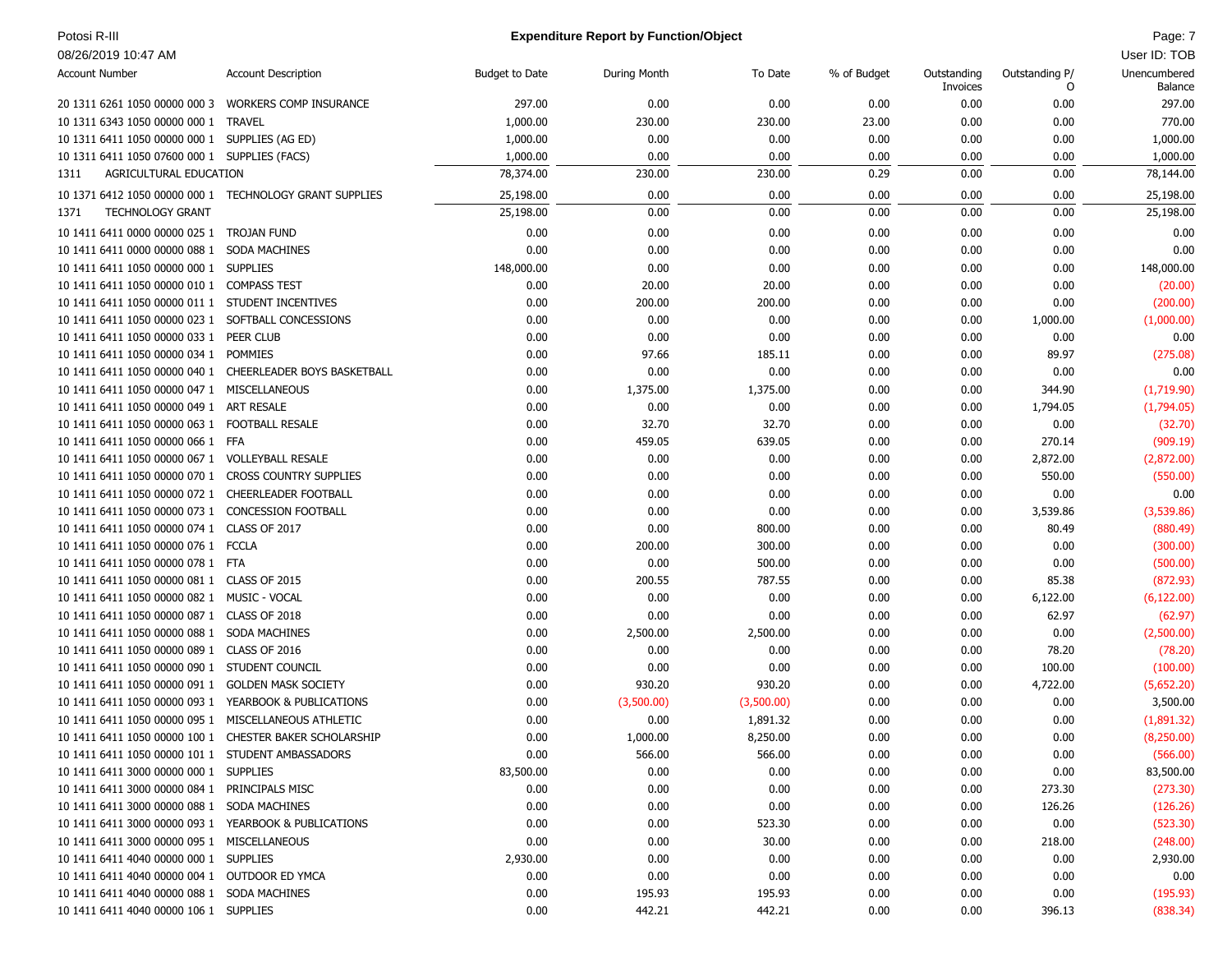**Potosi R-III**

08/26/2019 10:47 AM

## Expenditure Report by Function/Object

User ID: TOB

| Account Number | Account Description | Budget to Date | During Month | To Date | % of Budget | Outstanding Invoices | Outstanding P/O | Unencumbered Balance |
|---|---|---|---|---|---|---|---|---|
| 20 1311 6261 1050 00000 000 3 | WORKERS COMP INSURANCE | 297.00 | 0.00 | 0.00 | 0.00 | 0.00 | 0.00 | 297.00 |
| 10 1311 6343 1050 00000 000 1 | TRAVEL | 1,000.00 | 230.00 | 230.00 | 23.00 | 0.00 | 0.00 | 770.00 |
| 10 1311 6411 1050 00000 000 1 | SUPPLIES (AG ED) | 1,000.00 | 0.00 | 0.00 | 0.00 | 0.00 | 0.00 | 1,000.00 |
| 10 1311 6411 1050 07600 000 1 | SUPPLIES (FACS) | 1,000.00 | 0.00 | 0.00 | 0.00 | 0.00 | 0.00 | 1,000.00 |
| 1311 | AGRICULTURAL EDUCATION | 78,374.00 | 230.00 | 230.00 | 0.29 | 0.00 | 0.00 | 78,144.00 |
| 10 1371 6412 1050 00000 000 1 | TECHNOLOGY GRANT SUPPLIES | 25,198.00 | 0.00 | 0.00 | 0.00 | 0.00 | 0.00 | 25,198.00 |
| 1371 | TECHNOLOGY GRANT | 25,198.00 | 0.00 | 0.00 | 0.00 | 0.00 | 0.00 | 25,198.00 |
| 10 1411 6411 0000 00000 025 1 | TROJAN FUND | 0.00 | 0.00 | 0.00 | 0.00 | 0.00 | 0.00 | 0.00 |
| 10 1411 6411 0000 00000 088 1 | SODA MACHINES | 0.00 | 0.00 | 0.00 | 0.00 | 0.00 | 0.00 | 0.00 |
| 10 1411 6411 1050 00000 000 1 | SUPPLIES | 148,000.00 | 0.00 | 0.00 | 0.00 | 0.00 | 0.00 | 148,000.00 |
| 10 1411 6411 1050 00000 010 1 | COMPASS TEST | 0.00 | 20.00 | 20.00 | 0.00 | 0.00 | 0.00 | (20.00) |
| 10 1411 6411 1050 00000 011 1 | STUDENT INCENTIVES | 0.00 | 200.00 | 200.00 | 0.00 | 0.00 | 0.00 | (200.00) |
| 10 1411 6411 1050 00000 023 1 | SOFTBALL CONCESSIONS | 0.00 | 0.00 | 0.00 | 0.00 | 0.00 | 1,000.00 | (1,000.00) |
| 10 1411 6411 1050 00000 033 1 | PEER CLUB | 0.00 | 0.00 | 0.00 | 0.00 | 0.00 | 0.00 | 0.00 |
| 10 1411 6411 1050 00000 034 1 | POMMIES | 0.00 | 97.66 | 185.11 | 0.00 | 0.00 | 89.97 | (275.08) |
| 10 1411 6411 1050 00000 040 1 | CHEERLEADER BOYS BASKETBALL | 0.00 | 0.00 | 0.00 | 0.00 | 0.00 | 0.00 | 0.00 |
| 10 1411 6411 1050 00000 047 1 | MISCELLANEOUS | 0.00 | 1,375.00 | 1,375.00 | 0.00 | 0.00 | 344.90 | (1,719.90) |
| 10 1411 6411 1050 00000 049 1 | ART RESALE | 0.00 | 0.00 | 0.00 | 0.00 | 0.00 | 1,794.05 | (1,794.05) |
| 10 1411 6411 1050 00000 063 1 | FOOTBALL RESALE | 0.00 | 32.70 | 32.70 | 0.00 | 0.00 | 0.00 | (32.70) |
| 10 1411 6411 1050 00000 066 1 | FFA | 0.00 | 459.05 | 639.05 | 0.00 | 0.00 | 270.14 | (909.19) |
| 10 1411 6411 1050 00000 067 1 | VOLLEYBALL RESALE | 0.00 | 0.00 | 0.00 | 0.00 | 0.00 | 2,872.00 | (2,872.00) |
| 10 1411 6411 1050 00000 070 1 | CROSS COUNTRY SUPPLIES | 0.00 | 0.00 | 0.00 | 0.00 | 0.00 | 550.00 | (550.00) |
| 10 1411 6411 1050 00000 072 1 | CHEERLEADER FOOTBALL | 0.00 | 0.00 | 0.00 | 0.00 | 0.00 | 0.00 | 0.00 |
| 10 1411 6411 1050 00000 073 1 | CONCESSION FOOTBALL | 0.00 | 0.00 | 0.00 | 0.00 | 0.00 | 3,539.86 | (3,539.86) |
| 10 1411 6411 1050 00000 074 1 | CLASS OF 2017 | 0.00 | 0.00 | 800.00 | 0.00 | 0.00 | 80.49 | (880.49) |
| 10 1411 6411 1050 00000 076 1 | FCCLA | 0.00 | 200.00 | 300.00 | 0.00 | 0.00 | 0.00 | (300.00) |
| 10 1411 6411 1050 00000 078 1 | FTA | 0.00 | 0.00 | 500.00 | 0.00 | 0.00 | 0.00 | (500.00) |
| 10 1411 6411 1050 00000 081 1 | CLASS OF 2015 | 0.00 | 200.55 | 787.55 | 0.00 | 0.00 | 85.38 | (872.93) |
| 10 1411 6411 1050 00000 082 1 | MUSIC - VOCAL | 0.00 | 0.00 | 0.00 | 0.00 | 0.00 | 6,122.00 | (6,122.00) |
| 10 1411 6411 1050 00000 087 1 | CLASS OF 2018 | 0.00 | 0.00 | 0.00 | 0.00 | 0.00 | 62.97 | (62.97) |
| 10 1411 6411 1050 00000 088 1 | SODA MACHINES | 0.00 | 2,500.00 | 2,500.00 | 0.00 | 0.00 | 0.00 | (2,500.00) |
| 10 1411 6411 1050 00000 089 1 | CLASS OF 2016 | 0.00 | 0.00 | 0.00 | 0.00 | 0.00 | 78.20 | (78.20) |
| 10 1411 6411 1050 00000 090 1 | STUDENT COUNCIL | 0.00 | 0.00 | 0.00 | 0.00 | 0.00 | 100.00 | (100.00) |
| 10 1411 6411 1050 00000 091 1 | GOLDEN MASK SOCIETY | 0.00 | 930.20 | 930.20 | 0.00 | 0.00 | 4,722.00 | (5,652.20) |
| 10 1411 6411 1050 00000 093 1 | YEARBOOK & PUBLICATIONS | 0.00 | (3,500.00) | (3,500.00) | 0.00 | 0.00 | 0.00 | 3,500.00 |
| 10 1411 6411 1050 00000 095 1 | MISCELLANEOUS ATHLETIC | 0.00 | 0.00 | 1,891.32 | 0.00 | 0.00 | 0.00 | (1,891.32) |
| 10 1411 6411 1050 00000 100 1 | CHESTER BAKER SCHOLARSHIP | 0.00 | 1,000.00 | 8,250.00 | 0.00 | 0.00 | 0.00 | (8,250.00) |
| 10 1411 6411 1050 00000 101 1 | STUDENT AMBASSADORS | 0.00 | 566.00 | 566.00 | 0.00 | 0.00 | 0.00 | (566.00) |
| 10 1411 6411 3000 00000 000 1 | SUPPLIES | 83,500.00 | 0.00 | 0.00 | 0.00 | 0.00 | 0.00 | 83,500.00 |
| 10 1411 6411 3000 00000 084 1 | PRINCIPALS MISC | 0.00 | 0.00 | 0.00 | 0.00 | 0.00 | 273.30 | (273.30) |
| 10 1411 6411 3000 00000 088 1 | SODA MACHINES | 0.00 | 0.00 | 0.00 | 0.00 | 0.00 | 126.26 | (126.26) |
| 10 1411 6411 3000 00000 093 1 | YEARBOOK & PUBLICATIONS | 0.00 | 0.00 | 523.30 | 0.00 | 0.00 | 0.00 | (523.30) |
| 10 1411 6411 3000 00000 095 1 | MISCELLANEOUS | 0.00 | 0.00 | 30.00 | 0.00 | 0.00 | 218.00 | (248.00) |
| 10 1411 6411 4040 00000 000 1 | SUPPLIES | 2,930.00 | 0.00 | 0.00 | 0.00 | 0.00 | 0.00 | 2,930.00 |
| 10 1411 6411 4040 00000 004 1 | OUTDOOR ED YMCA | 0.00 | 0.00 | 0.00 | 0.00 | 0.00 | 0.00 | 0.00 |
| 10 1411 6411 4040 00000 088 1 | SODA MACHINES | 0.00 | 195.93 | 195.93 | 0.00 | 0.00 | 0.00 | (195.93) |
| 10 1411 6411 4040 00000 106 1 | SUPPLIES | 0.00 | 442.21 | 442.21 | 0.00 | 0.00 | 396.13 | (838.34) |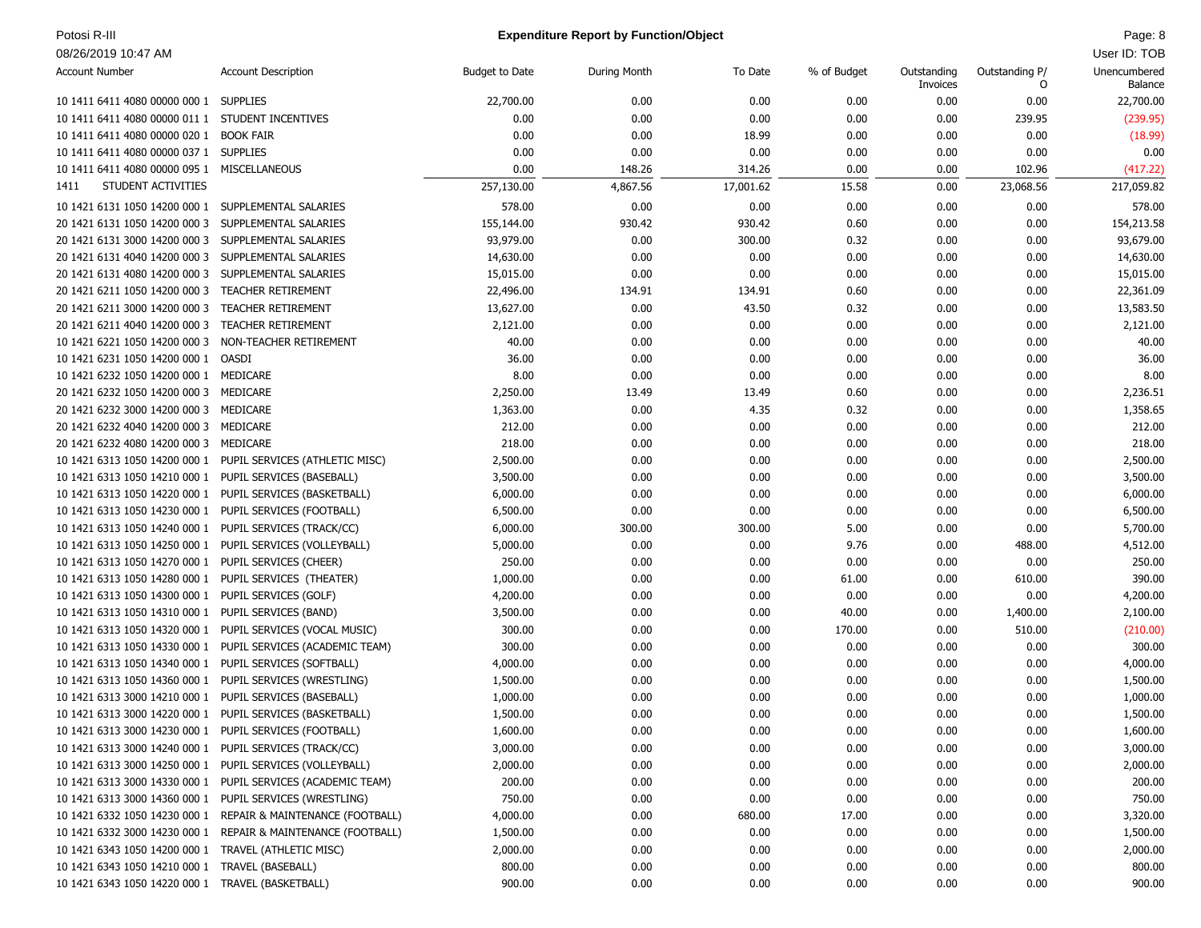Potosi R-III

08/26/2019 10:47 AM

## Expenditure Report by Function/Object

User ID: TOB

| Account Number | Account Description | Budget to Date | During Month | To Date | % of Budget | Outstanding Invoices | Outstanding P/O | Unencumbered Balance |
|---|---|---|---|---|---|---|---|---|
| 10 1411 6411 4080 00000 000 1 | SUPPLIES | 22,700.00 | 0.00 | 0.00 | 0.00 | 0.00 | 0.00 | 22,700.00 |
| 10 1411 6411 4080 00000 011 1 | STUDENT INCENTIVES | 0.00 | 0.00 | 0.00 | 0.00 | 0.00 | 239.95 | (239.95) |
| 10 1411 6411 4080 00000 020 1 | BOOK FAIR | 0.00 | 0.00 | 18.99 | 0.00 | 0.00 | 0.00 | (18.99) |
| 10 1411 6411 4080 00000 037 1 | SUPPLIES | 0.00 | 0.00 | 0.00 | 0.00 | 0.00 | 0.00 | 0.00 |
| 10 1411 6411 4080 00000 095 1 | MISCELLANEOUS | 0.00 | 148.26 | 314.26 | 0.00 | 0.00 | 102.96 | (417.22) |
| 1411 | STUDENT ACTIVITIES | 257,130.00 | 4,867.56 | 17,001.62 | 15.58 | 0.00 | 23,068.56 | 217,059.82 |
| 10 1421 6131 1050 14200 000 1 | SUPPLEMENTAL SALARIES | 578.00 | 0.00 | 0.00 | 0.00 | 0.00 | 0.00 | 578.00 |
| 20 1421 6131 1050 14200 000 3 | SUPPLEMENTAL SALARIES | 155,144.00 | 930.42 | 930.42 | 0.60 | 0.00 | 0.00 | 154,213.58 |
| 20 1421 6131 3000 14200 000 3 | SUPPLEMENTAL SALARIES | 93,979.00 | 0.00 | 300.00 | 0.32 | 0.00 | 0.00 | 93,679.00 |
| 20 1421 6131 4040 14200 000 3 | SUPPLEMENTAL SALARIES | 14,630.00 | 0.00 | 0.00 | 0.00 | 0.00 | 0.00 | 14,630.00 |
| 20 1421 6131 4080 14200 000 3 | SUPPLEMENTAL SALARIES | 15,015.00 | 0.00 | 0.00 | 0.00 | 0.00 | 0.00 | 15,015.00 |
| 20 1421 6211 1050 14200 000 3 | TEACHER RETIREMENT | 22,496.00 | 134.91 | 134.91 | 0.60 | 0.00 | 0.00 | 22,361.09 |
| 20 1421 6211 3000 14200 000 3 | TEACHER RETIREMENT | 13,627.00 | 0.00 | 43.50 | 0.32 | 0.00 | 0.00 | 13,583.50 |
| 20 1421 6211 4040 14200 000 3 | TEACHER RETIREMENT | 2,121.00 | 0.00 | 0.00 | 0.00 | 0.00 | 0.00 | 2,121.00 |
| 10 1421 6221 1050 14200 000 3 | NON-TEACHER RETIREMENT | 40.00 | 0.00 | 0.00 | 0.00 | 0.00 | 0.00 | 40.00 |
| 10 1421 6231 1050 14200 000 1 | OASDI | 36.00 | 0.00 | 0.00 | 0.00 | 0.00 | 0.00 | 36.00 |
| 10 1421 6232 1050 14200 000 1 | MEDICARE | 8.00 | 0.00 | 0.00 | 0.00 | 0.00 | 0.00 | 8.00 |
| 20 1421 6232 1050 14200 000 3 | MEDICARE | 2,250.00 | 13.49 | 13.49 | 0.60 | 0.00 | 0.00 | 2,236.51 |
| 20 1421 6232 3000 14200 000 3 | MEDICARE | 1,363.00 | 0.00 | 4.35 | 0.32 | 0.00 | 0.00 | 1,358.65 |
| 20 1421 6232 4040 14200 000 3 | MEDICARE | 212.00 | 0.00 | 0.00 | 0.00 | 0.00 | 0.00 | 212.00 |
| 20 1421 6232 4080 14200 000 3 | MEDICARE | 218.00 | 0.00 | 0.00 | 0.00 | 0.00 | 0.00 | 218.00 |
| 10 1421 6313 1050 14200 000 1 | PUPIL SERVICES (ATHLETIC MISC) | 2,500.00 | 0.00 | 0.00 | 0.00 | 0.00 | 0.00 | 2,500.00 |
| 10 1421 6313 1050 14210 000 1 | PUPIL SERVICES (BASEBALL) | 3,500.00 | 0.00 | 0.00 | 0.00 | 0.00 | 0.00 | 3,500.00 |
| 10 1421 6313 1050 14220 000 1 | PUPIL SERVICES (BASKETBALL) | 6,000.00 | 0.00 | 0.00 | 0.00 | 0.00 | 0.00 | 6,000.00 |
| 10 1421 6313 1050 14230 000 1 | PUPIL SERVICES (FOOTBALL) | 6,500.00 | 0.00 | 0.00 | 0.00 | 0.00 | 0.00 | 6,500.00 |
| 10 1421 6313 1050 14240 000 1 | PUPIL SERVICES (TRACK/CC) | 6,000.00 | 300.00 | 300.00 | 5.00 | 0.00 | 0.00 | 5,700.00 |
| 10 1421 6313 1050 14250 000 1 | PUPIL SERVICES (VOLLEYBALL) | 5,000.00 | 0.00 | 0.00 | 9.76 | 0.00 | 488.00 | 4,512.00 |
| 10 1421 6313 1050 14270 000 1 | PUPIL SERVICES (CHEER) | 250.00 | 0.00 | 0.00 | 0.00 | 0.00 | 0.00 | 250.00 |
| 10 1421 6313 1050 14280 000 1 | PUPIL SERVICES (THEATER) | 1,000.00 | 0.00 | 0.00 | 61.00 | 0.00 | 610.00 | 390.00 |
| 10 1421 6313 1050 14300 000 1 | PUPIL SERVICES (GOLF) | 4,200.00 | 0.00 | 0.00 | 0.00 | 0.00 | 0.00 | 4,200.00 |
| 10 1421 6313 1050 14310 000 1 | PUPIL SERVICES (BAND) | 3,500.00 | 0.00 | 0.00 | 40.00 | 0.00 | 1,400.00 | 2,100.00 |
| 10 1421 6313 1050 14320 000 1 | PUPIL SERVICES (VOCAL MUSIC) | 300.00 | 0.00 | 0.00 | 170.00 | 0.00 | 510.00 | (210.00) |
| 10 1421 6313 1050 14330 000 1 | PUPIL SERVICES (ACADEMIC TEAM) | 300.00 | 0.00 | 0.00 | 0.00 | 0.00 | 0.00 | 300.00 |
| 10 1421 6313 1050 14340 000 1 | PUPIL SERVICES (SOFTBALL) | 4,000.00 | 0.00 | 0.00 | 0.00 | 0.00 | 0.00 | 4,000.00 |
| 10 1421 6313 1050 14360 000 1 | PUPIL SERVICES (WRESTLING) | 1,500.00 | 0.00 | 0.00 | 0.00 | 0.00 | 0.00 | 1,500.00 |
| 10 1421 6313 3000 14210 000 1 | PUPIL SERVICES (BASEBALL) | 1,000.00 | 0.00 | 0.00 | 0.00 | 0.00 | 0.00 | 1,000.00 |
| 10 1421 6313 3000 14220 000 1 | PUPIL SERVICES (BASKETBALL) | 1,500.00 | 0.00 | 0.00 | 0.00 | 0.00 | 0.00 | 1,500.00 |
| 10 1421 6313 3000 14230 000 1 | PUPIL SERVICES (FOOTBALL) | 1,600.00 | 0.00 | 0.00 | 0.00 | 0.00 | 0.00 | 1,600.00 |
| 10 1421 6313 3000 14240 000 1 | PUPIL SERVICES (TRACK/CC) | 3,000.00 | 0.00 | 0.00 | 0.00 | 0.00 | 0.00 | 3,000.00 |
| 10 1421 6313 3000 14250 000 1 | PUPIL SERVICES (VOLLEYBALL) | 2,000.00 | 0.00 | 0.00 | 0.00 | 0.00 | 0.00 | 2,000.00 |
| 10 1421 6313 3000 14330 000 1 | PUPIL SERVICES (ACADEMIC TEAM) | 200.00 | 0.00 | 0.00 | 0.00 | 0.00 | 0.00 | 200.00 |
| 10 1421 6313 3000 14360 000 1 | PUPIL SERVICES (WRESTLING) | 750.00 | 0.00 | 0.00 | 0.00 | 0.00 | 0.00 | 750.00 |
| 10 1421 6332 1050 14230 000 1 | REPAIR & MAINTENANCE (FOOTBALL) | 4,000.00 | 0.00 | 680.00 | 17.00 | 0.00 | 0.00 | 3,320.00 |
| 10 1421 6332 3000 14230 000 1 | REPAIR & MAINTENANCE (FOOTBALL) | 1,500.00 | 0.00 | 0.00 | 0.00 | 0.00 | 0.00 | 1,500.00 |
| 10 1421 6343 1050 14200 000 1 | TRAVEL (ATHLETIC MISC) | 2,000.00 | 0.00 | 0.00 | 0.00 | 0.00 | 0.00 | 2,000.00 |
| 10 1421 6343 1050 14210 000 1 | TRAVEL (BASEBALL) | 800.00 | 0.00 | 0.00 | 0.00 | 0.00 | 0.00 | 800.00 |
| 10 1421 6343 1050 14220 000 1 | TRAVEL (BASKETBALL) | 900.00 | 0.00 | 0.00 | 0.00 | 0.00 | 0.00 | 900.00 |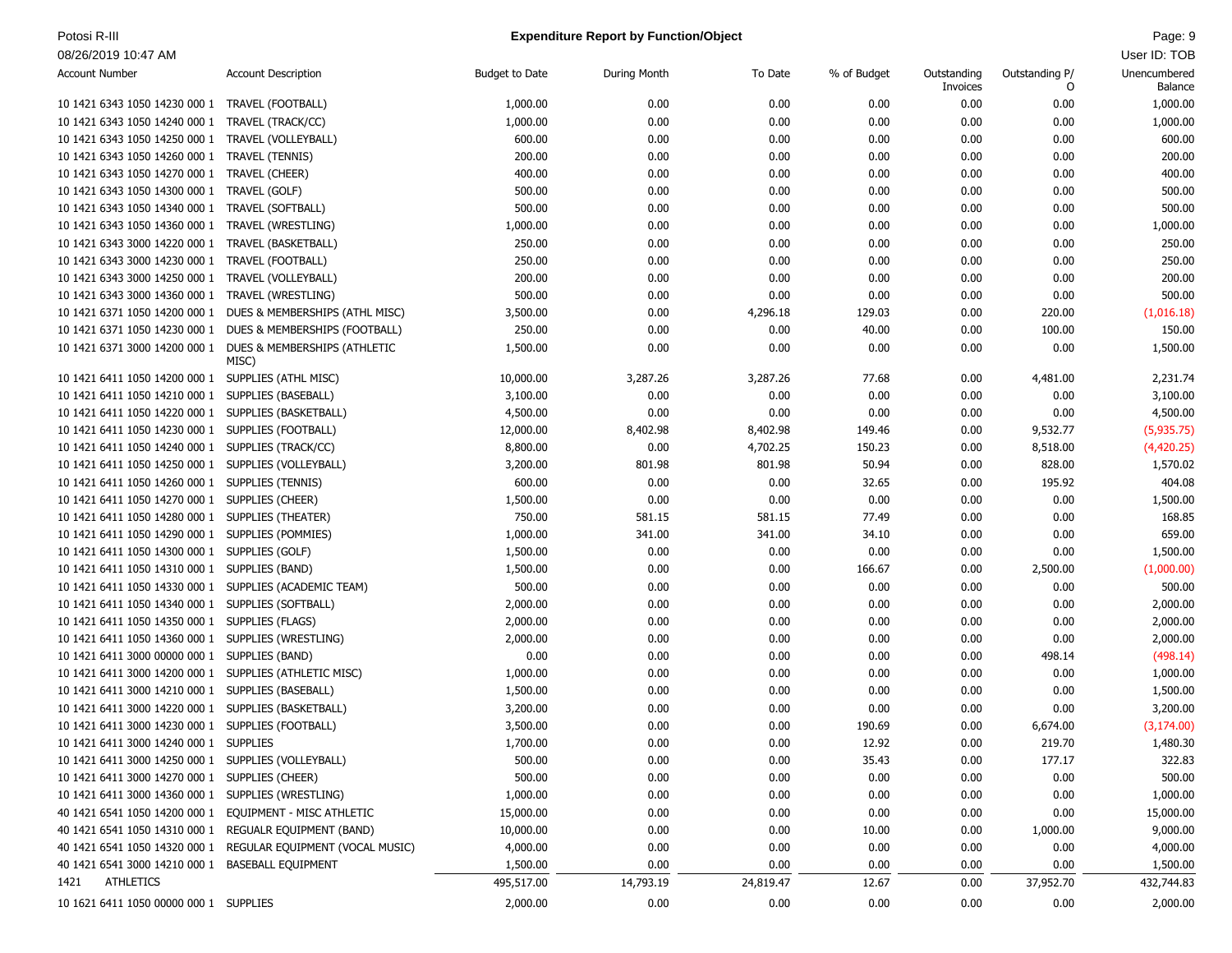| Account Number | Account Description | Budget to Date | During Month | To Date | % of Budget | Outstanding Invoices | Outstanding P/O | Unencumbered Balance |
|---|---|---|---|---|---|---|---|---|
| 10 1421 6343 1050 14230 000 1 | TRAVEL (FOOTBALL) | 1,000.00 | 0.00 | 0.00 | 0.00 | 0.00 | 0.00 | 1,000.00 |
| 10 1421 6343 1050 14240 000 1 | TRAVEL (TRACK/CC) | 1,000.00 | 0.00 | 0.00 | 0.00 | 0.00 | 0.00 | 1,000.00 |
| 10 1421 6343 1050 14250 000 1 | TRAVEL (VOLLEYBALL) | 600.00 | 0.00 | 0.00 | 0.00 | 0.00 | 0.00 | 600.00 |
| 10 1421 6343 1050 14260 000 1 | TRAVEL (TENNIS) | 200.00 | 0.00 | 0.00 | 0.00 | 0.00 | 0.00 | 200.00 |
| 10 1421 6343 1050 14270 000 1 | TRAVEL (CHEER) | 400.00 | 0.00 | 0.00 | 0.00 | 0.00 | 0.00 | 400.00 |
| 10 1421 6343 1050 14300 000 1 | TRAVEL (GOLF) | 500.00 | 0.00 | 0.00 | 0.00 | 0.00 | 0.00 | 500.00 |
| 10 1421 6343 1050 14340 000 1 | TRAVEL (SOFTBALL) | 500.00 | 0.00 | 0.00 | 0.00 | 0.00 | 0.00 | 500.00 |
| 10 1421 6343 1050 14360 000 1 | TRAVEL (WRESTLING) | 1,000.00 | 0.00 | 0.00 | 0.00 | 0.00 | 0.00 | 1,000.00 |
| 10 1421 6343 3000 14220 000 1 | TRAVEL (BASKETBALL) | 250.00 | 0.00 | 0.00 | 0.00 | 0.00 | 0.00 | 250.00 |
| 10 1421 6343 3000 14230 000 1 | TRAVEL (FOOTBALL) | 250.00 | 0.00 | 0.00 | 0.00 | 0.00 | 0.00 | 250.00 |
| 10 1421 6343 3000 14250 000 1 | TRAVEL (VOLLEYBALL) | 200.00 | 0.00 | 0.00 | 0.00 | 0.00 | 0.00 | 200.00 |
| 10 1421 6343 3000 14360 000 1 | TRAVEL (WRESTLING) | 500.00 | 0.00 | 0.00 | 0.00 | 0.00 | 0.00 | 500.00 |
| 10 1421 6371 1050 14200 000 1 | DUES & MEMBERSHIPS (ATHL MISC) | 3,500.00 | 0.00 | 4,296.18 | 129.03 | 0.00 | 220.00 | (1,016.18) |
| 10 1421 6371 1050 14230 000 1 | DUES & MEMBERSHIPS (FOOTBALL) | 250.00 | 0.00 | 0.00 | 40.00 | 0.00 | 100.00 | 150.00 |
| 10 1421 6371 3000 14200 000 1 | DUES & MEMBERSHIPS (ATHLETIC MISC) | 1,500.00 | 0.00 | 0.00 | 0.00 | 0.00 | 0.00 | 1,500.00 |
| 10 1421 6411 1050 14200 000 1 | SUPPLIES (ATHL MISC) | 10,000.00 | 3,287.26 | 3,287.26 | 77.68 | 0.00 | 4,481.00 | 2,231.74 |
| 10 1421 6411 1050 14210 000 1 | SUPPLIES (BASEBALL) | 3,100.00 | 0.00 | 0.00 | 0.00 | 0.00 | 0.00 | 3,100.00 |
| 10 1421 6411 1050 14220 000 1 | SUPPLIES (BASKETBALL) | 4,500.00 | 0.00 | 0.00 | 0.00 | 0.00 | 0.00 | 4,500.00 |
| 10 1421 6411 1050 14230 000 1 | SUPPLIES (FOOTBALL) | 12,000.00 | 8,402.98 | 8,402.98 | 149.46 | 0.00 | 9,532.77 | (5,935.75) |
| 10 1421 6411 1050 14240 000 1 | SUPPLIES (TRACK/CC) | 8,800.00 | 0.00 | 4,702.25 | 150.23 | 0.00 | 8,518.00 | (4,420.25) |
| 10 1421 6411 1050 14250 000 1 | SUPPLIES (VOLLEYBALL) | 3,200.00 | 801.98 | 801.98 | 50.94 | 0.00 | 828.00 | 1,570.02 |
| 10 1421 6411 1050 14260 000 1 | SUPPLIES (TENNIS) | 600.00 | 0.00 | 0.00 | 32.65 | 0.00 | 195.92 | 404.08 |
| 10 1421 6411 1050 14270 000 1 | SUPPLIES (CHEER) | 1,500.00 | 0.00 | 0.00 | 0.00 | 0.00 | 0.00 | 1,500.00 |
| 10 1421 6411 1050 14280 000 1 | SUPPLIES (THEATER) | 750.00 | 581.15 | 581.15 | 77.49 | 0.00 | 0.00 | 168.85 |
| 10 1421 6411 1050 14290 000 1 | SUPPLIES (POMMIES) | 1,000.00 | 341.00 | 341.00 | 34.10 | 0.00 | 0.00 | 659.00 |
| 10 1421 6411 1050 14300 000 1 | SUPPLIES (GOLF) | 1,500.00 | 0.00 | 0.00 | 0.00 | 0.00 | 0.00 | 1,500.00 |
| 10 1421 6411 1050 14310 000 1 | SUPPLIES (BAND) | 1,500.00 | 0.00 | 0.00 | 166.67 | 0.00 | 2,500.00 | (1,000.00) |
| 10 1421 6411 1050 14330 000 1 | SUPPLIES (ACADEMIC TEAM) | 500.00 | 0.00 | 0.00 | 0.00 | 0.00 | 0.00 | 500.00 |
| 10 1421 6411 1050 14340 000 1 | SUPPLIES (SOFTBALL) | 2,000.00 | 0.00 | 0.00 | 0.00 | 0.00 | 0.00 | 2,000.00 |
| 10 1421 6411 1050 14350 000 1 | SUPPLIES (FLAGS) | 2,000.00 | 0.00 | 0.00 | 0.00 | 0.00 | 0.00 | 2,000.00 |
| 10 1421 6411 1050 14360 000 1 | SUPPLIES (WRESTLING) | 2,000.00 | 0.00 | 0.00 | 0.00 | 0.00 | 0.00 | 2,000.00 |
| 10 1421 6411 3000 00000 000 1 | SUPPLIES (BAND) | 0.00 | 0.00 | 0.00 | 0.00 | 0.00 | 498.14 | (498.14) |
| 10 1421 6411 3000 14200 000 1 | SUPPLIES (ATHLETIC MISC) | 1,000.00 | 0.00 | 0.00 | 0.00 | 0.00 | 0.00 | 1,000.00 |
| 10 1421 6411 3000 14210 000 1 | SUPPLIES (BASEBALL) | 1,500.00 | 0.00 | 0.00 | 0.00 | 0.00 | 0.00 | 1,500.00 |
| 10 1421 6411 3000 14220 000 1 | SUPPLIES (BASKETBALL) | 3,200.00 | 0.00 | 0.00 | 0.00 | 0.00 | 0.00 | 3,200.00 |
| 10 1421 6411 3000 14230 000 1 | SUPPLIES (FOOTBALL) | 3,500.00 | 0.00 | 0.00 | 190.69 | 0.00 | 6,674.00 | (3,174.00) |
| 10 1421 6411 3000 14240 000 1 | SUPPLIES | 1,700.00 | 0.00 | 0.00 | 12.92 | 0.00 | 219.70 | 1,480.30 |
| 10 1421 6411 3000 14250 000 1 | SUPPLIES (VOLLEYBALL) | 500.00 | 0.00 | 0.00 | 35.43 | 0.00 | 177.17 | 322.83 |
| 10 1421 6411 3000 14270 000 1 | SUPPLIES (CHEER) | 500.00 | 0.00 | 0.00 | 0.00 | 0.00 | 0.00 | 500.00 |
| 10 1421 6411 3000 14360 000 1 | SUPPLIES (WRESTLING) | 1,000.00 | 0.00 | 0.00 | 0.00 | 0.00 | 0.00 | 1,000.00 |
| 40 1421 6541 1050 14200 000 1 | EQUIPMENT - MISC ATHLETIC | 15,000.00 | 0.00 | 0.00 | 0.00 | 0.00 | 0.00 | 15,000.00 |
| 40 1421 6541 1050 14310 000 1 | REGUALR EQUIPMENT (BAND) | 10,000.00 | 0.00 | 0.00 | 10.00 | 0.00 | 1,000.00 | 9,000.00 |
| 40 1421 6541 1050 14320 000 1 | REGULAR EQUIPMENT (VOCAL MUSIC) | 4,000.00 | 0.00 | 0.00 | 0.00 | 0.00 | 0.00 | 4,000.00 |
| 40 1421 6541 3000 14210 000 1 | BASEBALL EQUIPMENT | 1,500.00 | 0.00 | 0.00 | 0.00 | 0.00 | 0.00 | 1,500.00 |
| 1421 ATHLETICS | | 495,517.00 | 14,793.19 | 24,819.47 | 12.67 | 0.00 | 37,952.70 | 432,744.83 |
| 10 1621 6411 1050 00000 000 1 | SUPPLIES | 2,000.00 | 0.00 | 0.00 | 0.00 | 0.00 | 0.00 | 2,000.00 |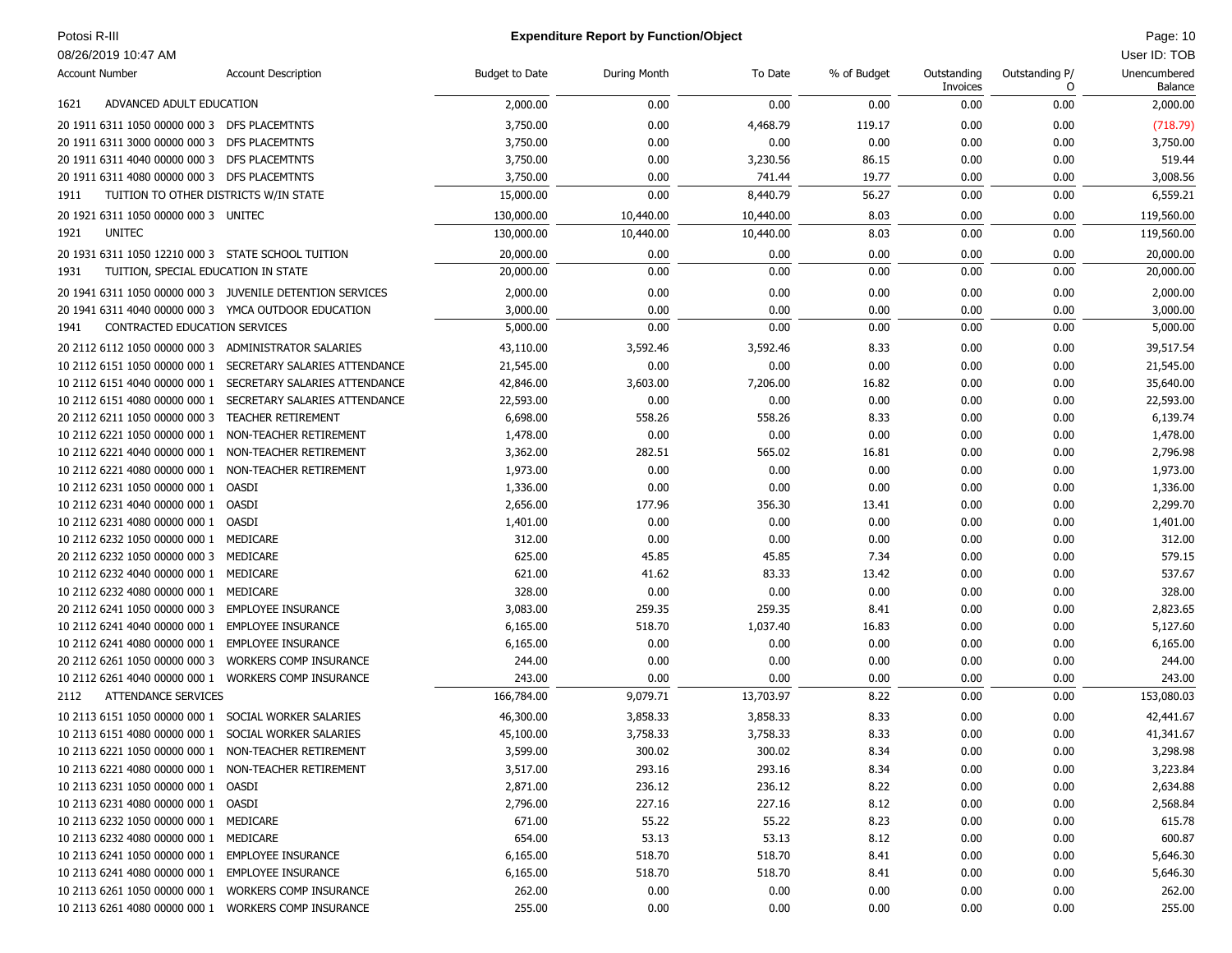Potosi R-III

08/26/2019 10:47 AM

**Expenditure Report by Function/Object**

User ID: TOB

| Account Number | Account Description | Budget to Date | During Month | To Date | % of Budget | Outstanding Invoices | Outstanding P/O | Unencumbered Balance |
|---|---|---|---|---|---|---|---|---|
| 1621 | ADVANCED ADULT EDUCATION | 2,000.00 | 0.00 | 0.00 | 0.00 | 0.00 | 0.00 | 2,000.00 |
| 20 1911 6311 1050 00000 000 3 | DFS PLACEMTNTS | 3,750.00 | 0.00 | 4,468.79 | 119.17 | 0.00 | 0.00 | (718.79) |
| 20 1911 6311 3000 00000 000 3 | DFS PLACEMTNTS | 3,750.00 | 0.00 | 0.00 | 0.00 | 0.00 | 0.00 | 3,750.00 |
| 20 1911 6311 4040 00000 000 3 | DFS PLACEMTNTS | 3,750.00 | 0.00 | 3,230.56 | 86.15 | 0.00 | 0.00 | 519.44 |
| 20 1911 6311 4080 00000 000 3 | DFS PLACEMTNTS | 3,750.00 | 0.00 | 741.44 | 19.77 | 0.00 | 0.00 | 3,008.56 |
| 1911 | TUITION TO OTHER DISTRICTS W/IN STATE | 15,000.00 | 0.00 | 8,440.79 | 56.27 | 0.00 | 0.00 | 6,559.21 |
| 20 1921 6311 1050 00000 000 3 | UNITEC | 130,000.00 | 10,440.00 | 10,440.00 | 8.03 | 0.00 | 0.00 | 119,560.00 |
| 1921 | UNITEC | 130,000.00 | 10,440.00 | 10,440.00 | 8.03 | 0.00 | 0.00 | 119,560.00 |
| 20 1931 6311 1050 12210 000 3 | STATE SCHOOL TUITION | 20,000.00 | 0.00 | 0.00 | 0.00 | 0.00 | 0.00 | 20,000.00 |
| 1931 | TUITION, SPECIAL EDUCATION IN STATE | 20,000.00 | 0.00 | 0.00 | 0.00 | 0.00 | 0.00 | 20,000.00 |
| 20 1941 6311 1050 00000 000 3 | JUVENILE DETENTION SERVICES | 2,000.00 | 0.00 | 0.00 | 0.00 | 0.00 | 0.00 | 2,000.00 |
| 20 1941 6311 4040 00000 000 3 | YMCA OUTDOOR EDUCATION | 3,000.00 | 0.00 | 0.00 | 0.00 | 0.00 | 0.00 | 3,000.00 |
| 1941 | CONTRACTED EDUCATION SERVICES | 5,000.00 | 0.00 | 0.00 | 0.00 | 0.00 | 0.00 | 5,000.00 |
| 20 2112 6112 1050 00000 000 3 | ADMINISTRATOR SALARIES | 43,110.00 | 3,592.46 | 3,592.46 | 8.33 | 0.00 | 0.00 | 39,517.54 |
| 10 2112 6151 1050 00000 000 1 | SECRETARY SALARIES ATTENDANCE | 21,545.00 | 0.00 | 0.00 | 0.00 | 0.00 | 0.00 | 21,545.00 |
| 10 2112 6151 4040 00000 000 1 | SECRETARY SALARIES ATTENDANCE | 42,846.00 | 3,603.00 | 7,206.00 | 16.82 | 0.00 | 0.00 | 35,640.00 |
| 10 2112 6151 4080 00000 000 1 | SECRETARY SALARIES ATTENDANCE | 22,593.00 | 0.00 | 0.00 | 0.00 | 0.00 | 0.00 | 22,593.00 |
| 20 2112 6211 1050 00000 000 3 | TEACHER RETIREMENT | 6,698.00 | 558.26 | 558.26 | 8.33 | 0.00 | 0.00 | 6,139.74 |
| 10 2112 6221 1050 00000 000 1 | NON-TEACHER RETIREMENT | 1,478.00 | 0.00 | 0.00 | 0.00 | 0.00 | 0.00 | 1,478.00 |
| 10 2112 6221 4040 00000 000 1 | NON-TEACHER RETIREMENT | 3,362.00 | 282.51 | 565.02 | 16.81 | 0.00 | 0.00 | 2,796.98 |
| 10 2112 6221 4080 00000 000 1 | NON-TEACHER RETIREMENT | 1,973.00 | 0.00 | 0.00 | 0.00 | 0.00 | 0.00 | 1,973.00 |
| 10 2112 6231 1050 00000 000 1 | OASDI | 1,336.00 | 0.00 | 0.00 | 0.00 | 0.00 | 0.00 | 1,336.00 |
| 10 2112 6231 4040 00000 000 1 | OASDI | 2,656.00 | 177.96 | 356.30 | 13.41 | 0.00 | 0.00 | 2,299.70 |
| 10 2112 6231 4080 00000 000 1 | OASDI | 1,401.00 | 0.00 | 0.00 | 0.00 | 0.00 | 0.00 | 1,401.00 |
| 10 2112 6232 1050 00000 000 1 | MEDICARE | 312.00 | 0.00 | 0.00 | 0.00 | 0.00 | 0.00 | 312.00 |
| 20 2112 6232 1050 00000 000 3 | MEDICARE | 625.00 | 45.85 | 45.85 | 7.34 | 0.00 | 0.00 | 579.15 |
| 10 2112 6232 4040 00000 000 1 | MEDICARE | 621.00 | 41.62 | 83.33 | 13.42 | 0.00 | 0.00 | 537.67 |
| 10 2112 6232 4080 00000 000 1 | MEDICARE | 328.00 | 0.00 | 0.00 | 0.00 | 0.00 | 0.00 | 328.00 |
| 20 2112 6241 1050 00000 000 3 | EMPLOYEE INSURANCE | 3,083.00 | 259.35 | 259.35 | 8.41 | 0.00 | 0.00 | 2,823.65 |
| 10 2112 6241 4040 00000 000 1 | EMPLOYEE INSURANCE | 6,165.00 | 518.70 | 1,037.40 | 16.83 | 0.00 | 0.00 | 5,127.60 |
| 10 2112 6241 4080 00000 000 1 | EMPLOYEE INSURANCE | 6,165.00 | 0.00 | 0.00 | 0.00 | 0.00 | 0.00 | 6,165.00 |
| 20 2112 6261 1050 00000 000 3 | WORKERS COMP INSURANCE | 244.00 | 0.00 | 0.00 | 0.00 | 0.00 | 0.00 | 244.00 |
| 10 2112 6261 4040 00000 000 1 | WORKERS COMP INSURANCE | 243.00 | 0.00 | 0.00 | 0.00 | 0.00 | 0.00 | 243.00 |
| 2112 | ATTENDANCE SERVICES | 166,784.00 | 9,079.71 | 13,703.97 | 8.22 | 0.00 | 0.00 | 153,080.03 |
| 10 2113 6151 1050 00000 000 1 | SOCIAL WORKER SALARIES | 46,300.00 | 3,858.33 | 3,858.33 | 8.33 | 0.00 | 0.00 | 42,441.67 |
| 10 2113 6151 4080 00000 000 1 | SOCIAL WORKER SALARIES | 45,100.00 | 3,758.33 | 3,758.33 | 8.33 | 0.00 | 0.00 | 41,341.67 |
| 10 2113 6221 1050 00000 000 1 | NON-TEACHER RETIREMENT | 3,599.00 | 300.02 | 300.02 | 8.34 | 0.00 | 0.00 | 3,298.98 |
| 10 2113 6221 4080 00000 000 1 | NON-TEACHER RETIREMENT | 3,517.00 | 293.16 | 293.16 | 8.34 | 0.00 | 0.00 | 3,223.84 |
| 10 2113 6231 1050 00000 000 1 | OASDI | 2,871.00 | 236.12 | 236.12 | 8.22 | 0.00 | 0.00 | 2,634.88 |
| 10 2113 6231 4080 00000 000 1 | OASDI | 2,796.00 | 227.16 | 227.16 | 8.12 | 0.00 | 0.00 | 2,568.84 |
| 10 2113 6232 1050 00000 000 1 | MEDICARE | 671.00 | 55.22 | 55.22 | 8.23 | 0.00 | 0.00 | 615.78 |
| 10 2113 6232 4080 00000 000 1 | MEDICARE | 654.00 | 53.13 | 53.13 | 8.12 | 0.00 | 0.00 | 600.87 |
| 10 2113 6241 1050 00000 000 1 | EMPLOYEE INSURANCE | 6,165.00 | 518.70 | 518.70 | 8.41 | 0.00 | 0.00 | 5,646.30 |
| 10 2113 6241 4080 00000 000 1 | EMPLOYEE INSURANCE | 6,165.00 | 518.70 | 518.70 | 8.41 | 0.00 | 0.00 | 5,646.30 |
| 10 2113 6261 1050 00000 000 1 | WORKERS COMP INSURANCE | 262.00 | 0.00 | 0.00 | 0.00 | 0.00 | 0.00 | 262.00 |
| 10 2113 6261 4080 00000 000 1 | WORKERS COMP INSURANCE | 255.00 | 0.00 | 0.00 | 0.00 | 0.00 | 0.00 | 255.00 |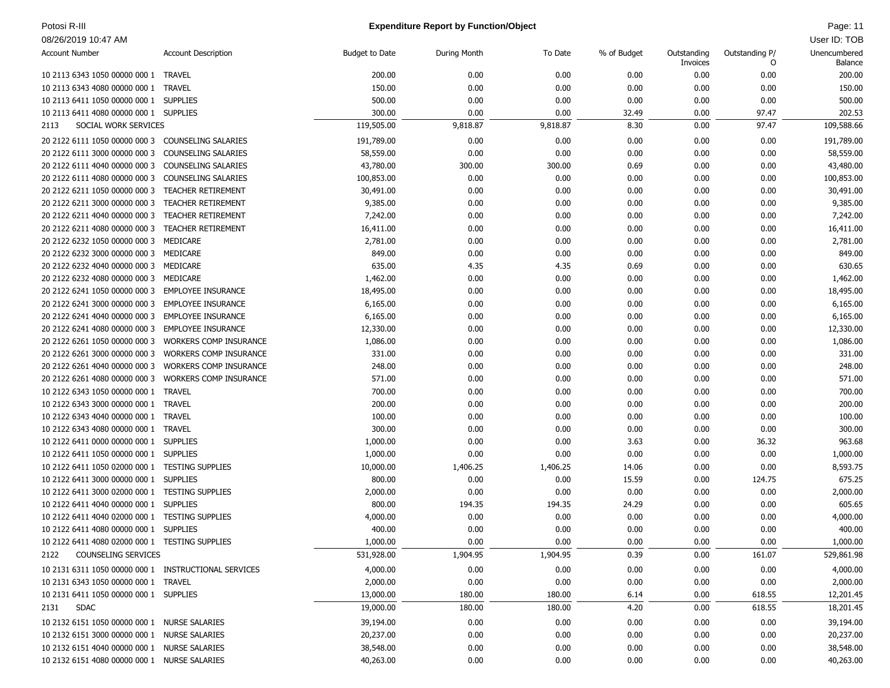**Potosi R-III**

**Expenditure Report by Function/Object**

08/26/2019 10:47 AM

| Account Number | Account Description | Budget to Date | During Month | To Date | % of Budget | Outstanding Invoices | Outstanding P/O | Unencumbered Balance |
|---|---|---|---|---|---|---|---|---|
| 10 2113 6343 1050 00000 000 1 | TRAVEL | 200.00 | 0.00 | 0.00 | 0.00 | 0.00 | 0.00 | 200.00 |
| 10 2113 6343 4080 00000 000 1 | TRAVEL | 150.00 | 0.00 | 0.00 | 0.00 | 0.00 | 0.00 | 150.00 |
| 10 2113 6411 1050 00000 000 1 | SUPPLIES | 500.00 | 0.00 | 0.00 | 0.00 | 0.00 | 0.00 | 500.00 |
| 10 2113 6411 4080 00000 000 1 | SUPPLIES | 300.00 | 0.00 | 0.00 | 32.49 | 0.00 | 97.47 | 202.53 |
| 2113 | SOCIAL WORK SERVICES | 119,505.00 | 9,818.87 | 9,818.87 | 8.30 | 0.00 | 97.47 | 109,588.66 |
| 20 2122 6111 1050 00000 000 3 | COUNSELING SALARIES | 191,789.00 | 0.00 | 0.00 | 0.00 | 0.00 | 0.00 | 191,789.00 |
| 20 2122 6111 3000 00000 000 3 | COUNSELING SALARIES | 58,559.00 | 0.00 | 0.00 | 0.00 | 0.00 | 0.00 | 58,559.00 |
| 20 2122 6111 4040 00000 000 3 | COUNSELING SALARIES | 43,780.00 | 300.00 | 300.00 | 0.69 | 0.00 | 0.00 | 43,480.00 |
| 20 2122 6111 4080 00000 000 3 | COUNSELING SALARIES | 100,853.00 | 0.00 | 0.00 | 0.00 | 0.00 | 0.00 | 100,853.00 |
| 20 2122 6211 1050 00000 000 3 | TEACHER RETIREMENT | 30,491.00 | 0.00 | 0.00 | 0.00 | 0.00 | 0.00 | 30,491.00 |
| 20 2122 6211 3000 00000 000 3 | TEACHER RETIREMENT | 9,385.00 | 0.00 | 0.00 | 0.00 | 0.00 | 0.00 | 9,385.00 |
| 20 2122 6211 4040 00000 000 3 | TEACHER RETIREMENT | 7,242.00 | 0.00 | 0.00 | 0.00 | 0.00 | 0.00 | 7,242.00 |
| 20 2122 6211 4080 00000 000 3 | TEACHER RETIREMENT | 16,411.00 | 0.00 | 0.00 | 0.00 | 0.00 | 0.00 | 16,411.00 |
| 20 2122 6232 1050 00000 000 3 | MEDICARE | 2,781.00 | 0.00 | 0.00 | 0.00 | 0.00 | 0.00 | 2,781.00 |
| 20 2122 6232 3000 00000 000 3 | MEDICARE | 849.00 | 0.00 | 0.00 | 0.00 | 0.00 | 0.00 | 849.00 |
| 20 2122 6232 4040 00000 000 3 | MEDICARE | 635.00 | 4.35 | 4.35 | 0.69 | 0.00 | 0.00 | 630.65 |
| 20 2122 6232 4080 00000 000 3 | MEDICARE | 1,462.00 | 0.00 | 0.00 | 0.00 | 0.00 | 0.00 | 1,462.00 |
| 20 2122 6241 1050 00000 000 3 | EMPLOYEE INSURANCE | 18,495.00 | 0.00 | 0.00 | 0.00 | 0.00 | 0.00 | 18,495.00 |
| 20 2122 6241 3000 00000 000 3 | EMPLOYEE INSURANCE | 6,165.00 | 0.00 | 0.00 | 0.00 | 0.00 | 0.00 | 6,165.00 |
| 20 2122 6241 4040 00000 000 3 | EMPLOYEE INSURANCE | 6,165.00 | 0.00 | 0.00 | 0.00 | 0.00 | 0.00 | 6,165.00 |
| 20 2122 6241 4080 00000 000 3 | EMPLOYEE INSURANCE | 12,330.00 | 0.00 | 0.00 | 0.00 | 0.00 | 0.00 | 12,330.00 |
| 20 2122 6261 1050 00000 000 3 | WORKERS COMP INSURANCE | 1,086.00 | 0.00 | 0.00 | 0.00 | 0.00 | 0.00 | 1,086.00 |
| 20 2122 6261 3000 00000 000 3 | WORKERS COMP INSURANCE | 331.00 | 0.00 | 0.00 | 0.00 | 0.00 | 0.00 | 331.00 |
| 20 2122 6261 4040 00000 000 3 | WORKERS COMP INSURANCE | 248.00 | 0.00 | 0.00 | 0.00 | 0.00 | 0.00 | 248.00 |
| 20 2122 6261 4080 00000 000 3 | WORKERS COMP INSURANCE | 571.00 | 0.00 | 0.00 | 0.00 | 0.00 | 0.00 | 571.00 |
| 10 2122 6343 1050 00000 000 1 | TRAVEL | 700.00 | 0.00 | 0.00 | 0.00 | 0.00 | 0.00 | 700.00 |
| 10 2122 6343 3000 00000 000 1 | TRAVEL | 200.00 | 0.00 | 0.00 | 0.00 | 0.00 | 0.00 | 200.00 |
| 10 2122 6343 4040 00000 000 1 | TRAVEL | 100.00 | 0.00 | 0.00 | 0.00 | 0.00 | 0.00 | 100.00 |
| 10 2122 6343 4080 00000 000 1 | TRAVEL | 300.00 | 0.00 | 0.00 | 0.00 | 0.00 | 0.00 | 300.00 |
| 10 2122 6411 0000 00000 000 1 | SUPPLIES | 1,000.00 | 0.00 | 0.00 | 3.63 | 0.00 | 36.32 | 963.68 |
| 10 2122 6411 1050 00000 000 1 | SUPPLIES | 1,000.00 | 0.00 | 0.00 | 0.00 | 0.00 | 0.00 | 1,000.00 |
| 10 2122 6411 1050 02000 000 1 | TESTING SUPPLIES | 10,000.00 | 1,406.25 | 1,406.25 | 14.06 | 0.00 | 0.00 | 8,593.75 |
| 10 2122 6411 3000 00000 000 1 | SUPPLIES | 800.00 | 0.00 | 0.00 | 15.59 | 0.00 | 124.75 | 675.25 |
| 10 2122 6411 3000 02000 000 1 | TESTING SUPPLIES | 2,000.00 | 0.00 | 0.00 | 0.00 | 0.00 | 0.00 | 2,000.00 |
| 10 2122 6411 4040 00000 000 1 | SUPPLIES | 800.00 | 194.35 | 194.35 | 24.29 | 0.00 | 0.00 | 605.65 |
| 10 2122 6411 4040 02000 000 1 | TESTING SUPPLIES | 4,000.00 | 0.00 | 0.00 | 0.00 | 0.00 | 0.00 | 4,000.00 |
| 10 2122 6411 4080 00000 000 1 | SUPPLIES | 400.00 | 0.00 | 0.00 | 0.00 | 0.00 | 0.00 | 400.00 |
| 10 2122 6411 4080 02000 000 1 | TESTING SUPPLIES | 1,000.00 | 0.00 | 0.00 | 0.00 | 0.00 | 0.00 | 1,000.00 |
| 2122 | COUNSELING SERVICES | 531,928.00 | 1,904.95 | 1,904.95 | 0.39 | 0.00 | 161.07 | 529,861.98 |
| 10 2131 6311 1050 00000 000 1 | INSTRUCTIONAL SERVICES | 4,000.00 | 0.00 | 0.00 | 0.00 | 0.00 | 0.00 | 4,000.00 |
| 10 2131 6343 1050 00000 000 1 | TRAVEL | 2,000.00 | 0.00 | 0.00 | 0.00 | 0.00 | 0.00 | 2,000.00 |
| 10 2131 6411 1050 00000 000 1 | SUPPLIES | 13,000.00 | 180.00 | 180.00 | 6.14 | 0.00 | 618.55 | 12,201.45 |
| 2131 | SDAC | 19,000.00 | 180.00 | 180.00 | 4.20 | 0.00 | 618.55 | 18,201.45 |
| 10 2132 6151 1050 00000 000 1 | NURSE SALARIES | 39,194.00 | 0.00 | 0.00 | 0.00 | 0.00 | 0.00 | 39,194.00 |
| 10 2132 6151 3000 00000 000 1 | NURSE SALARIES | 20,237.00 | 0.00 | 0.00 | 0.00 | 0.00 | 0.00 | 20,237.00 |
| 10 2132 6151 4040 00000 000 1 | NURSE SALARIES | 38,548.00 | 0.00 | 0.00 | 0.00 | 0.00 | 0.00 | 38,548.00 |
| 10 2132 6151 4080 00000 000 1 | NURSE SALARIES | 40,263.00 | 0.00 | 0.00 | 0.00 | 0.00 | 0.00 | 40,263.00 |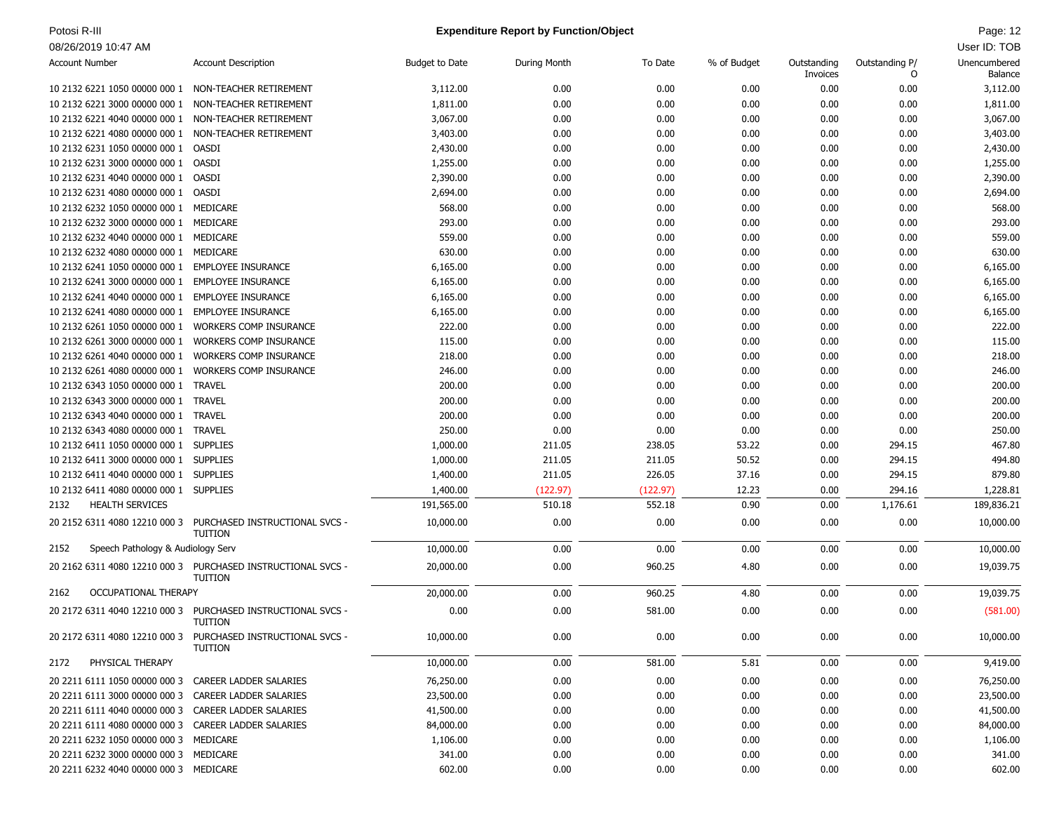Potosi R-III

08/26/2019 10:47 AM

# Expenditure Report by Function/Object

User ID: TOB

| Account Number | Account Description | Budget to Date | During Month | To Date | % of Budget | Outstanding Invoices | Outstanding P/O | Unencumbered Balance |
|---|---|---|---|---|---|---|---|---|
| 10 2132 6221 1050 00000 000 1 | NON-TEACHER RETIREMENT | 3,112.00 | 0.00 | 0.00 | 0.00 | 0.00 | 0.00 | 3,112.00 |
| 10 2132 6221 3000 00000 000 1 | NON-TEACHER RETIREMENT | 1,811.00 | 0.00 | 0.00 | 0.00 | 0.00 | 0.00 | 1,811.00 |
| 10 2132 6221 4040 00000 000 1 | NON-TEACHER RETIREMENT | 3,067.00 | 0.00 | 0.00 | 0.00 | 0.00 | 0.00 | 3,067.00 |
| 10 2132 6221 4080 00000 000 1 | NON-TEACHER RETIREMENT | 3,403.00 | 0.00 | 0.00 | 0.00 | 0.00 | 0.00 | 3,403.00 |
| 10 2132 6231 1050 00000 000 1 | OASDI | 2,430.00 | 0.00 | 0.00 | 0.00 | 0.00 | 0.00 | 2,430.00 |
| 10 2132 6231 3000 00000 000 1 | OASDI | 1,255.00 | 0.00 | 0.00 | 0.00 | 0.00 | 0.00 | 1,255.00 |
| 10 2132 6231 4040 00000 000 1 | OASDI | 2,390.00 | 0.00 | 0.00 | 0.00 | 0.00 | 0.00 | 2,390.00 |
| 10 2132 6231 4080 00000 000 1 | OASDI | 2,694.00 | 0.00 | 0.00 | 0.00 | 0.00 | 0.00 | 2,694.00 |
| 10 2132 6232 1050 00000 000 1 | MEDICARE | 568.00 | 0.00 | 0.00 | 0.00 | 0.00 | 0.00 | 568.00 |
| 10 2132 6232 3000 00000 000 1 | MEDICARE | 293.00 | 0.00 | 0.00 | 0.00 | 0.00 | 0.00 | 293.00 |
| 10 2132 6232 4040 00000 000 1 | MEDICARE | 559.00 | 0.00 | 0.00 | 0.00 | 0.00 | 0.00 | 559.00 |
| 10 2132 6232 4080 00000 000 1 | MEDICARE | 630.00 | 0.00 | 0.00 | 0.00 | 0.00 | 0.00 | 630.00 |
| 10 2132 6241 1050 00000 000 1 | EMPLOYEE INSURANCE | 6,165.00 | 0.00 | 0.00 | 0.00 | 0.00 | 0.00 | 6,165.00 |
| 10 2132 6241 3000 00000 000 1 | EMPLOYEE INSURANCE | 6,165.00 | 0.00 | 0.00 | 0.00 | 0.00 | 0.00 | 6,165.00 |
| 10 2132 6241 4040 00000 000 1 | EMPLOYEE INSURANCE | 6,165.00 | 0.00 | 0.00 | 0.00 | 0.00 | 0.00 | 6,165.00 |
| 10 2132 6241 4080 00000 000 1 | EMPLOYEE INSURANCE | 6,165.00 | 0.00 | 0.00 | 0.00 | 0.00 | 0.00 | 6,165.00 |
| 10 2132 6261 1050 00000 000 1 | WORKERS COMP INSURANCE | 222.00 | 0.00 | 0.00 | 0.00 | 0.00 | 0.00 | 222.00 |
| 10 2132 6261 3000 00000 000 1 | WORKERS COMP INSURANCE | 115.00 | 0.00 | 0.00 | 0.00 | 0.00 | 0.00 | 115.00 |
| 10 2132 6261 4040 00000 000 1 | WORKERS COMP INSURANCE | 218.00 | 0.00 | 0.00 | 0.00 | 0.00 | 0.00 | 218.00 |
| 10 2132 6261 4080 00000 000 1 | WORKERS COMP INSURANCE | 246.00 | 0.00 | 0.00 | 0.00 | 0.00 | 0.00 | 246.00 |
| 10 2132 6343 1050 00000 000 1 | TRAVEL | 200.00 | 0.00 | 0.00 | 0.00 | 0.00 | 0.00 | 200.00 |
| 10 2132 6343 3000 00000 000 1 | TRAVEL | 200.00 | 0.00 | 0.00 | 0.00 | 0.00 | 0.00 | 200.00 |
| 10 2132 6343 4040 00000 000 1 | TRAVEL | 200.00 | 0.00 | 0.00 | 0.00 | 0.00 | 0.00 | 200.00 |
| 10 2132 6343 4080 00000 000 1 | TRAVEL | 250.00 | 0.00 | 0.00 | 0.00 | 0.00 | 0.00 | 250.00 |
| 10 2132 6411 1050 00000 000 1 | SUPPLIES | 1,000.00 | 211.05 | 238.05 | 53.22 | 0.00 | 294.15 | 467.80 |
| 10 2132 6411 3000 00000 000 1 | SUPPLIES | 1,000.00 | 211.05 | 211.05 | 50.52 | 0.00 | 294.15 | 494.80 |
| 10 2132 6411 4040 00000 000 1 | SUPPLIES | 1,400.00 | 211.05 | 226.05 | 37.16 | 0.00 | 294.15 | 879.80 |
| 10 2132 6411 4080 00000 000 1 | SUPPLIES | 1,400.00 | (122.97) | (122.97) | 12.23 | 0.00 | 294.16 | 1,228.81 |
| 2132 | HEALTH SERVICES | 191,565.00 | 510.18 | 552.18 | 0.90 | 0.00 | 1,176.61 | 189,836.21 |
| 20 2152 6311 4080 12210 000 3 | PURCHASED INSTRUCTIONAL SVCS - TUITION | 10,000.00 | 0.00 | 0.00 | 0.00 | 0.00 | 0.00 | 10,000.00 |
| 2152 | Speech Pathology & Audiology Serv | 10,000.00 | 0.00 | 0.00 | 0.00 | 0.00 | 0.00 | 10,000.00 |
| 20 2162 6311 4080 12210 000 3 | PURCHASED INSTRUCTIONAL SVCS - TUITION | 20,000.00 | 0.00 | 960.25 | 4.80 | 0.00 | 0.00 | 19,039.75 |
| 2162 | OCCUPATIONAL THERAPY | 20,000.00 | 0.00 | 960.25 | 4.80 | 0.00 | 0.00 | 19,039.75 |
| 20 2172 6311 4040 12210 000 3 | PURCHASED INSTRUCTIONAL SVCS - TUITION | 0.00 | 0.00 | 581.00 | 0.00 | 0.00 | 0.00 | (581.00) |
| 20 2172 6311 4080 12210 000 3 | PURCHASED INSTRUCTIONAL SVCS - TUITION | 10,000.00 | 0.00 | 0.00 | 0.00 | 0.00 | 0.00 | 10,000.00 |
| 2172 | PHYSICAL THERAPY | 10,000.00 | 0.00 | 581.00 | 5.81 | 0.00 | 0.00 | 9,419.00 |
| 20 2211 6111 1050 00000 000 3 | CAREER LADDER SALARIES | 76,250.00 | 0.00 | 0.00 | 0.00 | 0.00 | 0.00 | 76,250.00 |
| 20 2211 6111 3000 00000 000 3 | CAREER LADDER SALARIES | 23,500.00 | 0.00 | 0.00 | 0.00 | 0.00 | 0.00 | 23,500.00 |
| 20 2211 6111 4040 00000 000 3 | CAREER LADDER SALARIES | 41,500.00 | 0.00 | 0.00 | 0.00 | 0.00 | 0.00 | 41,500.00 |
| 20 2211 6111 4080 00000 000 3 | CAREER LADDER SALARIES | 84,000.00 | 0.00 | 0.00 | 0.00 | 0.00 | 0.00 | 84,000.00 |
| 20 2211 6232 1050 00000 000 3 | MEDICARE | 1,106.00 | 0.00 | 0.00 | 0.00 | 0.00 | 0.00 | 1,106.00 |
| 20 2211 6232 3000 00000 000 3 | MEDICARE | 341.00 | 0.00 | 0.00 | 0.00 | 0.00 | 0.00 | 341.00 |
| 20 2211 6232 4040 00000 000 3 | MEDICARE | 602.00 | 0.00 | 0.00 | 0.00 | 0.00 | 0.00 | 602.00 |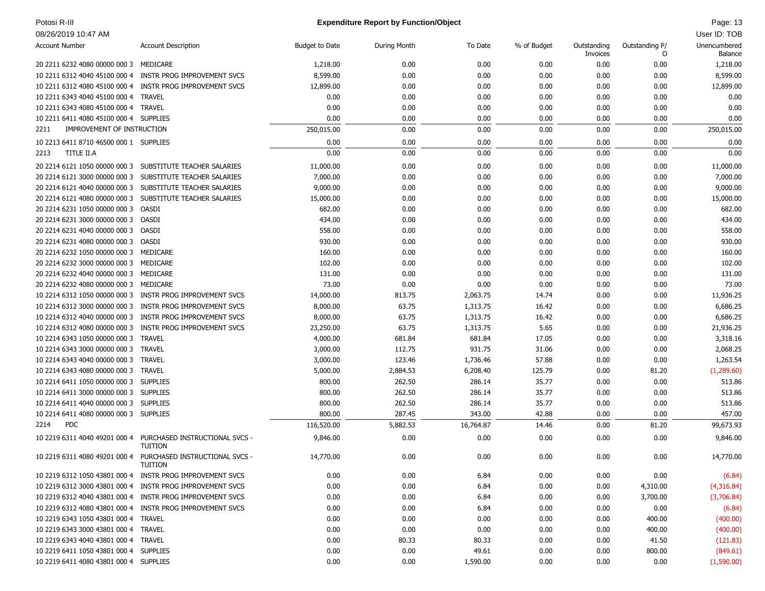| Account Number | Account Description | Budget to Date | During Month | To Date | % of Budget | Outstanding Invoices | Outstanding P/O | Unencumbered Balance |
|---|---|---|---|---|---|---|---|---|
| 20 2211 6232 4080 00000 000 3 | MEDICARE | 1,218.00 | 0.00 | 0.00 | 0.00 | 0.00 | 0.00 | 1,218.00 |
| 10 2211 6312 4040 45100 000 4 | INSTR PROG IMPROVEMENT SVCS | 8,599.00 | 0.00 | 0.00 | 0.00 | 0.00 | 0.00 | 8,599.00 |
| 10 2211 6312 4080 45100 000 4 | INSTR PROG IMPROVEMENT SVCS | 12,899.00 | 0.00 | 0.00 | 0.00 | 0.00 | 0.00 | 12,899.00 |
| 10 2211 6343 4040 45100 000 4 | TRAVEL | 0.00 | 0.00 | 0.00 | 0.00 | 0.00 | 0.00 | 0.00 |
| 10 2211 6343 4080 45100 000 4 | TRAVEL | 0.00 | 0.00 | 0.00 | 0.00 | 0.00 | 0.00 | 0.00 |
| 10 2211 6411 4080 45100 000 4 | SUPPLIES | 0.00 | 0.00 | 0.00 | 0.00 | 0.00 | 0.00 | 0.00 |
| 2211 | IMPROVEMENT OF INSTRUCTION | 250,015.00 | 0.00 | 0.00 | 0.00 | 0.00 | 0.00 | 250,015.00 |
| 10 2213 6411 8710 46500 000 1 | SUPPLIES | 0.00 | 0.00 | 0.00 | 0.00 | 0.00 | 0.00 | 0.00 |
| 2213 | TITLE II.A | 0.00 | 0.00 | 0.00 | 0.00 | 0.00 | 0.00 | 0.00 |
| 20 2214 6121 1050 00000 000 3 | SUBSTITUTE TEACHER SALARIES | 11,000.00 | 0.00 | 0.00 | 0.00 | 0.00 | 0.00 | 11,000.00 |
| 20 2214 6121 3000 00000 000 3 | SUBSTITUTE TEACHER SALARIES | 7,000.00 | 0.00 | 0.00 | 0.00 | 0.00 | 0.00 | 7,000.00 |
| 20 2214 6121 4040 00000 000 3 | SUBSTITUTE TEACHER SALARIES | 9,000.00 | 0.00 | 0.00 | 0.00 | 0.00 | 0.00 | 9,000.00 |
| 20 2214 6121 4080 00000 000 3 | SUBSTITUTE TEACHER SALARIES | 15,000.00 | 0.00 | 0.00 | 0.00 | 0.00 | 0.00 | 15,000.00 |
| 20 2214 6231 1050 00000 000 3 | OASDI | 682.00 | 0.00 | 0.00 | 0.00 | 0.00 | 0.00 | 682.00 |
| 20 2214 6231 3000 00000 000 3 | OASDI | 434.00 | 0.00 | 0.00 | 0.00 | 0.00 | 0.00 | 434.00 |
| 20 2214 6231 4040 00000 000 3 | OASDI | 558.00 | 0.00 | 0.00 | 0.00 | 0.00 | 0.00 | 558.00 |
| 20 2214 6231 4080 00000 000 3 | OASDI | 930.00 | 0.00 | 0.00 | 0.00 | 0.00 | 0.00 | 930.00 |
| 20 2214 6232 1050 00000 000 3 | MEDICARE | 160.00 | 0.00 | 0.00 | 0.00 | 0.00 | 0.00 | 160.00 |
| 20 2214 6232 3000 00000 000 3 | MEDICARE | 102.00 | 0.00 | 0.00 | 0.00 | 0.00 | 0.00 | 102.00 |
| 20 2214 6232 4040 00000 000 3 | MEDICARE | 131.00 | 0.00 | 0.00 | 0.00 | 0.00 | 0.00 | 131.00 |
| 20 2214 6232 4080 00000 000 3 | MEDICARE | 73.00 | 0.00 | 0.00 | 0.00 | 0.00 | 0.00 | 73.00 |
| 10 2214 6312 1050 00000 000 3 | INSTR PROG IMPROVEMENT SVCS | 14,000.00 | 813.75 | 2,063.75 | 14.74 | 0.00 | 0.00 | 11,936.25 |
| 10 2214 6312 3000 00000 000 3 | INSTR PROG IMPROVEMENT SVCS | 8,000.00 | 63.75 | 1,313.75 | 16.42 | 0.00 | 0.00 | 6,686.25 |
| 10 2214 6312 4040 00000 000 3 | INSTR PROG IMPROVEMENT SVCS | 8,000.00 | 63.75 | 1,313.75 | 16.42 | 0.00 | 0.00 | 6,686.25 |
| 10 2214 6312 4080 00000 000 3 | INSTR PROG IMPROVEMENT SVCS | 23,250.00 | 63.75 | 1,313.75 | 5.65 | 0.00 | 0.00 | 21,936.25 |
| 10 2214 6343 1050 00000 000 3 | TRAVEL | 4,000.00 | 681.84 | 681.84 | 17.05 | 0.00 | 0.00 | 3,318.16 |
| 10 2214 6343 3000 00000 000 3 | TRAVEL | 3,000.00 | 112.75 | 931.75 | 31.06 | 0.00 | 0.00 | 2,068.25 |
| 10 2214 6343 4040 00000 000 3 | TRAVEL | 3,000.00 | 123.46 | 1,736.46 | 57.88 | 0.00 | 0.00 | 1,263.54 |
| 10 2214 6343 4080 00000 000 3 | TRAVEL | 5,000.00 | 2,884.53 | 6,208.40 | 125.79 | 0.00 | 81.20 | (1,289.60) |
| 10 2214 6411 1050 00000 000 3 | SUPPLIES | 800.00 | 262.50 | 286.14 | 35.77 | 0.00 | 0.00 | 513.86 |
| 10 2214 6411 3000 00000 000 3 | SUPPLIES | 800.00 | 262.50 | 286.14 | 35.77 | 0.00 | 0.00 | 513.86 |
| 10 2214 6411 4040 00000 000 3 | SUPPLIES | 800.00 | 262.50 | 286.14 | 35.77 | 0.00 | 0.00 | 513.86 |
| 10 2214 6411 4080 00000 000 3 | SUPPLIES | 800.00 | 287.45 | 343.00 | 42.88 | 0.00 | 0.00 | 457.00 |
| 2214 | PDC | 116,520.00 | 5,882.53 | 16,764.87 | 14.46 | 0.00 | 81.20 | 99,673.93 |
| 10 2219 6311 4040 49201 000 4 | PURCHASED INSTRUCTIONAL SVCS - TUITION | 9,846.00 | 0.00 | 0.00 | 0.00 | 0.00 | 0.00 | 9,846.00 |
| 10 2219 6311 4080 49201 000 4 | PURCHASED INSTRUCTIONAL SVCS - TUITION | 14,770.00 | 0.00 | 0.00 | 0.00 | 0.00 | 0.00 | 14,770.00 |
| 10 2219 6312 1050 43801 000 4 | INSTR PROG IMPROVEMENT SVCS | 0.00 | 0.00 | 6.84 | 0.00 | 0.00 | 0.00 | (6.84) |
| 10 2219 6312 3000 43801 000 4 | INSTR PROG IMPROVEMENT SVCS | 0.00 | 0.00 | 6.84 | 0.00 | 0.00 | 4,310.00 | (4,316.84) |
| 10 2219 6312 4040 43801 000 4 | INSTR PROG IMPROVEMENT SVCS | 0.00 | 0.00 | 6.84 | 0.00 | 0.00 | 3,700.00 | (3,706.84) |
| 10 2219 6312 4080 43801 000 4 | INSTR PROG IMPROVEMENT SVCS | 0.00 | 0.00 | 6.84 | 0.00 | 0.00 | 0.00 | (6.84) |
| 10 2219 6343 1050 43801 000 4 | TRAVEL | 0.00 | 0.00 | 0.00 | 0.00 | 0.00 | 400.00 | (400.00) |
| 10 2219 6343 3000 43801 000 4 | TRAVEL | 0.00 | 0.00 | 0.00 | 0.00 | 0.00 | 400.00 | (400.00) |
| 10 2219 6343 4040 43801 000 4 | TRAVEL | 0.00 | 80.33 | 80.33 | 0.00 | 0.00 | 41.50 | (121.83) |
| 10 2219 6411 1050 43801 000 4 | SUPPLIES | 0.00 | 0.00 | 49.61 | 0.00 | 0.00 | 800.00 | (849.61) |
| 10 2219 6411 4080 43801 000 4 | SUPPLIES | 0.00 | 0.00 | 1,590.00 | 0.00 | 0.00 | 0.00 | (1,590.00) |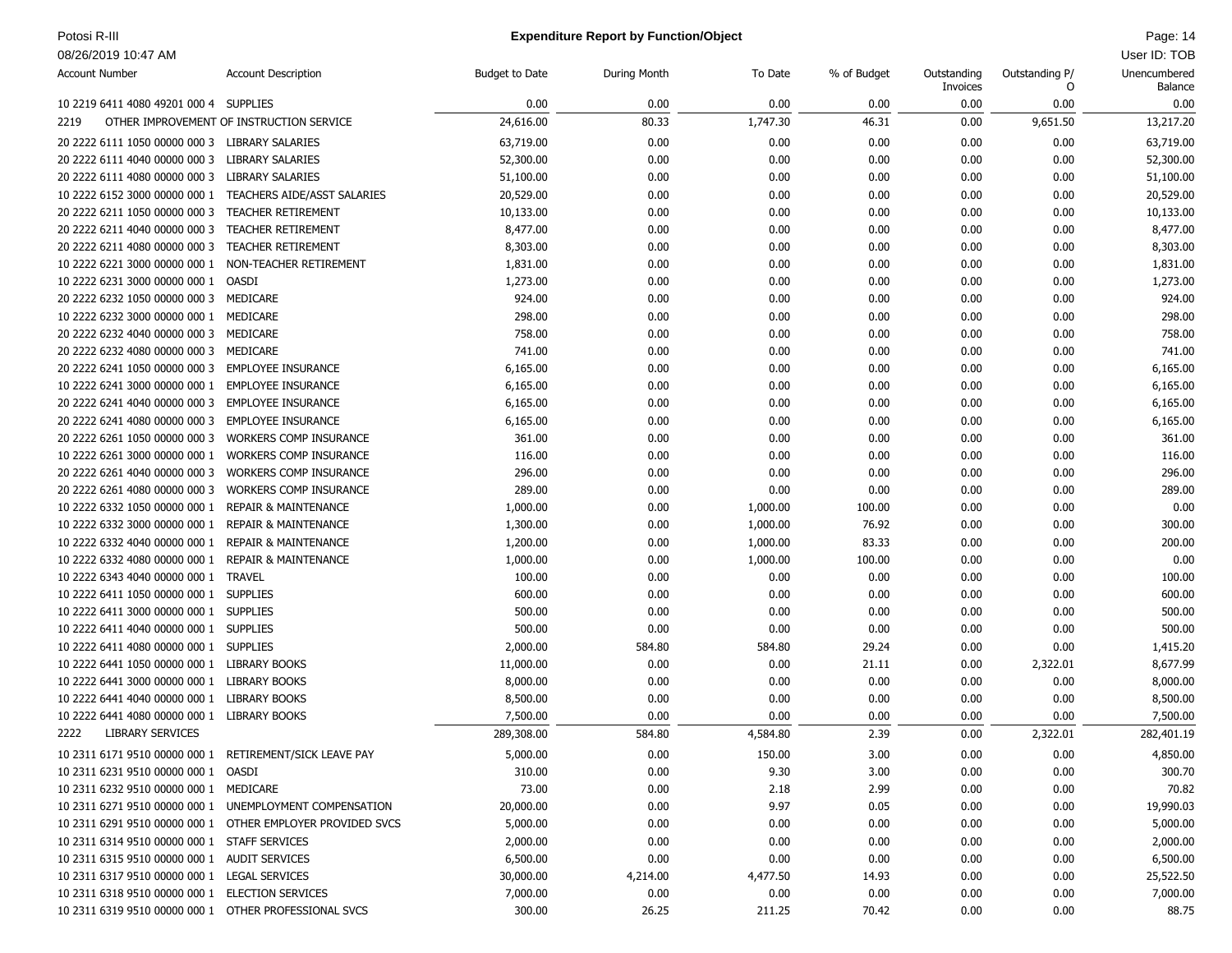Potosi R-III

**Expenditure Report by Function/Object**

08/26/2019 10:47 AM

User ID: TOB

| Account Number | Account Description | Budget to Date | During Month | To Date | % of Budget | Outstanding Invoices | Outstanding P/O | Unencumbered Balance |
|---|---|---|---|---|---|---|---|---|
| 10 2219 6411 4080 49201 000 4 | SUPPLIES | 0.00 | 0.00 | 0.00 | 0.00 | 0.00 | 0.00 | 0.00 |
| 2219 | OTHER IMPROVEMENT OF INSTRUCTION SERVICE | 24,616.00 | 80.33 | 1,747.30 | 46.31 | 0.00 | 9,651.50 | 13,217.20 |
| 20 2222 6111 1050 00000 000 3 | LIBRARY SALARIES | 63,719.00 | 0.00 | 0.00 | 0.00 | 0.00 | 0.00 | 63,719.00 |
| 20 2222 6111 4040 00000 000 3 | LIBRARY SALARIES | 52,300.00 | 0.00 | 0.00 | 0.00 | 0.00 | 0.00 | 52,300.00 |
| 20 2222 6111 4080 00000 000 3 | LIBRARY SALARIES | 51,100.00 | 0.00 | 0.00 | 0.00 | 0.00 | 0.00 | 51,100.00 |
| 10 2222 6152 3000 00000 000 1 | TEACHERS AIDE/ASST SALARIES | 20,529.00 | 0.00 | 0.00 | 0.00 | 0.00 | 0.00 | 20,529.00 |
| 20 2222 6211 1050 00000 000 3 | TEACHER RETIREMENT | 10,133.00 | 0.00 | 0.00 | 0.00 | 0.00 | 0.00 | 10,133.00 |
| 20 2222 6211 4040 00000 000 3 | TEACHER RETIREMENT | 8,477.00 | 0.00 | 0.00 | 0.00 | 0.00 | 0.00 | 8,477.00 |
| 20 2222 6211 4080 00000 000 3 | TEACHER RETIREMENT | 8,303.00 | 0.00 | 0.00 | 0.00 | 0.00 | 0.00 | 8,303.00 |
| 10 2222 6221 3000 00000 000 1 | NON-TEACHER RETIREMENT | 1,831.00 | 0.00 | 0.00 | 0.00 | 0.00 | 0.00 | 1,831.00 |
| 10 2222 6231 3000 00000 000 1 | OASDI | 1,273.00 | 0.00 | 0.00 | 0.00 | 0.00 | 0.00 | 1,273.00 |
| 20 2222 6232 1050 00000 000 3 | MEDICARE | 924.00 | 0.00 | 0.00 | 0.00 | 0.00 | 0.00 | 924.00 |
| 10 2222 6232 3000 00000 000 1 | MEDICARE | 298.00 | 0.00 | 0.00 | 0.00 | 0.00 | 0.00 | 298.00 |
| 20 2222 6232 4040 00000 000 3 | MEDICARE | 758.00 | 0.00 | 0.00 | 0.00 | 0.00 | 0.00 | 758.00 |
| 20 2222 6232 4080 00000 000 3 | MEDICARE | 741.00 | 0.00 | 0.00 | 0.00 | 0.00 | 0.00 | 741.00 |
| 20 2222 6241 1050 00000 000 3 | EMPLOYEE INSURANCE | 6,165.00 | 0.00 | 0.00 | 0.00 | 0.00 | 0.00 | 6,165.00 |
| 10 2222 6241 3000 00000 000 1 | EMPLOYEE INSURANCE | 6,165.00 | 0.00 | 0.00 | 0.00 | 0.00 | 0.00 | 6,165.00 |
| 20 2222 6241 4040 00000 000 3 | EMPLOYEE INSURANCE | 6,165.00 | 0.00 | 0.00 | 0.00 | 0.00 | 0.00 | 6,165.00 |
| 20 2222 6241 4080 00000 000 3 | EMPLOYEE INSURANCE | 6,165.00 | 0.00 | 0.00 | 0.00 | 0.00 | 0.00 | 6,165.00 |
| 20 2222 6261 1050 00000 000 3 | WORKERS COMP INSURANCE | 361.00 | 0.00 | 0.00 | 0.00 | 0.00 | 0.00 | 361.00 |
| 10 2222 6261 3000 00000 000 1 | WORKERS COMP INSURANCE | 116.00 | 0.00 | 0.00 | 0.00 | 0.00 | 0.00 | 116.00 |
| 20 2222 6261 4040 00000 000 3 | WORKERS COMP INSURANCE | 296.00 | 0.00 | 0.00 | 0.00 | 0.00 | 0.00 | 296.00 |
| 20 2222 6261 4080 00000 000 3 | WORKERS COMP INSURANCE | 289.00 | 0.00 | 0.00 | 0.00 | 0.00 | 0.00 | 289.00 |
| 10 2222 6332 1050 00000 000 1 | REPAIR & MAINTENANCE | 1,000.00 | 0.00 | 1,000.00 | 100.00 | 0.00 | 0.00 | 0.00 |
| 10 2222 6332 3000 00000 000 1 | REPAIR & MAINTENANCE | 1,300.00 | 0.00 | 1,000.00 | 76.92 | 0.00 | 0.00 | 300.00 |
| 10 2222 6332 4040 00000 000 1 | REPAIR & MAINTENANCE | 1,200.00 | 0.00 | 1,000.00 | 83.33 | 0.00 | 0.00 | 200.00 |
| 10 2222 6332 4080 00000 000 1 | REPAIR & MAINTENANCE | 1,000.00 | 0.00 | 1,000.00 | 100.00 | 0.00 | 0.00 | 0.00 |
| 10 2222 6343 4040 00000 000 1 | TRAVEL | 100.00 | 0.00 | 0.00 | 0.00 | 0.00 | 0.00 | 100.00 |
| 10 2222 6411 1050 00000 000 1 | SUPPLIES | 600.00 | 0.00 | 0.00 | 0.00 | 0.00 | 0.00 | 600.00 |
| 10 2222 6411 3000 00000 000 1 | SUPPLIES | 500.00 | 0.00 | 0.00 | 0.00 | 0.00 | 0.00 | 500.00 |
| 10 2222 6411 4040 00000 000 1 | SUPPLIES | 500.00 | 0.00 | 0.00 | 0.00 | 0.00 | 0.00 | 500.00 |
| 10 2222 6411 4080 00000 000 1 | SUPPLIES | 2,000.00 | 584.80 | 584.80 | 29.24 | 0.00 | 0.00 | 1,415.20 |
| 10 2222 6441 1050 00000 000 1 | LIBRARY BOOKS | 11,000.00 | 0.00 | 0.00 | 21.11 | 0.00 | 2,322.01 | 8,677.99 |
| 10 2222 6441 3000 00000 000 1 | LIBRARY BOOKS | 8,000.00 | 0.00 | 0.00 | 0.00 | 0.00 | 0.00 | 8,000.00 |
| 10 2222 6441 4040 00000 000 1 | LIBRARY BOOKS | 8,500.00 | 0.00 | 0.00 | 0.00 | 0.00 | 0.00 | 8,500.00 |
| 10 2222 6441 4080 00000 000 1 | LIBRARY BOOKS | 7,500.00 | 0.00 | 0.00 | 0.00 | 0.00 | 0.00 | 7,500.00 |
| 2222 | LIBRARY SERVICES | 289,308.00 | 584.80 | 4,584.80 | 2.39 | 0.00 | 2,322.01 | 282,401.19 |
| 10 2311 6171 9510 00000 000 1 | RETIREMENT/SICK LEAVE PAY | 5,000.00 | 0.00 | 150.00 | 3.00 | 0.00 | 0.00 | 4,850.00 |
| 10 2311 6231 9510 00000 000 1 | OASDI | 310.00 | 0.00 | 9.30 | 3.00 | 0.00 | 0.00 | 300.70 |
| 10 2311 6232 9510 00000 000 1 | MEDICARE | 73.00 | 0.00 | 2.18 | 2.99 | 0.00 | 0.00 | 70.82 |
| 10 2311 6271 9510 00000 000 1 | UNEMPLOYMENT COMPENSATION | 20,000.00 | 0.00 | 9.97 | 0.05 | 0.00 | 0.00 | 19,990.03 |
| 10 2311 6291 9510 00000 000 1 | OTHER EMPLOYER PROVIDED SVCS | 5,000.00 | 0.00 | 0.00 | 0.00 | 0.00 | 0.00 | 5,000.00 |
| 10 2311 6314 9510 00000 000 1 | STAFF SERVICES | 2,000.00 | 0.00 | 0.00 | 0.00 | 0.00 | 0.00 | 2,000.00 |
| 10 2311 6315 9510 00000 000 1 | AUDIT SERVICES | 6,500.00 | 0.00 | 0.00 | 0.00 | 0.00 | 0.00 | 6,500.00 |
| 10 2311 6317 9510 00000 000 1 | LEGAL SERVICES | 30,000.00 | 4,214.00 | 4,477.50 | 14.93 | 0.00 | 0.00 | 25,522.50 |
| 10 2311 6318 9510 00000 000 1 | ELECTION SERVICES | 7,000.00 | 0.00 | 0.00 | 0.00 | 0.00 | 0.00 | 7,000.00 |
| 10 2311 6319 9510 00000 000 1 | OTHER PROFESSIONAL SVCS | 300.00 | 26.25 | 211.25 | 70.42 | 0.00 | 0.00 | 88.75 |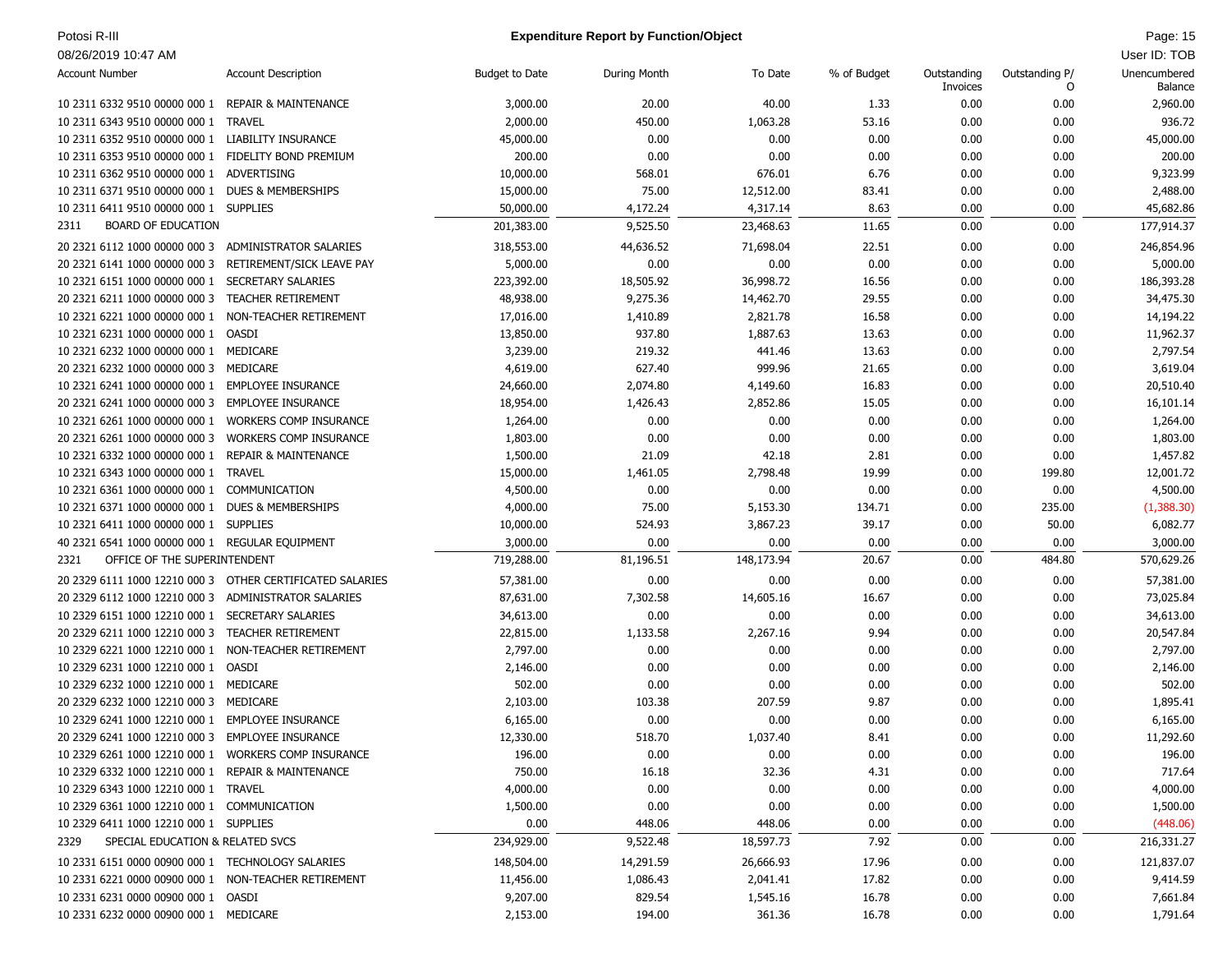**Expenditure Report by Function/Object**

Potosi R-III
08/26/2019 10:47 AM
User ID: TOB

| Account Number | Account Description | Budget to Date | During Month | To Date | % of Budget | Outstanding Invoices | Outstanding P/O | Unencumbered Balance |
|---|---|---|---|---|---|---|---|---|
| 10 2311 6332 9510 00000 000 1 | REPAIR & MAINTENANCE | 3,000.00 | 20.00 | 40.00 | 1.33 | 0.00 | 0.00 | 2,960.00 |
| 10 2311 6343 9510 00000 000 1 | TRAVEL | 2,000.00 | 450.00 | 1,063.28 | 53.16 | 0.00 | 0.00 | 936.72 |
| 10 2311 6352 9510 00000 000 1 | LIABILITY INSURANCE | 45,000.00 | 0.00 | 0.00 | 0.00 | 0.00 | 0.00 | 45,000.00 |
| 10 2311 6353 9510 00000 000 1 | FIDELITY BOND PREMIUM | 200.00 | 0.00 | 0.00 | 0.00 | 0.00 | 0.00 | 200.00 |
| 10 2311 6362 9510 00000 000 1 | ADVERTISING | 10,000.00 | 568.01 | 676.01 | 6.76 | 0.00 | 0.00 | 9,323.99 |
| 10 2311 6371 9510 00000 000 1 | DUES & MEMBERSHIPS | 15,000.00 | 75.00 | 12,512.00 | 83.41 | 0.00 | 0.00 | 2,488.00 |
| 10 2311 6411 9510 00000 000 1 | SUPPLIES | 50,000.00 | 4,172.24 | 4,317.14 | 8.63 | 0.00 | 0.00 | 45,682.86 |
| 2311 | BOARD OF EDUCATION | 201,383.00 | 9,525.50 | 23,468.63 | 11.65 | 0.00 | 0.00 | 177,914.37 |
| 20 2321 6112 1000 00000 000 3 | ADMINISTRATOR SALARIES | 318,553.00 | 44,636.52 | 71,698.04 | 22.51 | 0.00 | 0.00 | 246,854.96 |
| 20 2321 6141 1000 00000 000 3 | RETIREMENT/SICK LEAVE PAY | 5,000.00 | 0.00 | 0.00 | 0.00 | 0.00 | 0.00 | 5,000.00 |
| 10 2321 6151 1000 00000 000 1 | SECRETARY SALARIES | 223,392.00 | 18,505.92 | 36,998.72 | 16.56 | 0.00 | 0.00 | 186,393.28 |
| 20 2321 6211 1000 00000 000 3 | TEACHER RETIREMENT | 48,938.00 | 9,275.36 | 14,462.70 | 29.55 | 0.00 | 0.00 | 34,475.30 |
| 10 2321 6221 1000 00000 000 1 | NON-TEACHER RETIREMENT | 17,016.00 | 1,410.89 | 2,821.78 | 16.58 | 0.00 | 0.00 | 14,194.22 |
| 10 2321 6231 1000 00000 000 1 | OASDI | 13,850.00 | 937.80 | 1,887.63 | 13.63 | 0.00 | 0.00 | 11,962.37 |
| 10 2321 6232 1000 00000 000 1 | MEDICARE | 3,239.00 | 219.32 | 441.46 | 13.63 | 0.00 | 0.00 | 2,797.54 |
| 20 2321 6232 1000 00000 000 3 | MEDICARE | 4,619.00 | 627.40 | 999.96 | 21.65 | 0.00 | 0.00 | 3,619.04 |
| 10 2321 6241 1000 00000 000 1 | EMPLOYEE INSURANCE | 24,660.00 | 2,074.80 | 4,149.60 | 16.83 | 0.00 | 0.00 | 20,510.40 |
| 20 2321 6241 1000 00000 000 3 | EMPLOYEE INSURANCE | 18,954.00 | 1,426.43 | 2,852.86 | 15.05 | 0.00 | 0.00 | 16,101.14 |
| 10 2321 6261 1000 00000 000 1 | WORKERS COMP INSURANCE | 1,264.00 | 0.00 | 0.00 | 0.00 | 0.00 | 0.00 | 1,264.00 |
| 20 2321 6261 1000 00000 000 3 | WORKERS COMP INSURANCE | 1,803.00 | 0.00 | 0.00 | 0.00 | 0.00 | 0.00 | 1,803.00 |
| 10 2321 6332 1000 00000 000 1 | REPAIR & MAINTENANCE | 1,500.00 | 21.09 | 42.18 | 2.81 | 0.00 | 0.00 | 1,457.82 |
| 10 2321 6343 1000 00000 000 1 | TRAVEL | 15,000.00 | 1,461.05 | 2,798.48 | 19.99 | 0.00 | 199.80 | 12,001.72 |
| 10 2321 6361 1000 00000 000 1 | COMMUNICATION | 4,500.00 | 0.00 | 0.00 | 0.00 | 0.00 | 0.00 | 4,500.00 |
| 10 2321 6371 1000 00000 000 1 | DUES & MEMBERSHIPS | 4,000.00 | 75.00 | 5,153.30 | 134.71 | 0.00 | 235.00 | (1,388.30) |
| 10 2321 6411 1000 00000 000 1 | SUPPLIES | 10,000.00 | 524.93 | 3,867.23 | 39.17 | 0.00 | 50.00 | 6,082.77 |
| 40 2321 6541 1000 00000 000 1 | REGULAR EQUIPMENT | 3,000.00 | 0.00 | 0.00 | 0.00 | 0.00 | 0.00 | 3,000.00 |
| 2321 | OFFICE OF THE SUPERINTENDENT | 719,288.00 | 81,196.51 | 148,173.94 | 20.67 | 0.00 | 484.80 | 570,629.26 |
| 20 2329 6111 1000 12210 000 3 | OTHER CERTIFICATED SALARIES | 57,381.00 | 0.00 | 0.00 | 0.00 | 0.00 | 0.00 | 57,381.00 |
| 20 2329 6112 1000 12210 000 3 | ADMINISTRATOR SALARIES | 87,631.00 | 7,302.58 | 14,605.16 | 16.67 | 0.00 | 0.00 | 73,025.84 |
| 10 2329 6151 1000 12210 000 1 | SECRETARY SALARIES | 34,613.00 | 0.00 | 0.00 | 0.00 | 0.00 | 0.00 | 34,613.00 |
| 20 2329 6211 1000 12210 000 3 | TEACHER RETIREMENT | 22,815.00 | 1,133.58 | 2,267.16 | 9.94 | 0.00 | 0.00 | 20,547.84 |
| 10 2329 6221 1000 12210 000 1 | NON-TEACHER RETIREMENT | 2,797.00 | 0.00 | 0.00 | 0.00 | 0.00 | 0.00 | 2,797.00 |
| 10 2329 6231 1000 12210 000 1 | OASDI | 2,146.00 | 0.00 | 0.00 | 0.00 | 0.00 | 0.00 | 2,146.00 |
| 10 2329 6232 1000 12210 000 1 | MEDICARE | 502.00 | 0.00 | 0.00 | 0.00 | 0.00 | 0.00 | 502.00 |
| 20 2329 6232 1000 12210 000 3 | MEDICARE | 2,103.00 | 103.38 | 207.59 | 9.87 | 0.00 | 0.00 | 1,895.41 |
| 10 2329 6241 1000 12210 000 1 | EMPLOYEE INSURANCE | 6,165.00 | 0.00 | 0.00 | 0.00 | 0.00 | 0.00 | 6,165.00 |
| 20 2329 6241 1000 12210 000 3 | EMPLOYEE INSURANCE | 12,330.00 | 518.70 | 1,037.40 | 8.41 | 0.00 | 0.00 | 11,292.60 |
| 10 2329 6261 1000 12210 000 1 | WORKERS COMP INSURANCE | 196.00 | 0.00 | 0.00 | 0.00 | 0.00 | 0.00 | 196.00 |
| 10 2329 6332 1000 12210 000 1 | REPAIR & MAINTENANCE | 750.00 | 16.18 | 32.36 | 4.31 | 0.00 | 0.00 | 717.64 |
| 10 2329 6343 1000 12210 000 1 | TRAVEL | 4,000.00 | 0.00 | 0.00 | 0.00 | 0.00 | 0.00 | 4,000.00 |
| 10 2329 6361 1000 12210 000 1 | COMMUNICATION | 1,500.00 | 0.00 | 0.00 | 0.00 | 0.00 | 0.00 | 1,500.00 |
| 10 2329 6411 1000 12210 000 1 | SUPPLIES | 0.00 | 448.06 | 448.06 | 0.00 | 0.00 | 0.00 | (448.06) |
| 2329 | SPECIAL EDUCATION & RELATED SVCS | 234,929.00 | 9,522.48 | 18,597.73 | 7.92 | 0.00 | 0.00 | 216,331.27 |
| 10 2331 6151 0000 00900 000 1 | TECHNOLOGY SALARIES | 148,504.00 | 14,291.59 | 26,666.93 | 17.96 | 0.00 | 0.00 | 121,837.07 |
| 10 2331 6221 0000 00900 000 1 | NON-TEACHER RETIREMENT | 11,456.00 | 1,086.43 | 2,041.41 | 17.82 | 0.00 | 0.00 | 9,414.59 |
| 10 2331 6231 0000 00900 000 1 | OASDI | 9,207.00 | 829.54 | 1,545.16 | 16.78 | 0.00 | 0.00 | 7,661.84 |
| 10 2331 6232 0000 00900 000 1 | MEDICARE | 2,153.00 | 194.00 | 361.36 | 16.78 | 0.00 | 0.00 | 1,791.64 |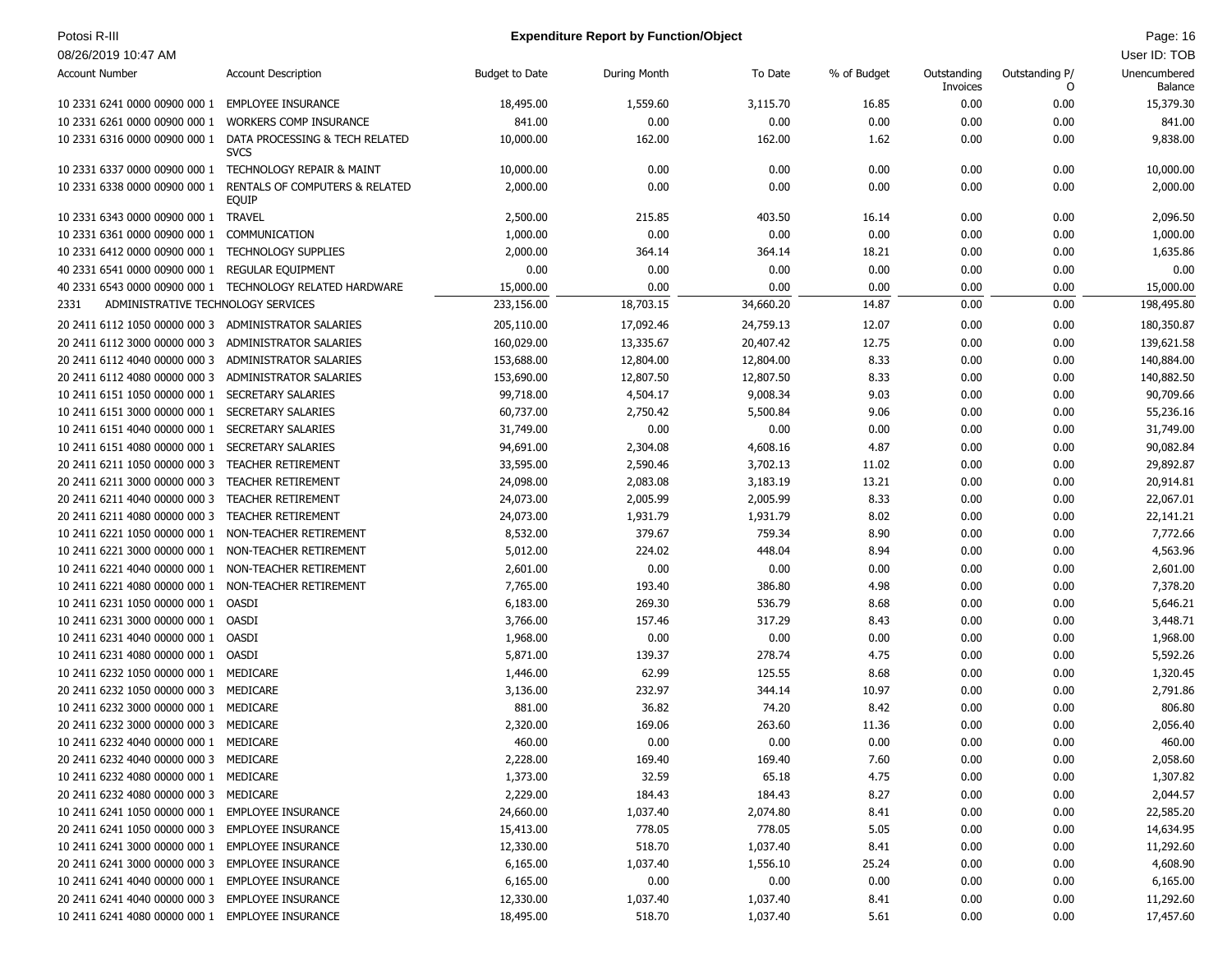**Expenditure Report by Function/Object**

| Account Number | Account Description | Budget to Date | During Month | To Date | % of Budget | Outstanding Invoices | Outstanding P/O | Unencumbered Balance |
|---|---|---|---|---|---|---|---|---|
| 10 2331 6241 0000 00900 000 1 | EMPLOYEE INSURANCE | 18,495.00 | 1,559.60 | 3,115.70 | 16.85 | 0.00 | 0.00 | 15,379.30 |
| 10 2331 6261 0000 00900 000 1 | WORKERS COMP INSURANCE | 841.00 | 0.00 | 0.00 | 0.00 | 0.00 | 0.00 | 841.00 |
| 10 2331 6316 0000 00900 000 1 | DATA PROCESSING & TECH RELATED SVCS | 10,000.00 | 162.00 | 162.00 | 1.62 | 0.00 | 0.00 | 9,838.00 |
| 10 2331 6337 0000 00900 000 1 | TECHNOLOGY REPAIR & MAINT | 10,000.00 | 0.00 | 0.00 | 0.00 | 0.00 | 0.00 | 10,000.00 |
| 10 2331 6338 0000 00900 000 1 | RENTALS OF COMPUTERS & RELATED EQUIP | 2,000.00 | 0.00 | 0.00 | 0.00 | 0.00 | 0.00 | 2,000.00 |
| 10 2331 6343 0000 00900 000 1 | TRAVEL | 2,500.00 | 215.85 | 403.50 | 16.14 | 0.00 | 0.00 | 2,096.50 |
| 10 2331 6361 0000 00900 000 1 | COMMUNICATION | 1,000.00 | 0.00 | 0.00 | 0.00 | 0.00 | 0.00 | 1,000.00 |
| 10 2331 6412 0000 00900 000 1 | TECHNOLOGY SUPPLIES | 2,000.00 | 364.14 | 364.14 | 18.21 | 0.00 | 0.00 | 1,635.86 |
| 40 2331 6541 0000 00900 000 1 | REGULAR EQUIPMENT | 0.00 | 0.00 | 0.00 | 0.00 | 0.00 | 0.00 | 0.00 |
| 40 2331 6543 0000 00900 000 1 | TECHNOLOGY RELATED HARDWARE | 15,000.00 | 0.00 | 0.00 | 0.00 | 0.00 | 0.00 | 15,000.00 |
| 2331 | ADMINISTRATIVE TECHNOLOGY SERVICES | 233,156.00 | 18,703.15 | 34,660.20 | 14.87 | 0.00 | 0.00 | 198,495.80 |
| 20 2411 6112 1050 00000 000 3 | ADMINISTRATOR SALARIES | 205,110.00 | 17,092.46 | 24,759.13 | 12.07 | 0.00 | 0.00 | 180,350.87 |
| 20 2411 6112 3000 00000 000 3 | ADMINISTRATOR SALARIES | 160,029.00 | 13,335.67 | 20,407.42 | 12.75 | 0.00 | 0.00 | 139,621.58 |
| 20 2411 6112 4040 00000 000 3 | ADMINISTRATOR SALARIES | 153,688.00 | 12,804.00 | 12,804.00 | 8.33 | 0.00 | 0.00 | 140,884.00 |
| 20 2411 6112 4080 00000 000 3 | ADMINISTRATOR SALARIES | 153,690.00 | 12,807.50 | 12,807.50 | 8.33 | 0.00 | 0.00 | 140,882.50 |
| 10 2411 6151 1050 00000 000 1 | SECRETARY SALARIES | 99,718.00 | 4,504.17 | 9,008.34 | 9.03 | 0.00 | 0.00 | 90,709.66 |
| 10 2411 6151 3000 00000 000 1 | SECRETARY SALARIES | 60,737.00 | 2,750.42 | 5,500.84 | 9.06 | 0.00 | 0.00 | 55,236.16 |
| 10 2411 6151 4040 00000 000 1 | SECRETARY SALARIES | 31,749.00 | 0.00 | 0.00 | 0.00 | 0.00 | 0.00 | 31,749.00 |
| 10 2411 6151 4080 00000 000 1 | SECRETARY SALARIES | 94,691.00 | 2,304.08 | 4,608.16 | 4.87 | 0.00 | 0.00 | 90,082.84 |
| 20 2411 6211 1050 00000 000 3 | TEACHER RETIREMENT | 33,595.00 | 2,590.46 | 3,702.13 | 11.02 | 0.00 | 0.00 | 29,892.87 |
| 20 2411 6211 3000 00000 000 3 | TEACHER RETIREMENT | 24,098.00 | 2,083.08 | 3,183.19 | 13.21 | 0.00 | 0.00 | 20,914.81 |
| 20 2411 6211 4040 00000 000 3 | TEACHER RETIREMENT | 24,073.00 | 2,005.99 | 2,005.99 | 8.33 | 0.00 | 0.00 | 22,067.01 |
| 20 2411 6211 4080 00000 000 3 | TEACHER RETIREMENT | 24,073.00 | 1,931.79 | 1,931.79 | 8.02 | 0.00 | 0.00 | 22,141.21 |
| 10 2411 6221 1050 00000 000 1 | NON-TEACHER RETIREMENT | 8,532.00 | 379.67 | 759.34 | 8.90 | 0.00 | 0.00 | 7,772.66 |
| 10 2411 6221 3000 00000 000 1 | NON-TEACHER RETIREMENT | 5,012.00 | 224.02 | 448.04 | 8.94 | 0.00 | 0.00 | 4,563.96 |
| 10 2411 6221 4040 00000 000 1 | NON-TEACHER RETIREMENT | 2,601.00 | 0.00 | 0.00 | 0.00 | 0.00 | 0.00 | 2,601.00 |
| 10 2411 6221 4080 00000 000 1 | NON-TEACHER RETIREMENT | 7,765.00 | 193.40 | 386.80 | 4.98 | 0.00 | 0.00 | 7,378.20 |
| 10 2411 6231 1050 00000 000 1 | OASDI | 6,183.00 | 269.30 | 536.79 | 8.68 | 0.00 | 0.00 | 5,646.21 |
| 10 2411 6231 3000 00000 000 1 | OASDI | 3,766.00 | 157.46 | 317.29 | 8.43 | 0.00 | 0.00 | 3,448.71 |
| 10 2411 6231 4040 00000 000 1 | OASDI | 1,968.00 | 0.00 | 0.00 | 0.00 | 0.00 | 0.00 | 1,968.00 |
| 10 2411 6231 4080 00000 000 1 | OASDI | 5,871.00 | 139.37 | 278.74 | 4.75 | 0.00 | 0.00 | 5,592.26 |
| 10 2411 6232 1050 00000 000 1 | MEDICARE | 1,446.00 | 62.99 | 125.55 | 8.68 | 0.00 | 0.00 | 1,320.45 |
| 20 2411 6232 1050 00000 000 3 | MEDICARE | 3,136.00 | 232.97 | 344.14 | 10.97 | 0.00 | 0.00 | 2,791.86 |
| 10 2411 6232 3000 00000 000 1 | MEDICARE | 881.00 | 36.82 | 74.20 | 8.42 | 0.00 | 0.00 | 806.80 |
| 20 2411 6232 3000 00000 000 3 | MEDICARE | 2,320.00 | 169.06 | 263.60 | 11.36 | 0.00 | 0.00 | 2,056.40 |
| 10 2411 6232 4040 00000 000 1 | MEDICARE | 460.00 | 0.00 | 0.00 | 0.00 | 0.00 | 0.00 | 460.00 |
| 20 2411 6232 4040 00000 000 3 | MEDICARE | 2,228.00 | 169.40 | 169.40 | 7.60 | 0.00 | 0.00 | 2,058.60 |
| 10 2411 6232 4080 00000 000 1 | MEDICARE | 1,373.00 | 32.59 | 65.18 | 4.75 | 0.00 | 0.00 | 1,307.82 |
| 20 2411 6232 4080 00000 000 3 | MEDICARE | 2,229.00 | 184.43 | 184.43 | 8.27 | 0.00 | 0.00 | 2,044.57 |
| 10 2411 6241 1050 00000 000 1 | EMPLOYEE INSURANCE | 24,660.00 | 1,037.40 | 2,074.80 | 8.41 | 0.00 | 0.00 | 22,585.20 |
| 20 2411 6241 1050 00000 000 3 | EMPLOYEE INSURANCE | 15,413.00 | 778.05 | 778.05 | 5.05 | 0.00 | 0.00 | 14,634.95 |
| 10 2411 6241 3000 00000 000 1 | EMPLOYEE INSURANCE | 12,330.00 | 518.70 | 1,037.40 | 8.41 | 0.00 | 0.00 | 11,292.60 |
| 20 2411 6241 3000 00000 000 3 | EMPLOYEE INSURANCE | 6,165.00 | 1,037.40 | 1,556.10 | 25.24 | 0.00 | 0.00 | 4,608.90 |
| 10 2411 6241 4040 00000 000 1 | EMPLOYEE INSURANCE | 6,165.00 | 0.00 | 0.00 | 0.00 | 0.00 | 0.00 | 6,165.00 |
| 20 2411 6241 4040 00000 000 3 | EMPLOYEE INSURANCE | 12,330.00 | 1,037.40 | 1,037.40 | 8.41 | 0.00 | 0.00 | 11,292.60 |
| 10 2411 6241 4080 00000 000 1 | EMPLOYEE INSURANCE | 18,495.00 | 518.70 | 1,037.40 | 5.61 | 0.00 | 0.00 | 17,457.60 |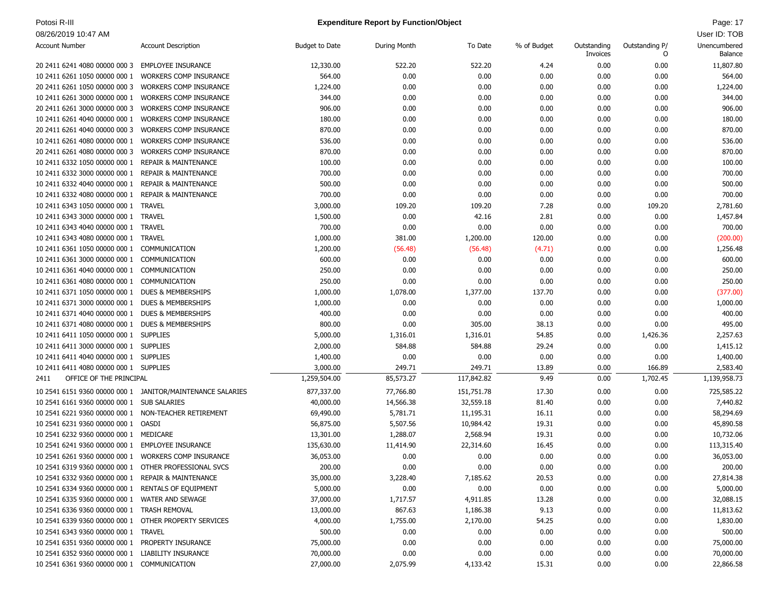**Expenditure Report by Function/Object**

| Account Number | Account Description | Budget to Date | During Month | To Date | % of Budget | Outstanding Invoices | Outstanding P/O | Unencumbered Balance |
|---|---|---|---|---|---|---|---|---|
| 20 2411 6241 4080 00000 000 3 | EMPLOYEE INSURANCE | 12,330.00 | 522.20 | 522.20 | 4.24 | 0.00 | 0.00 | 11,807.80 |
| 10 2411 6261 1050 00000 000 1 | WORKERS COMP INSURANCE | 564.00 | 0.00 | 0.00 | 0.00 | 0.00 | 0.00 | 564.00 |
| 20 2411 6261 1050 00000 000 3 | WORKERS COMP INSURANCE | 1,224.00 | 0.00 | 0.00 | 0.00 | 0.00 | 0.00 | 1,224.00 |
| 10 2411 6261 3000 00000 000 1 | WORKERS COMP INSURANCE | 344.00 | 0.00 | 0.00 | 0.00 | 0.00 | 0.00 | 344.00 |
| 20 2411 6261 3000 00000 000 3 | WORKERS COMP INSURANCE | 906.00 | 0.00 | 0.00 | 0.00 | 0.00 | 0.00 | 906.00 |
| 10 2411 6261 4040 00000 000 1 | WORKERS COMP INSURANCE | 180.00 | 0.00 | 0.00 | 0.00 | 0.00 | 0.00 | 180.00 |
| 20 2411 6261 4040 00000 000 3 | WORKERS COMP INSURANCE | 870.00 | 0.00 | 0.00 | 0.00 | 0.00 | 0.00 | 870.00 |
| 10 2411 6261 4080 00000 000 1 | WORKERS COMP INSURANCE | 536.00 | 0.00 | 0.00 | 0.00 | 0.00 | 0.00 | 536.00 |
| 20 2411 6261 4080 00000 000 3 | WORKERS COMP INSURANCE | 870.00 | 0.00 | 0.00 | 0.00 | 0.00 | 0.00 | 870.00 |
| 10 2411 6332 1050 00000 000 1 | REPAIR & MAINTENANCE | 100.00 | 0.00 | 0.00 | 0.00 | 0.00 | 0.00 | 100.00 |
| 10 2411 6332 3000 00000 000 1 | REPAIR & MAINTENANCE | 700.00 | 0.00 | 0.00 | 0.00 | 0.00 | 0.00 | 700.00 |
| 10 2411 6332 4040 00000 000 1 | REPAIR & MAINTENANCE | 500.00 | 0.00 | 0.00 | 0.00 | 0.00 | 0.00 | 500.00 |
| 10 2411 6332 4080 00000 000 1 | REPAIR & MAINTENANCE | 700.00 | 0.00 | 0.00 | 0.00 | 0.00 | 0.00 | 700.00 |
| 10 2411 6343 1050 00000 000 1 | TRAVEL | 3,000.00 | 109.20 | 109.20 | 7.28 | 0.00 | 109.20 | 2,781.60 |
| 10 2411 6343 3000 00000 000 1 | TRAVEL | 1,500.00 | 0.00 | 42.16 | 2.81 | 0.00 | 0.00 | 1,457.84 |
| 10 2411 6343 4040 00000 000 1 | TRAVEL | 700.00 | 0.00 | 0.00 | 0.00 | 0.00 | 0.00 | 700.00 |
| 10 2411 6343 4080 00000 000 1 | TRAVEL | 1,000.00 | 381.00 | 1,200.00 | 120.00 | 0.00 | 0.00 | (200.00) |
| 10 2411 6361 1050 00000 000 1 | COMMUNICATION | 1,200.00 | (56.48) | (56.48) | (4.71) | 0.00 | 0.00 | 1,256.48 |
| 10 2411 6361 3000 00000 000 1 | COMMUNICATION | 600.00 | 0.00 | 0.00 | 0.00 | 0.00 | 0.00 | 600.00 |
| 10 2411 6361 4040 00000 000 1 | COMMUNICATION | 250.00 | 0.00 | 0.00 | 0.00 | 0.00 | 0.00 | 250.00 |
| 10 2411 6361 4080 00000 000 1 | COMMUNICATION | 250.00 | 0.00 | 0.00 | 0.00 | 0.00 | 0.00 | 250.00 |
| 10 2411 6371 1050 00000 000 1 | DUES & MEMBERSHIPS | 1,000.00 | 1,078.00 | 1,377.00 | 137.70 | 0.00 | 0.00 | (377.00) |
| 10 2411 6371 3000 00000 000 1 | DUES & MEMBERSHIPS | 1,000.00 | 0.00 | 0.00 | 0.00 | 0.00 | 0.00 | 1,000.00 |
| 10 2411 6371 4040 00000 000 1 | DUES & MEMBERSHIPS | 400.00 | 0.00 | 0.00 | 0.00 | 0.00 | 0.00 | 400.00 |
| 10 2411 6371 4080 00000 000 1 | DUES & MEMBERSHIPS | 800.00 | 0.00 | 305.00 | 38.13 | 0.00 | 0.00 | 495.00 |
| 10 2411 6411 1050 00000 000 1 | SUPPLIES | 5,000.00 | 1,316.01 | 1,316.01 | 54.85 | 0.00 | 1,426.36 | 2,257.63 |
| 10 2411 6411 3000 00000 000 1 | SUPPLIES | 2,000.00 | 584.88 | 584.88 | 29.24 | 0.00 | 0.00 | 1,415.12 |
| 10 2411 6411 4040 00000 000 1 | SUPPLIES | 1,400.00 | 0.00 | 0.00 | 0.00 | 0.00 | 0.00 | 1,400.00 |
| 10 2411 6411 4080 00000 000 1 | SUPPLIES | 3,000.00 | 249.71 | 249.71 | 13.89 | 0.00 | 166.89 | 2,583.40 |
| 2411 | OFFICE OF THE PRINCIPAL | 1,259,504.00 | 85,573.27 | 117,842.82 | 9.49 | 0.00 | 1,702.45 | 1,139,958.73 |
| 10 2541 6151 9360 00000 000 1 | JANITOR/MAINTENANCE SALARIES | 877,337.00 | 77,766.80 | 151,751.78 | 17.30 | 0.00 | 0.00 | 725,585.22 |
| 10 2541 6161 9360 00000 000 1 | SUB SALARIES | 40,000.00 | 14,566.38 | 32,559.18 | 81.40 | 0.00 | 0.00 | 7,440.82 |
| 10 2541 6221 9360 00000 000 1 | NON-TEACHER RETIREMENT | 69,490.00 | 5,781.71 | 11,195.31 | 16.11 | 0.00 | 0.00 | 58,294.69 |
| 10 2541 6231 9360 00000 000 1 | OASDI | 56,875.00 | 5,507.56 | 10,984.42 | 19.31 | 0.00 | 0.00 | 45,890.58 |
| 10 2541 6232 9360 00000 000 1 | MEDICARE | 13,301.00 | 1,288.07 | 2,568.94 | 19.31 | 0.00 | 0.00 | 10,732.06 |
| 10 2541 6241 9360 00000 000 1 | EMPLOYEE INSURANCE | 135,630.00 | 11,414.90 | 22,314.60 | 16.45 | 0.00 | 0.00 | 113,315.40 |
| 10 2541 6261 9360 00000 000 1 | WORKERS COMP INSURANCE | 36,053.00 | 0.00 | 0.00 | 0.00 | 0.00 | 0.00 | 36,053.00 |
| 10 2541 6319 9360 00000 000 1 | OTHER PROFESSIONAL SVCS | 200.00 | 0.00 | 0.00 | 0.00 | 0.00 | 0.00 | 200.00 |
| 10 2541 6332 9360 00000 000 1 | REPAIR & MAINTENANCE | 35,000.00 | 3,228.40 | 7,185.62 | 20.53 | 0.00 | 0.00 | 27,814.38 |
| 10 2541 6334 9360 00000 000 1 | RENTALS OF EQUIPMENT | 5,000.00 | 0.00 | 0.00 | 0.00 | 0.00 | 0.00 | 5,000.00 |
| 10 2541 6335 9360 00000 000 1 | WATER AND SEWAGE | 37,000.00 | 1,717.57 | 4,911.85 | 13.28 | 0.00 | 0.00 | 32,088.15 |
| 10 2541 6336 9360 00000 000 1 | TRASH REMOVAL | 13,000.00 | 867.63 | 1,186.38 | 9.13 | 0.00 | 0.00 | 11,813.62 |
| 10 2541 6339 9360 00000 000 1 | OTHER PROPERTY SERVICES | 4,000.00 | 1,755.00 | 2,170.00 | 54.25 | 0.00 | 0.00 | 1,830.00 |
| 10 2541 6343 9360 00000 000 1 | TRAVEL | 500.00 | 0.00 | 0.00 | 0.00 | 0.00 | 0.00 | 500.00 |
| 10 2541 6351 9360 00000 000 1 | PROPERTY INSURANCE | 75,000.00 | 0.00 | 0.00 | 0.00 | 0.00 | 0.00 | 75,000.00 |
| 10 2541 6352 9360 00000 000 1 | LIABILITY INSURANCE | 70,000.00 | 0.00 | 0.00 | 0.00 | 0.00 | 0.00 | 70,000.00 |
| 10 2541 6361 9360 00000 000 1 | COMMUNICATION | 27,000.00 | 2,075.99 | 4,133.42 | 15.31 | 0.00 | 0.00 | 22,866.58 |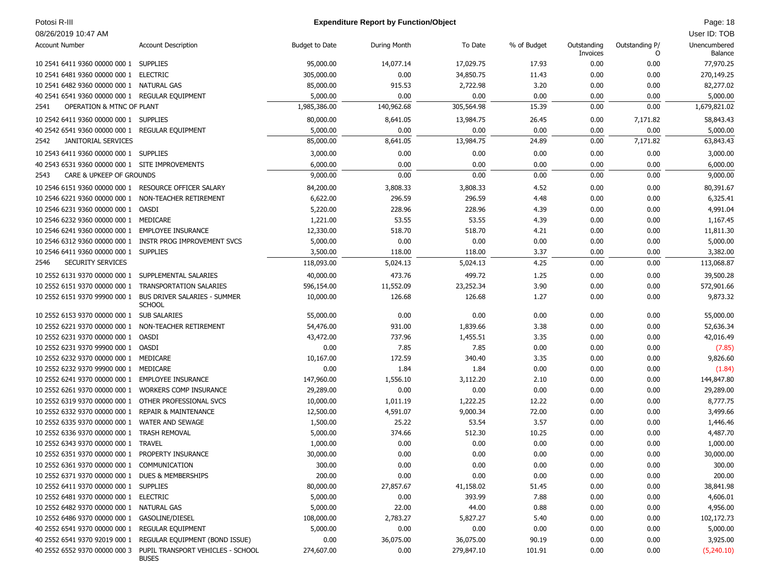**Expenditure Report by Function/Object**

| Account Number | Account Description | Budget to Date | During Month | To Date | % of Budget | Outstanding Invoices | Outstanding P/O | Unencumbered Balance |
|---|---|---|---|---|---|---|---|---|
| 10 2541 6411 9360 00000 000 1 | SUPPLIES | 95,000.00 | 14,077.14 | 17,029.75 | 17.93 | 0.00 | 0.00 | 77,970.25 |
| 10 2541 6481 9360 00000 000 1 | ELECTRIC | 305,000.00 | 0.00 | 34,850.75 | 11.43 | 0.00 | 0.00 | 270,149.25 |
| 10 2541 6482 9360 00000 000 1 | NATURAL GAS | 85,000.00 | 915.53 | 2,722.98 | 3.20 | 0.00 | 0.00 | 82,277.02 |
| 40 2541 6541 9360 00000 000 1 | REGULAR EQUIPMENT | 5,000.00 | 0.00 | 0.00 | 0.00 | 0.00 | 0.00 | 5,000.00 |
| 2541 | OPERATION & MTNC OF PLANT | 1,985,386.00 | 140,962.68 | 305,564.98 | 15.39 | 0.00 | 0.00 | 1,679,821.02 |
| 10 2542 6411 9360 00000 000 1 | SUPPLIES | 80,000.00 | 8,641.05 | 13,984.75 | 26.45 | 0.00 | 7,171.82 | 58,843.43 |
| 40 2542 6541 9360 00000 000 1 | REGULAR EQUIPMENT | 5,000.00 | 0.00 | 0.00 | 0.00 | 0.00 | 0.00 | 5,000.00 |
| 2542 | JANITORIAL SERVICES | 85,000.00 | 8,641.05 | 13,984.75 | 24.89 | 0.00 | 7,171.82 | 63,843.43 |
| 10 2543 6411 9360 00000 000 1 | SUPPLIES | 3,000.00 | 0.00 | 0.00 | 0.00 | 0.00 | 0.00 | 3,000.00 |
| 40 2543 6531 9360 00000 000 1 | SITE IMPROVEMENTS | 6,000.00 | 0.00 | 0.00 | 0.00 | 0.00 | 0.00 | 6,000.00 |
| 2543 | CARE & UPKEEP OF GROUNDS | 9,000.00 | 0.00 | 0.00 | 0.00 | 0.00 | 0.00 | 9,000.00 |
| 10 2546 6151 9360 00000 000 1 | RESOURCE OFFICER SALARY | 84,200.00 | 3,808.33 | 3,808.33 | 4.52 | 0.00 | 0.00 | 80,391.67 |
| 10 2546 6221 9360 00000 000 1 | NON-TEACHER RETIREMENT | 6,622.00 | 296.59 | 296.59 | 4.48 | 0.00 | 0.00 | 6,325.41 |
| 10 2546 6231 9360 00000 000 1 | OASDI | 5,220.00 | 228.96 | 228.96 | 4.39 | 0.00 | 0.00 | 4,991.04 |
| 10 2546 6232 9360 00000 000 1 | MEDICARE | 1,221.00 | 53.55 | 53.55 | 4.39 | 0.00 | 0.00 | 1,167.45 |
| 10 2546 6241 9360 00000 000 1 | EMPLOYEE INSURANCE | 12,330.00 | 518.70 | 518.70 | 4.21 | 0.00 | 0.00 | 11,811.30 |
| 10 2546 6312 9360 00000 000 1 | INSTR PROG IMPROVEMENT SVCS | 5,000.00 | 0.00 | 0.00 | 0.00 | 0.00 | 0.00 | 5,000.00 |
| 10 2546 6411 9360 00000 000 1 | SUPPLIES | 3,500.00 | 118.00 | 118.00 | 3.37 | 0.00 | 0.00 | 3,382.00 |
| 2546 | SECURITY SERVICES | 118,093.00 | 5,024.13 | 5,024.13 | 4.25 | 0.00 | 0.00 | 113,068.87 |
| 10 2552 6131 9370 00000 000 1 | SUPPLEMENTAL SALARIES | 40,000.00 | 473.76 | 499.72 | 1.25 | 0.00 | 0.00 | 39,500.28 |
| 10 2552 6151 9370 00000 000 1 | TRANSPORTATION SALARIES | 596,154.00 | 11,552.09 | 23,252.34 | 3.90 | 0.00 | 0.00 | 572,901.66 |
| 10 2552 6151 9370 99900 000 1 | BUS DRIVER SALARIES - SUMMER SCHOOL | 10,000.00 | 126.68 | 126.68 | 1.27 | 0.00 | 0.00 | 9,873.32 |
| 10 2552 6153 9370 00000 000 1 | SUB SALARIES | 55,000.00 | 0.00 | 0.00 | 0.00 | 0.00 | 0.00 | 55,000.00 |
| 10 2552 6221 9370 00000 000 1 | NON-TEACHER RETIREMENT | 54,476.00 | 931.00 | 1,839.66 | 3.38 | 0.00 | 0.00 | 52,636.34 |
| 10 2552 6231 9370 00000 000 1 | OASDI | 43,472.00 | 737.96 | 1,455.51 | 3.35 | 0.00 | 0.00 | 42,016.49 |
| 10 2552 6231 9370 99900 000 1 | OASDI | 0.00 | 7.85 | 7.85 | 0.00 | 0.00 | 0.00 | (7.85) |
| 10 2552 6232 9370 00000 000 1 | MEDICARE | 10,167.00 | 172.59 | 340.40 | 3.35 | 0.00 | 0.00 | 9,826.60 |
| 10 2552 6232 9370 99900 000 1 | MEDICARE | 0.00 | 1.84 | 1.84 | 0.00 | 0.00 | 0.00 | (1.84) |
| 10 2552 6241 9370 00000 000 1 | EMPLOYEE INSURANCE | 147,960.00 | 1,556.10 | 3,112.20 | 2.10 | 0.00 | 0.00 | 144,847.80 |
| 10 2552 6261 9370 00000 000 1 | WORKERS COMP INSURANCE | 29,289.00 | 0.00 | 0.00 | 0.00 | 0.00 | 0.00 | 29,289.00 |
| 10 2552 6319 9370 00000 000 1 | OTHER PROFESSIONAL SVCS | 10,000.00 | 1,011.19 | 1,222.25 | 12.22 | 0.00 | 0.00 | 8,777.75 |
| 10 2552 6332 9370 00000 000 1 | REPAIR & MAINTENANCE | 12,500.00 | 4,591.07 | 9,000.34 | 72.00 | 0.00 | 0.00 | 3,499.66 |
| 10 2552 6335 9370 00000 000 1 | WATER AND SEWAGE | 1,500.00 | 25.22 | 53.54 | 3.57 | 0.00 | 0.00 | 1,446.46 |
| 10 2552 6336 9370 00000 000 1 | TRASH REMOVAL | 5,000.00 | 374.66 | 512.30 | 10.25 | 0.00 | 0.00 | 4,487.70 |
| 10 2552 6343 9370 00000 000 1 | TRAVEL | 1,000.00 | 0.00 | 0.00 | 0.00 | 0.00 | 0.00 | 1,000.00 |
| 10 2552 6351 9370 00000 000 1 | PROPERTY INSURANCE | 30,000.00 | 0.00 | 0.00 | 0.00 | 0.00 | 0.00 | 30,000.00 |
| 10 2552 6361 9370 00000 000 1 | COMMUNICATION | 300.00 | 0.00 | 0.00 | 0.00 | 0.00 | 0.00 | 300.00 |
| 10 2552 6371 9370 00000 000 1 | DUES & MEMBERSHIPS | 200.00 | 0.00 | 0.00 | 0.00 | 0.00 | 0.00 | 200.00 |
| 10 2552 6411 9370 00000 000 1 | SUPPLIES | 80,000.00 | 27,857.67 | 41,158.02 | 51.45 | 0.00 | 0.00 | 38,841.98 |
| 10 2552 6481 9370 00000 000 1 | ELECTRIC | 5,000.00 | 0.00 | 393.99 | 7.88 | 0.00 | 0.00 | 4,606.01 |
| 10 2552 6482 9370 00000 000 1 | NATURAL GAS | 5,000.00 | 22.00 | 44.00 | 0.88 | 0.00 | 0.00 | 4,956.00 |
| 10 2552 6486 9370 00000 000 1 | GASOLINE/DIESEL | 108,000.00 | 2,783.27 | 5,827.27 | 5.40 | 0.00 | 0.00 | 102,172.73 |
| 40 2552 6541 9370 00000 000 1 | REGULAR EQUIPMENT | 5,000.00 | 0.00 | 0.00 | 0.00 | 0.00 | 0.00 | 5,000.00 |
| 40 2552 6541 9370 92019 000 1 | REGULAR EQUIPMENT (BOND ISSUE) | 0.00 | 36,075.00 | 36,075.00 | 90.19 | 0.00 | 0.00 | 3,925.00 |
| 40 2552 6552 9370 00000 000 3 | PUPIL TRANSPORT VEHICLES - SCHOOL BUSES | 274,607.00 | 0.00 | 279,847.10 | 101.91 | 0.00 | 0.00 | (5,240.10) |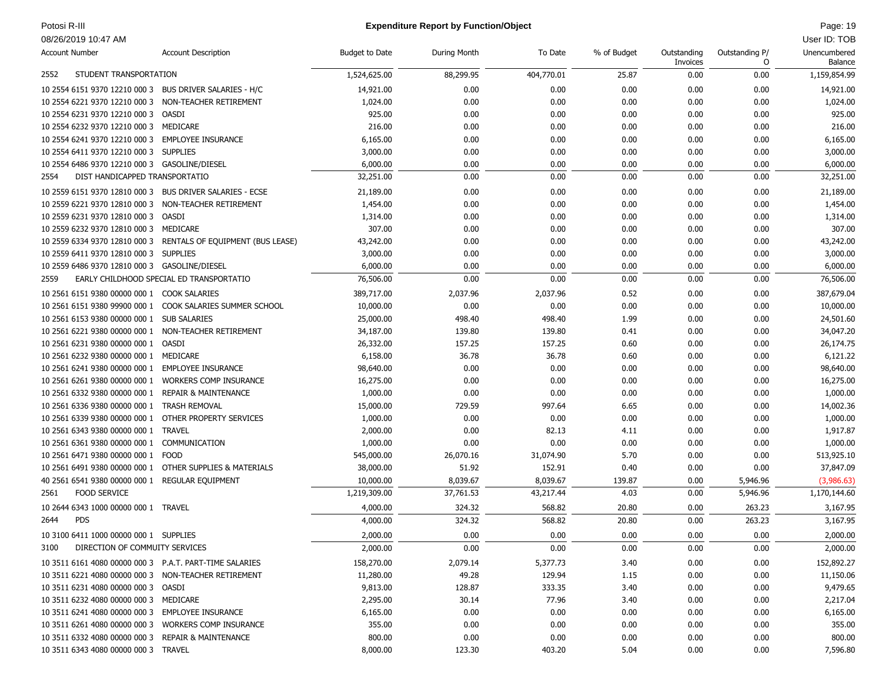**Potosi R-III**

08/26/2019 10:47 AM

**Expenditure Report by Function/Object**

User ID: TOB

| Account Number | Account Description | Budget to Date | During Month | To Date | % of Budget | Outstanding Invoices | Outstanding P/O | Unencumbered Balance |
|---|---|---|---|---|---|---|---|---|
| 2552 | STUDENT TRANSPORTATION | 1,524,625.00 | 88,299.95 | 404,770.01 | 25.87 | 0.00 | 0.00 | 1,159,854.99 |
| 10 2554 6151 9370 12210 000 3 | BUS DRIVER SALARIES - H/C | 14,921.00 | 0.00 | 0.00 | 0.00 | 0.00 | 0.00 | 14,921.00 |
| 10 2554 6221 9370 12210 000 3 | NON-TEACHER RETIREMENT | 1,024.00 | 0.00 | 0.00 | 0.00 | 0.00 | 0.00 | 1,024.00 |
| 10 2554 6231 9370 12210 000 3 | OASDI | 925.00 | 0.00 | 0.00 | 0.00 | 0.00 | 0.00 | 925.00 |
| 10 2554 6232 9370 12210 000 3 | MEDICARE | 216.00 | 0.00 | 0.00 | 0.00 | 0.00 | 0.00 | 216.00 |
| 10 2554 6241 9370 12210 000 3 | EMPLOYEE INSURANCE | 6,165.00 | 0.00 | 0.00 | 0.00 | 0.00 | 0.00 | 6,165.00 |
| 10 2554 6411 9370 12210 000 3 | SUPPLIES | 3,000.00 | 0.00 | 0.00 | 0.00 | 0.00 | 0.00 | 3,000.00 |
| 10 2554 6486 9370 12210 000 3 | GASOLINE/DIESEL | 6,000.00 | 0.00 | 0.00 | 0.00 | 0.00 | 0.00 | 6,000.00 |
| 2554 | DIST HANDICAPPED TRANSPORTATIO | 32,251.00 | 0.00 | 0.00 | 0.00 | 0.00 | 0.00 | 32,251.00 |
| 10 2559 6151 9370 12810 000 3 | BUS DRIVER SALARIES - ECSE | 21,189.00 | 0.00 | 0.00 | 0.00 | 0.00 | 0.00 | 21,189.00 |
| 10 2559 6221 9370 12810 000 3 | NON-TEACHER RETIREMENT | 1,454.00 | 0.00 | 0.00 | 0.00 | 0.00 | 0.00 | 1,454.00 |
| 10 2559 6231 9370 12810 000 3 | OASDI | 1,314.00 | 0.00 | 0.00 | 0.00 | 0.00 | 0.00 | 1,314.00 |
| 10 2559 6232 9370 12810 000 3 | MEDICARE | 307.00 | 0.00 | 0.00 | 0.00 | 0.00 | 0.00 | 307.00 |
| 10 2559 6334 9370 12810 000 3 | RENTALS OF EQUIPMENT (BUS LEASE) | 43,242.00 | 0.00 | 0.00 | 0.00 | 0.00 | 0.00 | 43,242.00 |
| 10 2559 6411 9370 12810 000 3 | SUPPLIES | 3,000.00 | 0.00 | 0.00 | 0.00 | 0.00 | 0.00 | 3,000.00 |
| 10 2559 6486 9370 12810 000 3 | GASOLINE/DIESEL | 6,000.00 | 0.00 | 0.00 | 0.00 | 0.00 | 0.00 | 6,000.00 |
| 2559 | EARLY CHILDHOOD SPECIAL ED TRANSPORTATIO | 76,506.00 | 0.00 | 0.00 | 0.00 | 0.00 | 0.00 | 76,506.00 |
| 10 2561 6151 9380 00000 000 1 | COOK SALARIES | 389,717.00 | 2,037.96 | 2,037.96 | 0.52 | 0.00 | 0.00 | 387,679.04 |
| 10 2561 6151 9380 99900 000 1 | COOK SALARIES SUMMER SCHOOL | 10,000.00 | 0.00 | 0.00 | 0.00 | 0.00 | 0.00 | 10,000.00 |
| 10 2561 6153 9380 00000 000 1 | SUB SALARIES | 25,000.00 | 498.40 | 498.40 | 1.99 | 0.00 | 0.00 | 24,501.60 |
| 10 2561 6221 9380 00000 000 1 | NON-TEACHER RETIREMENT | 34,187.00 | 139.80 | 139.80 | 0.41 | 0.00 | 0.00 | 34,047.20 |
| 10 2561 6231 9380 00000 000 1 | OASDI | 26,332.00 | 157.25 | 157.25 | 0.60 | 0.00 | 0.00 | 26,174.75 |
| 10 2561 6232 9380 00000 000 1 | MEDICARE | 6,158.00 | 36.78 | 36.78 | 0.60 | 0.00 | 0.00 | 6,121.22 |
| 10 2561 6241 9380 00000 000 1 | EMPLOYEE INSURANCE | 98,640.00 | 0.00 | 0.00 | 0.00 | 0.00 | 0.00 | 98,640.00 |
| 10 2561 6261 9380 00000 000 1 | WORKERS COMP INSURANCE | 16,275.00 | 0.00 | 0.00 | 0.00 | 0.00 | 0.00 | 16,275.00 |
| 10 2561 6332 9380 00000 000 1 | REPAIR & MAINTENANCE | 1,000.00 | 0.00 | 0.00 | 0.00 | 0.00 | 0.00 | 1,000.00 |
| 10 2561 6336 9380 00000 000 1 | TRASH REMOVAL | 15,000.00 | 729.59 | 997.64 | 6.65 | 0.00 | 0.00 | 14,002.36 |
| 10 2561 6339 9380 00000 000 1 | OTHER PROPERTY SERVICES | 1,000.00 | 0.00 | 0.00 | 0.00 | 0.00 | 0.00 | 1,000.00 |
| 10 2561 6343 9380 00000 000 1 | TRAVEL | 2,000.00 | 0.00 | 82.13 | 4.11 | 0.00 | 0.00 | 1,917.87 |
| 10 2561 6361 9380 00000 000 1 | COMMUNICATION | 1,000.00 | 0.00 | 0.00 | 0.00 | 0.00 | 0.00 | 1,000.00 |
| 10 2561 6471 9380 00000 000 1 | FOOD | 545,000.00 | 26,070.16 | 31,074.90 | 5.70 | 0.00 | 0.00 | 513,925.10 |
| 10 2561 6491 9380 00000 000 1 | OTHER SUPPLIES & MATERIALS | 38,000.00 | 51.92 | 152.91 | 0.40 | 0.00 | 0.00 | 37,847.09 |
| 40 2561 6541 9380 00000 000 1 | REGULAR EQUIPMENT | 10,000.00 | 8,039.67 | 8,039.67 | 139.87 | 0.00 | 5,946.96 | (3,986.63) |
| 2561 | FOOD SERVICE | 1,219,309.00 | 37,761.53 | 43,217.44 | 4.03 | 0.00 | 5,946.96 | 1,170,144.60 |
| 10 2644 6343 1000 00000 000 1 | TRAVEL | 4,000.00 | 324.32 | 568.82 | 20.80 | 0.00 | 263.23 | 3,167.95 |
| 2644 | PDS | 4,000.00 | 324.32 | 568.82 | 20.80 | 0.00 | 263.23 | 3,167.95 |
| 10 3100 6411 1000 00000 000 1 | SUPPLIES | 2,000.00 | 0.00 | 0.00 | 0.00 | 0.00 | 0.00 | 2,000.00 |
| 3100 | DIRECTION OF COMMUITY SERVICES | 2,000.00 | 0.00 | 0.00 | 0.00 | 0.00 | 0.00 | 2,000.00 |
| 10 3511 6161 4080 00000 000 3 | P.A.T. PART-TIME SALARIES | 158,270.00 | 2,079.14 | 5,377.73 | 3.40 | 0.00 | 0.00 | 152,892.27 |
| 10 3511 6221 4080 00000 000 3 | NON-TEACHER RETIREMENT | 11,280.00 | 49.28 | 129.94 | 1.15 | 0.00 | 0.00 | 11,150.06 |
| 10 3511 6231 4080 00000 000 3 | OASDI | 9,813.00 | 128.87 | 333.35 | 3.40 | 0.00 | 0.00 | 9,479.65 |
| 10 3511 6232 4080 00000 000 3 | MEDICARE | 2,295.00 | 30.14 | 77.96 | 3.40 | 0.00 | 0.00 | 2,217.04 |
| 10 3511 6241 4080 00000 000 3 | EMPLOYEE INSURANCE | 6,165.00 | 0.00 | 0.00 | 0.00 | 0.00 | 0.00 | 6,165.00 |
| 10 3511 6261 4080 00000 000 3 | WORKERS COMP INSURANCE | 355.00 | 0.00 | 0.00 | 0.00 | 0.00 | 0.00 | 355.00 |
| 10 3511 6332 4080 00000 000 3 | REPAIR & MAINTENANCE | 800.00 | 0.00 | 0.00 | 0.00 | 0.00 | 0.00 | 800.00 |
| 10 3511 6343 4080 00000 000 3 | TRAVEL | 8,000.00 | 123.30 | 403.20 | 5.04 | 0.00 | 0.00 | 7,596.80 |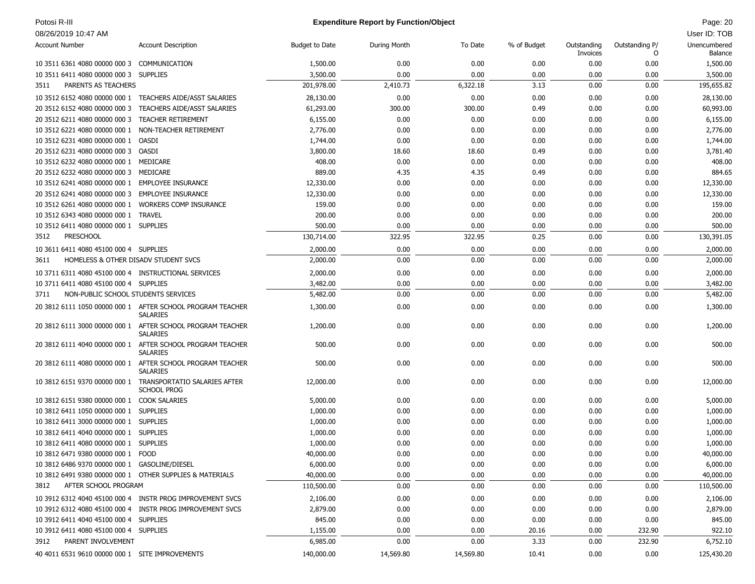| Account Number | Account Description | Budget to Date | During Month | To Date | % of Budget | Outstanding Invoices | Outstanding P/O | Unencumbered Balance |
|---|---|---|---|---|---|---|---|---|
| 10 3511 6361 4080 00000 000 3 | COMMUNICATION | 1,500.00 | 0.00 | 0.00 | 0.00 | 0.00 | 0.00 | 1,500.00 |
| 10 3511 6411 4080 00000 000 3 | SUPPLIES | 3,500.00 | 0.00 | 0.00 | 0.00 | 0.00 | 0.00 | 3,500.00 |
| 3511 | PARENTS AS TEACHERS | 201,978.00 | 2,410.73 | 6,322.18 | 3.13 | 0.00 | 0.00 | 195,655.82 |
| 10 3512 6152 4080 00000 000 1 | TEACHERS AIDE/ASST SALARIES | 28,130.00 | 0.00 | 0.00 | 0.00 | 0.00 | 0.00 | 28,130.00 |
| 20 3512 6152 4080 00000 000 3 | TEACHERS AIDE/ASST SALARIES | 61,293.00 | 300.00 | 300.00 | 0.49 | 0.00 | 0.00 | 60,993.00 |
| 20 3512 6211 4080 00000 000 3 | TEACHER RETIREMENT | 6,155.00 | 0.00 | 0.00 | 0.00 | 0.00 | 0.00 | 6,155.00 |
| 10 3512 6221 4080 00000 000 1 | NON-TEACHER RETIREMENT | 2,776.00 | 0.00 | 0.00 | 0.00 | 0.00 | 0.00 | 2,776.00 |
| 10 3512 6231 4080 00000 000 1 | OASDI | 1,744.00 | 0.00 | 0.00 | 0.00 | 0.00 | 0.00 | 1,744.00 |
| 20 3512 6231 4080 00000 000 3 | OASDI | 3,800.00 | 18.60 | 18.60 | 0.49 | 0.00 | 0.00 | 3,781.40 |
| 10 3512 6232 4080 00000 000 1 | MEDICARE | 408.00 | 0.00 | 0.00 | 0.00 | 0.00 | 0.00 | 408.00 |
| 20 3512 6232 4080 00000 000 3 | MEDICARE | 889.00 | 4.35 | 4.35 | 0.49 | 0.00 | 0.00 | 884.65 |
| 10 3512 6241 4080 00000 000 1 | EMPLOYEE INSURANCE | 12,330.00 | 0.00 | 0.00 | 0.00 | 0.00 | 0.00 | 12,330.00 |
| 20 3512 6241 4080 00000 000 3 | EMPLOYEE INSURANCE | 12,330.00 | 0.00 | 0.00 | 0.00 | 0.00 | 0.00 | 12,330.00 |
| 10 3512 6261 4080 00000 000 1 | WORKERS COMP INSURANCE | 159.00 | 0.00 | 0.00 | 0.00 | 0.00 | 0.00 | 159.00 |
| 10 3512 6343 4080 00000 000 1 | TRAVEL | 200.00 | 0.00 | 0.00 | 0.00 | 0.00 | 0.00 | 200.00 |
| 10 3512 6411 4080 00000 000 1 | SUPPLIES | 500.00 | 0.00 | 0.00 | 0.00 | 0.00 | 0.00 | 500.00 |
| 3512 | PRESCHOOL | 130,714.00 | 322.95 | 322.95 | 0.25 | 0.00 | 0.00 | 130,391.05 |
| 10 3611 6411 4080 45100 000 4 | SUPPLIES | 2,000.00 | 0.00 | 0.00 | 0.00 | 0.00 | 0.00 | 2,000.00 |
| 3611 | HOMELESS & OTHER DISADV STUDENT SVCS | 2,000.00 | 0.00 | 0.00 | 0.00 | 0.00 | 0.00 | 2,000.00 |
| 10 3711 6311 4080 45100 000 4 | INSTRUCTIONAL SERVICES | 2,000.00 | 0.00 | 0.00 | 0.00 | 0.00 | 0.00 | 2,000.00 |
| 10 3711 6411 4080 45100 000 4 | SUPPLIES | 3,482.00 | 0.00 | 0.00 | 0.00 | 0.00 | 0.00 | 3,482.00 |
| 3711 | NON-PUBLIC SCHOOL STUDENTS SERVICES | 5,482.00 | 0.00 | 0.00 | 0.00 | 0.00 | 0.00 | 5,482.00 |
| 20 3812 6111 1050 00000 000 1 | AFTER SCHOOL PROGRAM TEACHER SALARIES | 1,300.00 | 0.00 | 0.00 | 0.00 | 0.00 | 0.00 | 1,300.00 |
| 20 3812 6111 3000 00000 000 1 | AFTER SCHOOL PROGRAM TEACHER SALARIES | 1,200.00 | 0.00 | 0.00 | 0.00 | 0.00 | 0.00 | 1,200.00 |
| 20 3812 6111 4040 00000 000 1 | AFTER SCHOOL PROGRAM TEACHER SALARIES | 500.00 | 0.00 | 0.00 | 0.00 | 0.00 | 0.00 | 500.00 |
| 20 3812 6111 4080 00000 000 1 | AFTER SCHOOL PROGRAM TEACHER SALARIES | 500.00 | 0.00 | 0.00 | 0.00 | 0.00 | 0.00 | 500.00 |
| 10 3812 6151 9370 00000 000 1 | TRANSPORTATIO SALARIES AFTER SCHOOL PROG | 12,000.00 | 0.00 | 0.00 | 0.00 | 0.00 | 0.00 | 12,000.00 |
| 10 3812 6151 9380 00000 000 1 | COOK SALARIES | 5,000.00 | 0.00 | 0.00 | 0.00 | 0.00 | 0.00 | 5,000.00 |
| 10 3812 6411 1050 00000 000 1 | SUPPLIES | 1,000.00 | 0.00 | 0.00 | 0.00 | 0.00 | 0.00 | 1,000.00 |
| 10 3812 6411 3000 00000 000 1 | SUPPLIES | 1,000.00 | 0.00 | 0.00 | 0.00 | 0.00 | 0.00 | 1,000.00 |
| 10 3812 6411 4040 00000 000 1 | SUPPLIES | 1,000.00 | 0.00 | 0.00 | 0.00 | 0.00 | 0.00 | 1,000.00 |
| 10 3812 6411 4080 00000 000 1 | SUPPLIES | 1,000.00 | 0.00 | 0.00 | 0.00 | 0.00 | 0.00 | 1,000.00 |
| 10 3812 6471 9380 00000 000 1 | FOOD | 40,000.00 | 0.00 | 0.00 | 0.00 | 0.00 | 0.00 | 40,000.00 |
| 10 3812 6486 9370 00000 000 1 | GASOLINE/DIESEL | 6,000.00 | 0.00 | 0.00 | 0.00 | 0.00 | 0.00 | 6,000.00 |
| 10 3812 6491 9380 00000 000 1 | OTHER SUPPLIES & MATERIALS | 40,000.00 | 0.00 | 0.00 | 0.00 | 0.00 | 0.00 | 40,000.00 |
| 3812 | AFTER SCHOOL PROGRAM | 110,500.00 | 0.00 | 0.00 | 0.00 | 0.00 | 0.00 | 110,500.00 |
| 10 3912 6312 4040 45100 000 4 | INSTR PROG IMPROVEMENT SVCS | 2,106.00 | 0.00 | 0.00 | 0.00 | 0.00 | 0.00 | 2,106.00 |
| 10 3912 6312 4080 45100 000 4 | INSTR PROG IMPROVEMENT SVCS | 2,879.00 | 0.00 | 0.00 | 0.00 | 0.00 | 0.00 | 2,879.00 |
| 10 3912 6411 4040 45100 000 4 | SUPPLIES | 845.00 | 0.00 | 0.00 | 0.00 | 0.00 | 0.00 | 845.00 |
| 10 3912 6411 4080 45100 000 4 | SUPPLIES | 1,155.00 | 0.00 | 0.00 | 20.16 | 0.00 | 232.90 | 922.10 |
| 3912 | PARENT INVOLVEMENT | 6,985.00 | 0.00 | 0.00 | 3.33 | 0.00 | 232.90 | 6,752.10 |
| 40 4011 6531 9610 00000 000 1 | SITE IMPROVEMENTS | 140,000.00 | 14,569.80 | 14,569.80 | 10.41 | 0.00 | 0.00 | 125,430.20 |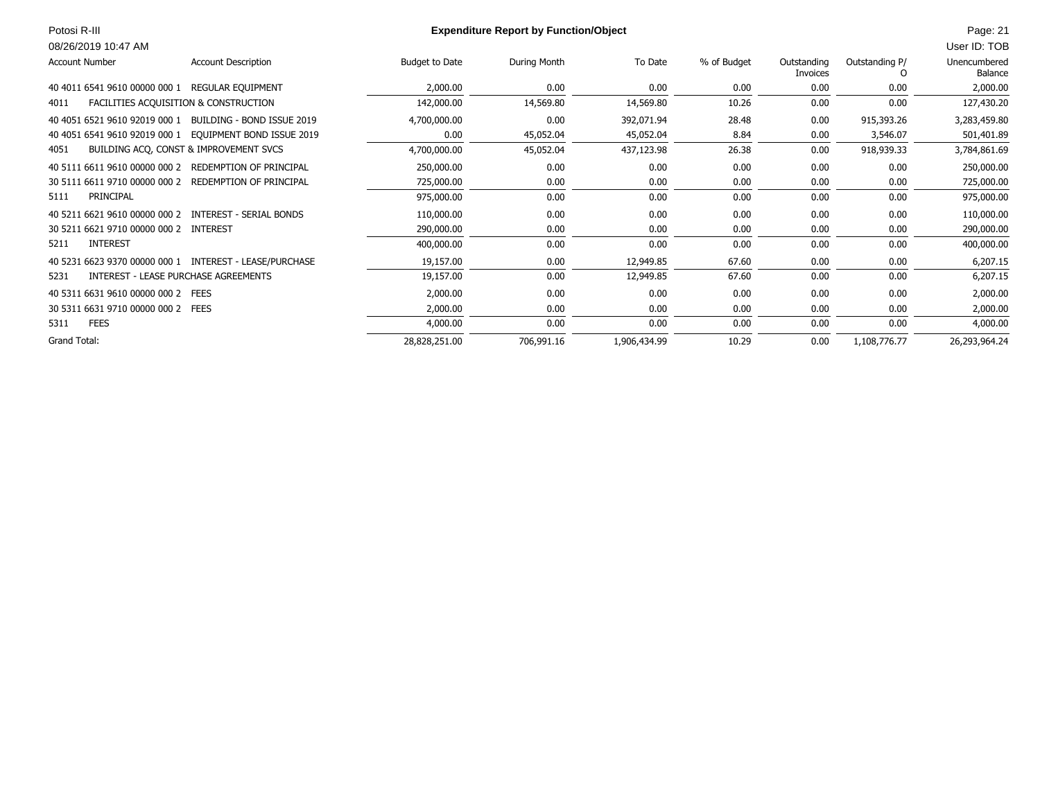| Account Number | Account Description | Budget to Date | During Month | To Date | % of Budget | Outstanding Invoices | Outstanding P/O | Unencumbered Balance |
|---|---|---|---|---|---|---|---|---|
| 40 4011 6541 9610 00000 000 1 | REGULAR EQUIPMENT | 2,000.00 | 0.00 | 0.00 | 0.00 | 0.00 | 0.00 | 2,000.00 |
| 4011 | FACILITIES ACQUISITION & CONSTRUCTION | 142,000.00 | 14,569.80 | 14,569.80 | 10.26 | 0.00 | 0.00 | 127,430.20 |
| 40 4051 6521 9610 92019 000 1 | BUILDING - BOND ISSUE 2019 | 4,700,000.00 | 0.00 | 392,071.94 | 28.48 | 0.00 | 915,393.26 | 3,283,459.80 |
| 40 4051 6541 9610 92019 000 1 | EQUIPMENT BOND ISSUE 2019 | 0.00 | 45,052.04 | 45,052.04 | 8.84 | 0.00 | 3,546.07 | 501,401.89 |
| 4051 | BUILDING ACQ, CONST & IMPROVEMENT SVCS | 4,700,000.00 | 45,052.04 | 437,123.98 | 26.38 | 0.00 | 918,939.33 | 3,784,861.69 |
| 40 5111 6611 9610 00000 000 2 | REDEMPTION OF PRINCIPAL | 250,000.00 | 0.00 | 0.00 | 0.00 | 0.00 | 0.00 | 250,000.00 |
| 30 5111 6611 9710 00000 000 2 | REDEMPTION OF PRINCIPAL | 725,000.00 | 0.00 | 0.00 | 0.00 | 0.00 | 0.00 | 725,000.00 |
| 5111 | PRINCIPAL | 975,000.00 | 0.00 | 0.00 | 0.00 | 0.00 | 0.00 | 975,000.00 |
| 40 5211 6621 9610 00000 000 2 | INTEREST - SERIAL BONDS | 110,000.00 | 0.00 | 0.00 | 0.00 | 0.00 | 0.00 | 110,000.00 |
| 30 5211 6621 9710 00000 000 2 | INTEREST | 290,000.00 | 0.00 | 0.00 | 0.00 | 0.00 | 0.00 | 290,000.00 |
| 5211 | INTEREST | 400,000.00 | 0.00 | 0.00 | 0.00 | 0.00 | 0.00 | 400,000.00 |
| 40 5231 6623 9370 00000 000 1 | INTEREST - LEASE/PURCHASE | 19,157.00 | 0.00 | 12,949.85 | 67.60 | 0.00 | 0.00 | 6,207.15 |
| 5231 | INTEREST - LEASE PURCHASE AGREEMENTS | 19,157.00 | 0.00 | 12,949.85 | 67.60 | 0.00 | 0.00 | 6,207.15 |
| 40 5311 6631 9610 00000 000 2 | FEES | 2,000.00 | 0.00 | 0.00 | 0.00 | 0.00 | 0.00 | 2,000.00 |
| 30 5311 6631 9710 00000 000 2 | FEES | 2,000.00 | 0.00 | 0.00 | 0.00 | 0.00 | 0.00 | 2,000.00 |
| 5311 | FEES | 4,000.00 | 0.00 | 0.00 | 0.00 | 0.00 | 0.00 | 4,000.00 |
| Grand Total: | | 28,828,251.00 | 706,991.16 | 1,906,434.99 | 10.29 | 0.00 | 1,108,776.77 | 26,293,964.24 |